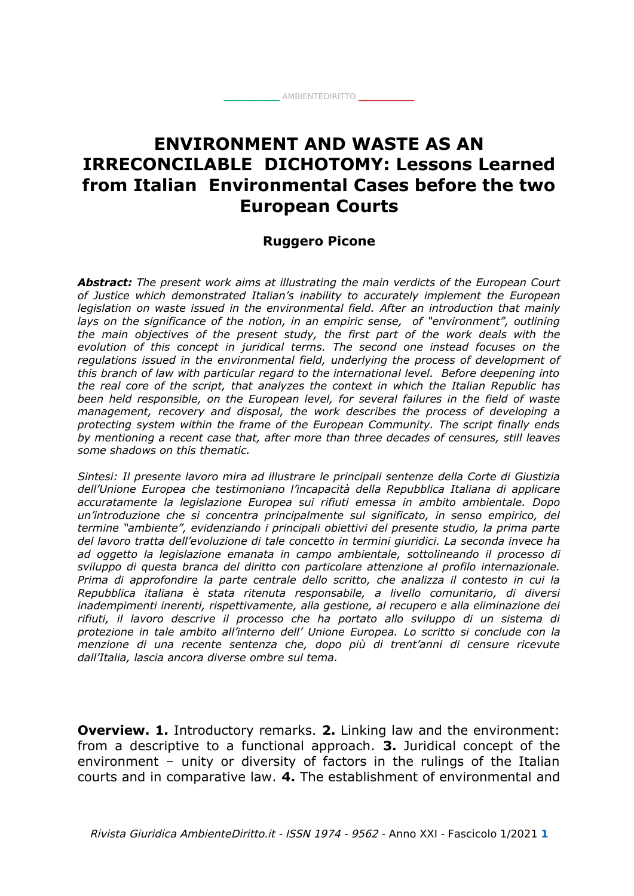# ENVIRONMENT AND WASTE AS AN IRRECONCILABLE DICHOTOMY: Lessons Learned from Italian Environmental Cases before the two European Courts

**Ruggero Picone**

***Abstract:*** *The present work aims at illustrating the main verdicts of the European Court of Justice which demonstrated Italian's inability to accurately implement the European legislation on waste issued in the environmental field. After an introduction that mainly lays on the significance of the notion, in an empiric sense, of "environment", outlining the main objectives of the present study, the first part of the work deals with the evolution of this concept in juridical terms. The second one instead focuses on the regulations issued in the environmental field, underlying the process of development of this branch of law with particular regard to the international level. Before deepening into the real core of the script, that analyzes the context in which the Italian Republic has been held responsible, on the European level, for several failures in the field of waste management, recovery and disposal, the work describes the process of developing a protecting system within the frame of the European Community. The script finally ends by mentioning a recent case that, after more than three decades of censures, still leaves some shadows on this thematic.*

*Sintesi: Il presente lavoro mira ad illustrare le principali sentenze della Corte di Giustizia dell'Unione Europea che testimoniano l'incapacità della Repubblica Italiana di applicare accuratamente la legislazione Europea sui rifiuti emessa in ambito ambientale. Dopo un'introduzione che si concentra principalmente sul significato, in senso empirico, del termine "ambiente", evidenziando i principali obiettivi del presente studio, la prima parte del lavoro tratta dell'evoluzione di tale concetto in termini giuridici. La seconda invece ha ad oggetto la legislazione emanata in campo ambientale, sottolineando il processo di sviluppo di questa branca del diritto con particolare attenzione al profilo internazionale. Prima di approfondire la parte centrale dello scritto, che analizza il contesto in cui la Repubblica italiana è stata ritenuta responsabile, a livello comunitario, di diversi inadempimenti inerenti, rispettivamente, alla gestione, al recupero e alla eliminazione dei rifiuti, il lavoro descrive il processo che ha portato allo sviluppo di un sistema di protezione in tale ambito all'interno dell' Unione Europea. Lo scritto si conclude con la menzione di una recente sentenza che, dopo più di trent'anni di censure ricevute dall'Italia, lascia ancora diverse ombre sul tema.*

**Overview. 1.** Introductory remarks. **2.** Linking law and the environment: from a descriptive to a functional approach. **3.** Juridical concept of the environment – unity or diversity of factors in the rulings of the Italian courts and in comparative law. **4.** The establishment of environmental and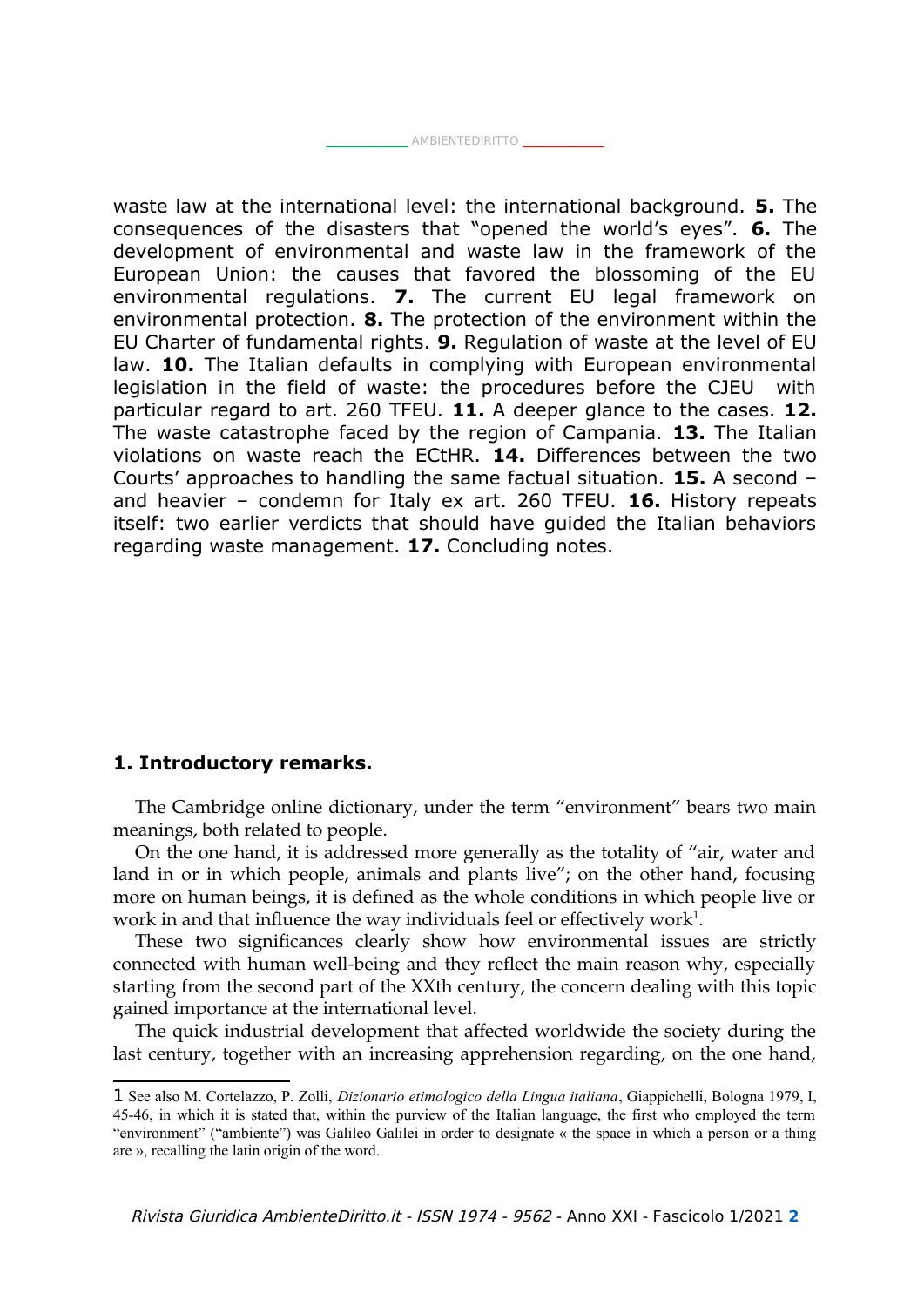waste law at the international level: the international background. **5.** The consequences of the disasters that "opened the world's eyes". **6.** The development of environmental and waste law in the framework of the European Union: the causes that favored the blossoming of the EU environmental regulations. **7.** The current EU legal framework on environmental protection. **8.** The protection of the environment within the EU Charter of fundamental rights. **9.** Regulation of waste at the level of EU law. **10.** The Italian defaults in complying with European environmental legislation in the field of waste: the procedures before the CJEU with particular regard to art. 260 TFEU. **11.** A deeper glance to the cases. **12.** The waste catastrophe faced by the region of Campania. **13.** The Italian violations on waste reach the ECtHR. **14.** Differences between the two Courts' approaches to handling the same factual situation. **15.** A second – and heavier – condemn for Italy ex art. 260 TFEU. **16.** History repeats itself: two earlier verdicts that should have guided the Italian behaviors regarding waste management. **17.** Concluding notes.

## 1. Introductory remarks.

The Cambridge online dictionary, under the term "environment" bears two main meanings, both related to people.

On the one hand, it is addressed more generally as the totality of "air, water and land in or in which people, animals and plants live"; on the other hand, focusing more on human beings, it is defined as the whole conditions in which people live or work in and that influence the way individuals feel or effectively work[1].

These two significances clearly show how environmental issues are strictly connected with human well-being and they reflect the main reason why, especially starting from the second part of the XXth century, the concern dealing with this topic gained importance at the international level.

The quick industrial development that affected worldwide the society during the last century, together with an increasing apprehension regarding, on the one hand,

---

1 See also M. Cortelazzo, P. Zolli, *Dizionario etimologico della Lingua italiana*, Giappichelli, Bologna 1979, I, 45-46, in which it is stated that, within the purview of the Italian language, the first who employed the term "environment" ("ambiente") was Galileo Galilei in order to designate « the space in which a person or a thing are », recalling the latin origin of the word.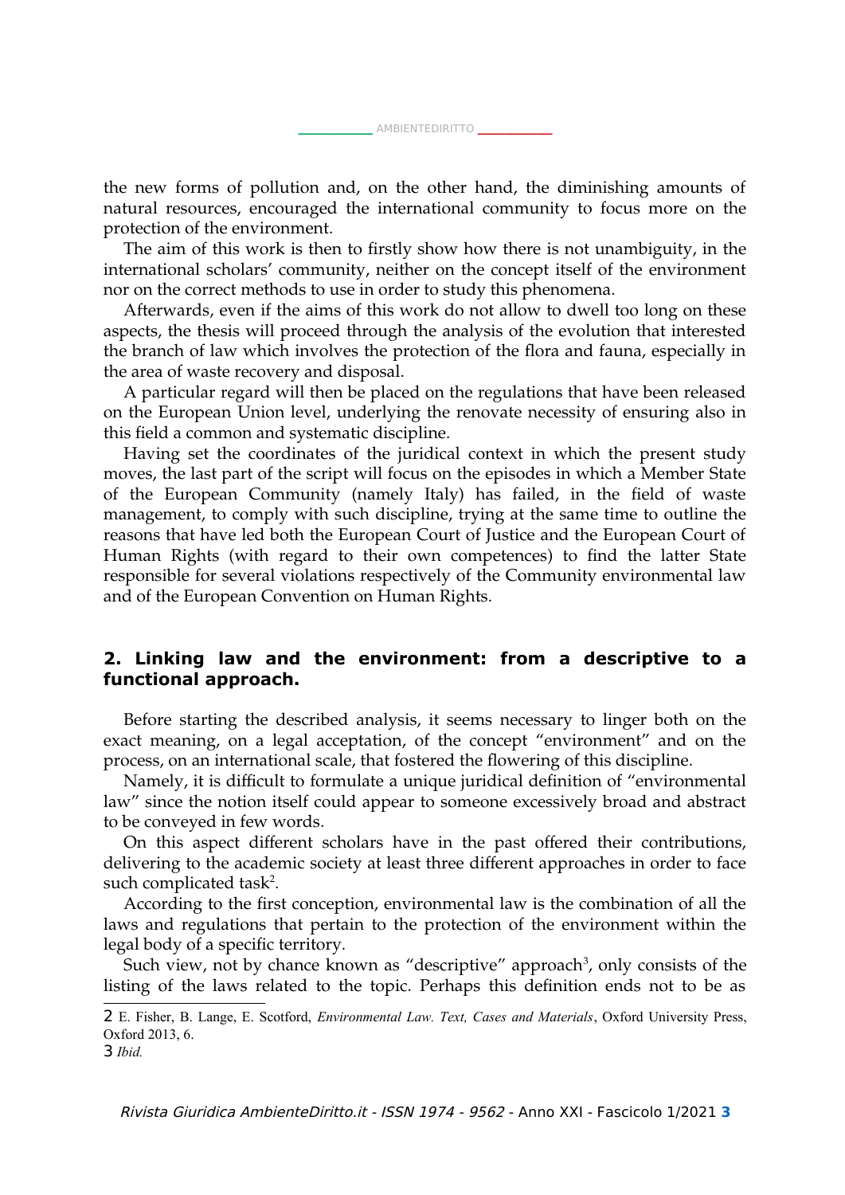the new forms of pollution and, on the other hand, the diminishing amounts of natural resources, encouraged the international community to focus more on the protection of the environment.

The aim of this work is then to firstly show how there is not unambiguity, in the international scholars' community, neither on the concept itself of the environment nor on the correct methods to use in order to study this phenomena.

Afterwards, even if the aims of this work do not allow to dwell too long on these aspects, the thesis will proceed through the analysis of the evolution that interested the branch of law which involves the protection of the flora and fauna, especially in the area of waste recovery and disposal.

A particular regard will then be placed on the regulations that have been released on the European Union level, underlying the renovate necessity of ensuring also in this field a common and systematic discipline.

Having set the coordinates of the juridical context in which the present study moves, the last part of the script will focus on the episodes in which a Member State of the European Community (namely Italy) has failed, in the field of waste management, to comply with such discipline, trying at the same time to outline the reasons that have led both the European Court of Justice and the European Court of Human Rights (with regard to their own competences) to find the latter State responsible for several violations respectively of the Community environmental law and of the European Convention on Human Rights.

## 2. Linking law and the environment: from a descriptive to a functional approach.

Before starting the described analysis, it seems necessary to linger both on the exact meaning, on a legal acceptation, of the concept "environment" and on the process, on an international scale, that fostered the flowering of this discipline.

Namely, it is difficult to formulate a unique juridical definition of "environmental law" since the notion itself could appear to someone excessively broad and abstract to be conveyed in few words.

On this aspect different scholars have in the past offered their contributions, delivering to the academic society at least three different approaches in order to face such complicated task[2].

According to the first conception, environmental law is the combination of all the laws and regulations that pertain to the protection of the environment within the legal body of a specific territory.

Such view, not by chance known as "descriptive" approach[3], only consists of the listing of the laws related to the topic. Perhaps this definition ends not to be as

---

2 E. Fisher, B. Lange, E. Scotford, *Environmental Law. Text, Cases and Materials*, Oxford University Press, Oxford 2013, 6.

3 *Ibid.*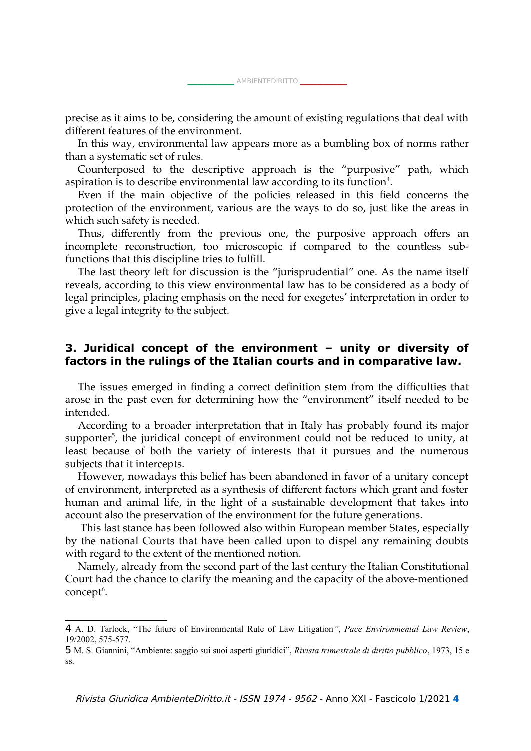precise as it aims to be, considering the amount of existing regulations that deal with different features of the environment.

In this way, environmental law appears more as a bumbling box of norms rather than a systematic set of rules.

Counterposed to the descriptive approach is the "purposive" path, which aspiration is to describe environmental law according to its function[4].

Even if the main objective of the policies released in this field concerns the protection of the environment, various are the ways to do so, just like the areas in which such safety is needed.

Thus, differently from the previous one, the purposive approach offers an incomplete reconstruction, too microscopic if compared to the countless sub-functions that this discipline tries to fulfill.

The last theory left for discussion is the "jurisprudential" one. As the name itself reveals, according to this view environmental law has to be considered as a body of legal principles, placing emphasis on the need for exegetes' interpretation in order to give a legal integrity to the subject.

## 3. Juridical concept of the environment – unity or diversity of factors in the rulings of the Italian courts and in comparative law.

The issues emerged in finding a correct definition stem from the difficulties that arose in the past even for determining how the "environment" itself needed to be intended.

According to a broader interpretation that in Italy has probably found its major supporter[5], the juridical concept of environment could not be reduced to unity, at least because of both the variety of interests that it pursues and the numerous subjects that it intercepts.

However, nowadays this belief has been abandoned in favor of a unitary concept of environment, interpreted as a synthesis of different factors which grant and foster human and animal life, in the light of a sustainable development that takes into account also the preservation of the environment for the future generations.

This last stance has been followed also within European member States, especially by the national Courts that have been called upon to dispel any remaining doubts with regard to the extent of the mentioned notion.

Namely, already from the second part of the last century the Italian Constitutional Court had the chance to clarify the meaning and the capacity of the above-mentioned concept[6].

---

4 A. D. Tarlock, "The future of Environmental Rule of Law Litigation", *Pace Environmental Law Review*, 19/2002, 575-577.

5 M. S. Giannini, "Ambiente: saggio sui suoi aspetti giuridici", *Rivista trimestrale di diritto pubblico*, 1973, 15 e ss.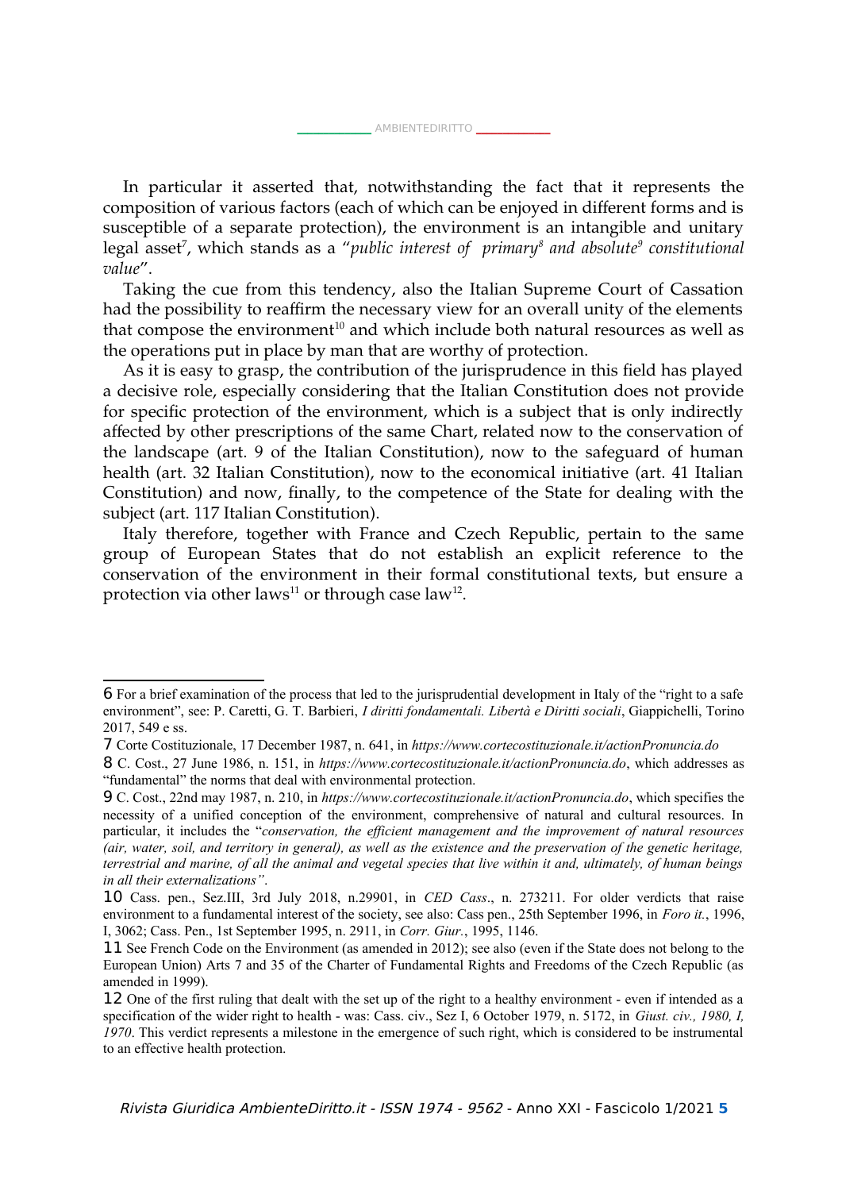In particular it asserted that, notwithstanding the fact that it represents the composition of various factors (each of which can be enjoyed in different forms and is susceptible of a separate protection), the environment is an intangible and unitary legal asset[7], which stands as a "*public interest of primary*[8] *and absolute*[9] *constitutional value*".

Taking the cue from this tendency, also the Italian Supreme Court of Cassation had the possibility to reaffirm the necessary view for an overall unity of the elements that compose the environment[10] and which include both natural resources as well as the operations put in place by man that are worthy of protection.

As it is easy to grasp, the contribution of the jurisprudence in this field has played a decisive role, especially considering that the Italian Constitution does not provide for specific protection of the environment, which is a subject that is only indirectly affected by other prescriptions of the same Chart, related now to the conservation of the landscape (art. 9 of the Italian Constitution), now to the safeguard of human health (art. 32 Italian Constitution), now to the economical initiative (art. 41 Italian Constitution) and now, finally, to the competence of the State for dealing with the subject (art. 117 Italian Constitution).

Italy therefore, together with France and Czech Republic, pertain to the same group of European States that do not establish an explicit reference to the conservation of the environment in their formal constitutional texts, but ensure a protection via other laws[11] or through case law[12].

---

6 For a brief examination of the process that led to the jurisprudential development in Italy of the "right to a safe environment", see: P. Caretti, G. T. Barbieri, *I diritti fondamentali. Libertà e Diritti sociali*, Giappichelli, Torino 2017, 549 e ss.

7 Corte Costituzionale, 17 December 1987, n. 641, in *https://www.cortecostituzionale.it/actionPronuncia.do*

8 C. Cost., 27 June 1986, n. 151, in *https://www.cortecostituzionale.it/actionPronuncia.do*, which addresses as "fundamental" the norms that deal with environmental protection.

9 C. Cost., 22nd may 1987, n. 210, in *https://www.cortecostituzionale.it/actionPronuncia.do*, which specifies the necessity of a unified conception of the environment, comprehensive of natural and cultural resources. In particular, it includes the "*conservation, the efficient management and the improvement of natural resources (air, water, soil, and territory in general), as well as the existence and the preservation of the genetic heritage, terrestrial and marine, of all the animal and vegetal species that live within it and, ultimately, of human beings in all their externalizations"*.

10 Cass. pen., Sez.III, 3rd July 2018, n.29901, in *CED Cass*., n. 273211. For older verdicts that raise environment to a fundamental interest of the society, see also: Cass pen., 25th September 1996, in *Foro it.*, 1996, I, 3062; Cass. Pen., 1st September 1995, n. 2911, in *Corr. Giur.*, 1995, 1146.

11 See French Code on the Environment (as amended in 2012); see also (even if the State does not belong to the European Union) Arts 7 and 35 of the Charter of Fundamental Rights and Freedoms of the Czech Republic (as amended in 1999).

12 One of the first ruling that dealt with the set up of the right to a healthy environment - even if intended as a specification of the wider right to health - was: Cass. civ., Sez I, 6 October 1979, n. 5172, in *Giust. civ., 1980, I, 1970*. This verdict represents a milestone in the emergence of such right, which is considered to be instrumental to an effective health protection.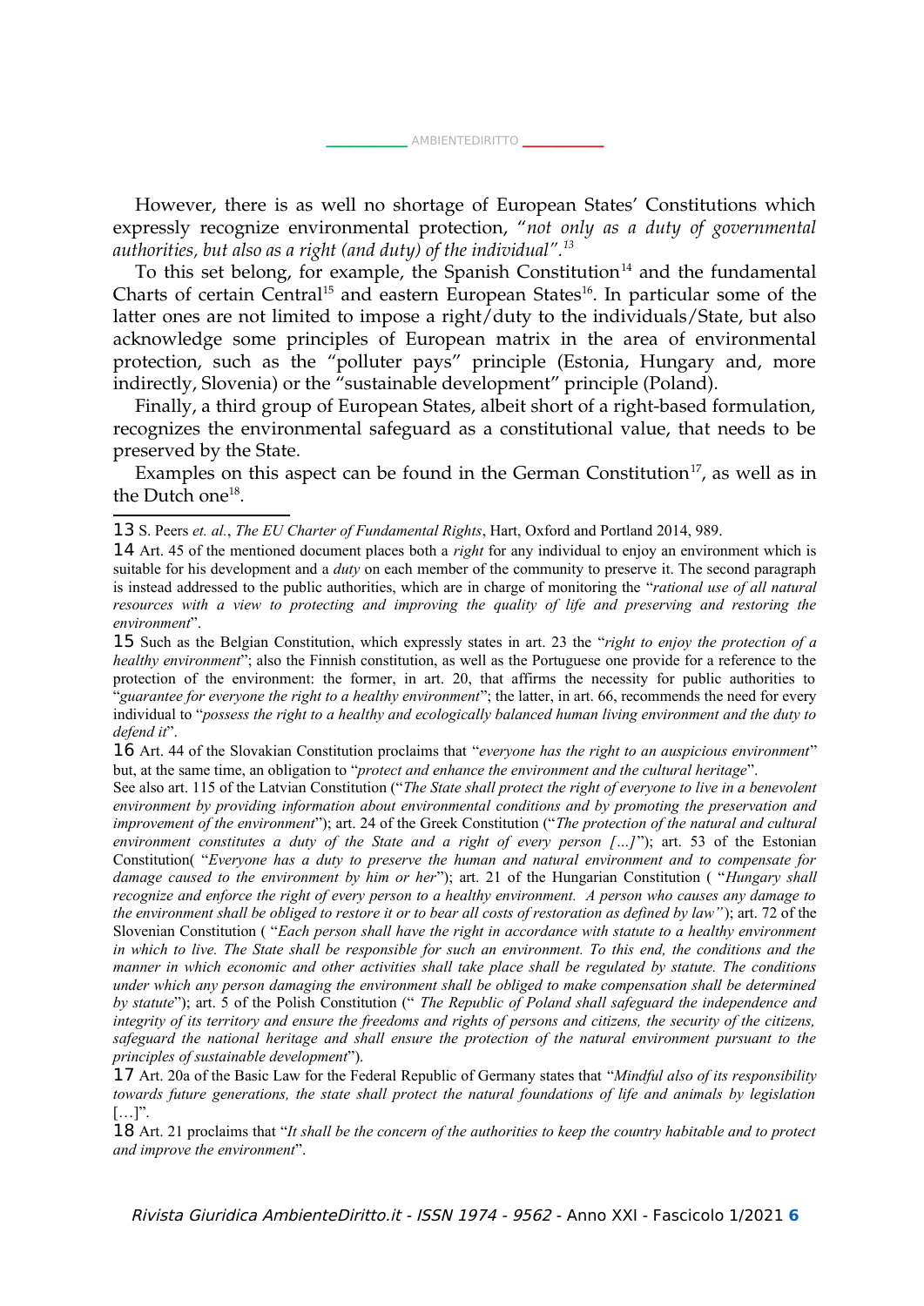However, there is as well no shortage of European States' Constitutions which expressly recognize environmental protection, "*not only as a duty of governmental authorities, but also as a right (and duty) of the individual".*[13]

To this set belong, for example, the Spanish Constitution[14] and the fundamental Charts of certain Central[15] and eastern European States[16]. In particular some of the latter ones are not limited to impose a right/duty to the individuals/State, but also acknowledge some principles of European matrix in the area of environmental protection, such as the "polluter pays" principle (Estonia, Hungary and, more indirectly, Slovenia) or the "sustainable development" principle (Poland).

Finally, a third group of European States, albeit short of a right-based formulation, recognizes the environmental safeguard as a constitutional value, that needs to be preserved by the State.

Examples on this aspect can be found in the German Constitution[17], as well as in the Dutch one[18].

---

13 S. Peers *et. al.*, *The EU Charter of Fundamental Rights*, Hart, Oxford and Portland 2014, 989.

14 Art. 45 of the mentioned document places both a *right* for any individual to enjoy an environment which is suitable for his development and a *duty* on each member of the community to preserve it. The second paragraph is instead addressed to the public authorities, which are in charge of monitoring the "*rational use of all natural resources with a view to protecting and improving the quality of life and preserving and restoring the environment*".

15 Such as the Belgian Constitution, which expressly states in art. 23 the "*right to enjoy the protection of a healthy environment*"; also the Finnish constitution, as well as the Portuguese one provide for a reference to the protection of the environment: the former, in art. 20, that affirms the necessity for public authorities to "*guarantee for everyone the right to a healthy environment*"; the latter, in art. 66, recommends the need for every individual to "*possess the right to a healthy and ecologically balanced human living environment and the duty to defend it*".

16 Art. 44 of the Slovakian Constitution proclaims that "*everyone has the right to an auspicious environment*" but, at the same time, an obligation to "*protect and enhance the environment and the cultural heritage*".

See also art. 115 of the Latvian Constitution ("*The State shall protect the right of everyone to live in a benevolent environment by providing information about environmental conditions and by promoting the preservation and improvement of the environment*"); art. 24 of the Greek Constitution ("*The protection of the natural and cultural environment constitutes a duty of the State and a right of every person [...]*"); art. 53 of the Estonian Constitution( "*Everyone has a duty to preserve the human and natural environment and to compensate for damage caused to the environment by him or her*"); art. 21 of the Hungarian Constitution ( "*Hungary shall recognize and enforce the right of every person to a healthy environment. A person who causes any damage to the environment shall be obliged to restore it or to bear all costs of restoration as defined by law"*); art. 72 of the Slovenian Constitution ( "*Each person shall have the right in accordance with statute to a healthy environment in which to live. The State shall be responsible for such an environment. To this end, the conditions and the manner in which economic and other activities shall take place shall be regulated by statute. The conditions under which any person damaging the environment shall be obliged to make compensation shall be determined by statute*"); art. 5 of the Polish Constitution (" *The Republic of Poland shall safeguard the independence and integrity of its territory and ensure the freedoms and rights of persons and citizens, the security of the citizens, safeguard the national heritage and shall ensure the protection of the natural environment pursuant to the principles of sustainable development*").

17 Art. 20a of the Basic Law for the Federal Republic of Germany states that "*Mindful also of its responsibility towards future generations, the state shall protect the natural foundations of life and animals by legislation* [...]".

18 Art. 21 proclaims that "*It shall be the concern of the authorities to keep the country habitable and to protect and improve the environment*".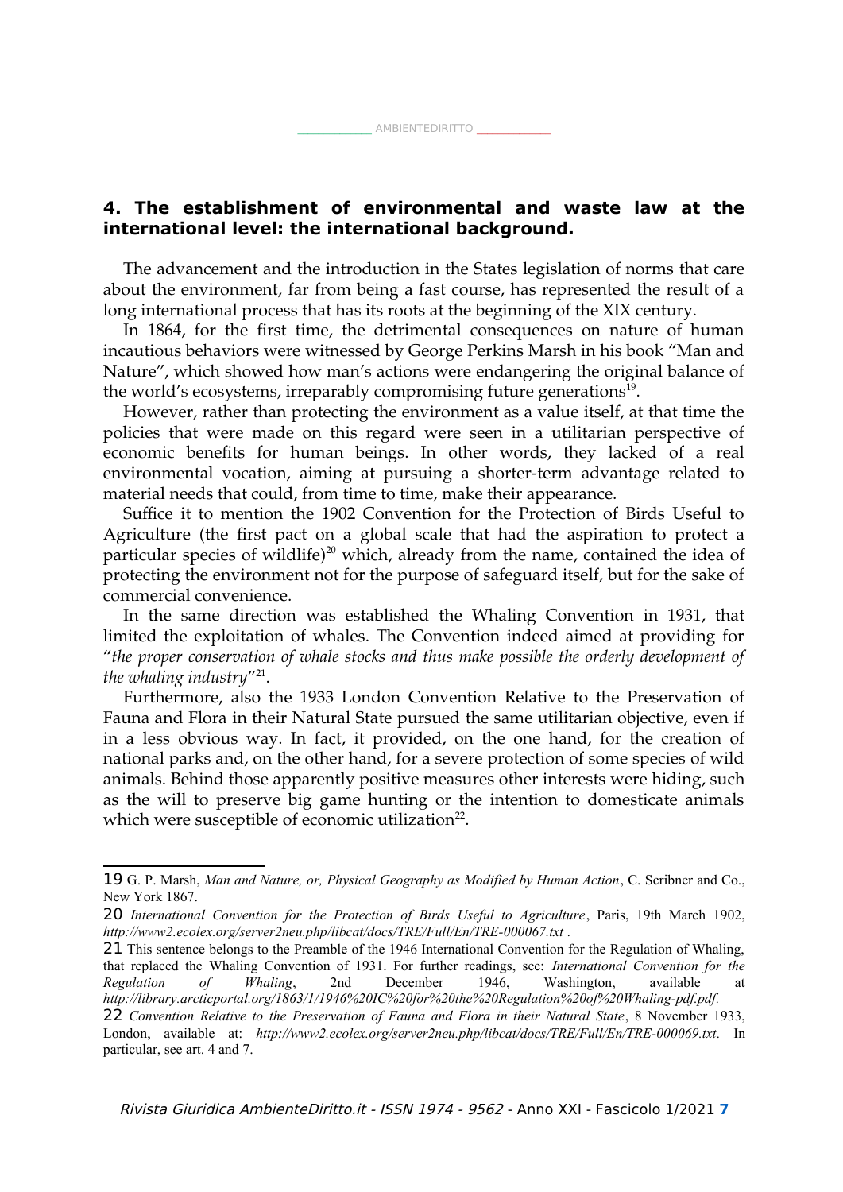## 4. The establishment of environmental and waste law at the international level: the international background.

The advancement and the introduction in the States legislation of norms that care about the environment, far from being a fast course, has represented the result of a long international process that has its roots at the beginning of the XIX century.

In 1864, for the first time, the detrimental consequences on nature of human incautious behaviors were witnessed by George Perkins Marsh in his book "Man and Nature", which showed how man's actions were endangering the original balance of the world's ecosystems, irreparably compromising future generations[19].

However, rather than protecting the environment as a value itself, at that time the policies that were made on this regard were seen in a utilitarian perspective of economic benefits for human beings. In other words, they lacked of a real environmental vocation, aiming at pursuing a shorter-term advantage related to material needs that could, from time to time, make their appearance.

Suffice it to mention the 1902 Convention for the Protection of Birds Useful to Agriculture (the first pact on a global scale that had the aspiration to protect a particular species of wildlife)[20] which, already from the name, contained the idea of protecting the environment not for the purpose of safeguard itself, but for the sake of commercial convenience.

In the same direction was established the Whaling Convention in 1931, that limited the exploitation of whales. The Convention indeed aimed at providing for "*the proper conservation of whale stocks and thus make possible the orderly development of the whaling industry*"[21].

Furthermore, also the 1933 London Convention Relative to the Preservation of Fauna and Flora in their Natural State pursued the same utilitarian objective, even if in a less obvious way. In fact, it provided, on the one hand, for the creation of national parks and, on the other hand, for a severe protection of some species of wild animals. Behind those apparently positive measures other interests were hiding, such as the will to preserve big game hunting or the intention to domesticate animals which were susceptible of economic utilization[22].

---

19 G. P. Marsh, *Man and Nature, or, Physical Geography as Modified by Human Action*, C. Scribner and Co., New York 1867.

20 *International Convention for the Protection of Birds Useful to Agriculture*, Paris, 19th March 1902, *http://www2.ecolex.org/server2neu.php/libcat/docs/TRE/Full/En/TRE-000067.txt* .

21 This sentence belongs to the Preamble of the 1946 International Convention for the Regulation of Whaling, that replaced the Whaling Convention of 1931. For further readings, see: *International Convention for the Regulation of Whaling*, 2nd December 1946, Washington, available at *http://library.arcticportal.org/1863/1/1946%20IC%20for%20the%20Regulation%20of%20Whaling-pdf.pdf.*

22 *Convention Relative to the Preservation of Fauna and Flora in their Natural State*, 8 November 1933, London, available at: *http://www2.ecolex.org/server2neu.php/libcat/docs/TRE/Full/En/TRE-000069.txt*. In particular, see art. 4 and 7.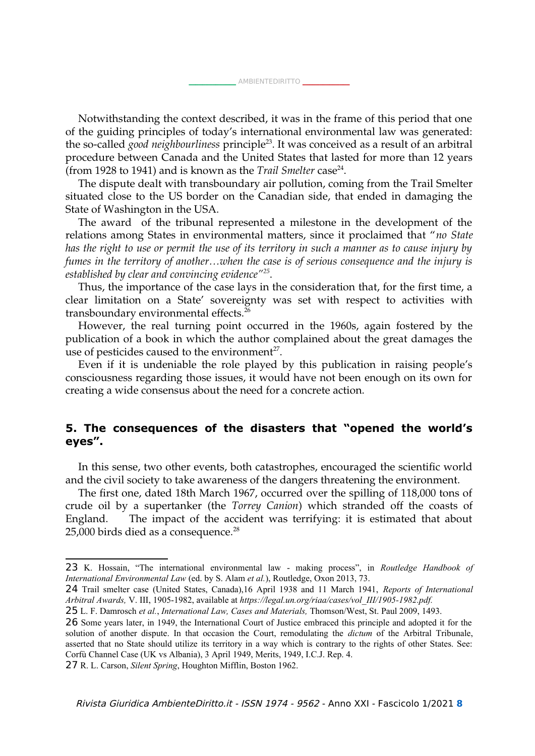Notwithstanding the context described, it was in the frame of this period that one of the guiding principles of today's international environmental law was generated: the so-called *good neighbourliness* principle[23]. It was conceived as a result of an arbitral procedure between Canada and the United States that lasted for more than 12 years (from 1928 to 1941) and is known as the *Trail Smelter* case[24].

The dispute dealt with transboundary air pollution, coming from the Trail Smelter situated close to the US border on the Canadian side, that ended in damaging the State of Washington in the USA.

The award of the tribunal represented a milestone in the development of the relations among States in environmental matters, since it proclaimed that "*no State has the right to use or permit the use of its territory in such a manner as to cause injury by fumes in the territory of another…when the case is of serious consequence and the injury is established by clear and convincing evidence*"[25].

Thus, the importance of the case lays in the consideration that, for the first time, a clear limitation on a State' sovereignty was set with respect to activities with transboundary environmental effects.[26]

However, the real turning point occurred in the 1960s, again fostered by the publication of a book in which the author complained about the great damages the use of pesticides caused to the environment[27].

Even if it is undeniable the role played by this publication in raising people's consciousness regarding those issues, it would have not been enough on its own for creating a wide consensus about the need for a concrete action.

## 5. The consequences of the disasters that "opened the world's eyes".

In this sense, two other events, both catastrophes, encouraged the scientific world and the civil society to take awareness of the dangers threatening the environment.

The first one, dated 18th March 1967, occurred over the spilling of 118,000 tons of crude oil by a supertanker (the *Torrey Canion*) which stranded off the coasts of England. The impact of the accident was terrifying: it is estimated that about 25,000 birds died as a consequence.[28]

---

23 K. Hossain, "The international environmental law - making process", in *Routledge Handbook of International Environmental Law* (ed. by S. Alam *et al.*), Routledge, Oxon 2013, 73.

24 Trail smelter case (United States, Canada),16 April 1938 and 11 March 1941, *Reports of International Arbitral Awards,* V. III, 1905-1982, available at *https://legal.un.org/riaa/cases/vol_III/1905-1982.pdf.*

25 L. F. Damrosch *et al.*, *International Law, Cases and Materials,* Thomson/West, St. Paul 2009, 1493.

26 Some years later, in 1949, the International Court of Justice embraced this principle and adopted it for the solution of another dispute. In that occasion the Court, remodulating the *dictum* of the Arbitral Tribunale, asserted that no State should utilize its territory in a way which is contrary to the rights of other States. See: Corfù Channel Case (UK vs Albania), 3 April 1949, Merits, 1949, I.C.J. Rep. 4.

27 R. L. Carson, *Silent Spring*, Houghton Mifflin, Boston 1962.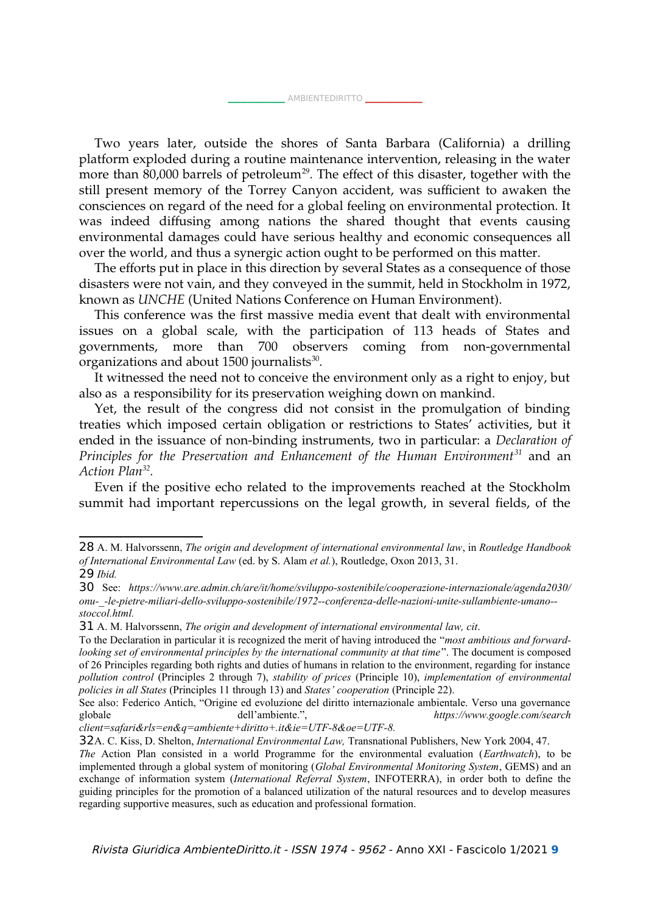Two years later, outside the shores of Santa Barbara (California) a drilling platform exploded during a routine maintenance intervention, releasing in the water more than 80,000 barrels of petroleum[29]. The effect of this disaster, together with the still present memory of the Torrey Canyon accident, was sufficient to awaken the consciences on regard of the need for a global feeling on environmental protection. It was indeed diffusing among nations the shared thought that events causing environmental damages could have serious healthy and economic consequences all over the world, and thus a synergic action ought to be performed on this matter.

The efforts put in place in this direction by several States as a consequence of those disasters were not vain, and they conveyed in the summit, held in Stockholm in 1972, known as *UNCHE* (United Nations Conference on Human Environment).

This conference was the first massive media event that dealt with environmental issues on a global scale, with the participation of 113 heads of States and governments, more than 700 observers coming from non-governmental organizations and about 1500 journalists[30].

It witnessed the need not to conceive the environment only as a right to enjoy, but also as a responsibility for its preservation weighing down on mankind.

Yet, the result of the congress did not consist in the promulgation of binding treaties which imposed certain obligation or restrictions to States' activities, but it ended in the issuance of non-binding instruments, two in particular: a *Declaration of Principles for the Preservation and Enhancement of the Human Environment*[31] and an *Action Plan*[32].

Even if the positive echo related to the improvements reached at the Stockholm summit had important repercussions on the legal growth, in several fields, of the

---

28 A. M. Halvorssenn, *The origin and development of international environmental law*, in *Routledge Handbook of International Environmental Law* (ed. by S. Alam *et al.*), Routledge, Oxon 2013, 31.

29 *Ibid.*

30 See: *https://www.are.admin.ch/are/it/home/sviluppo-sostenibile/cooperazione-internazionale/agenda2030/onu-_-le-pietre-miliari-dello-sviluppo-sostenibile/1972--conferenza-delle-nazioni-unite-sullambiente-umano--stoccol.html.*

31 A. M. Halvorssenn, *The origin and development of international environmental law, cit*.
To the Declaration in particular it is recognized the merit of having introduced the "*most ambitious and forward-looking set of environmental principles by the international community at that time*". The document is composed of 26 Principles regarding both rights and duties of humans in relation to the environment, regarding for instance *pollution control* (Principles 2 through 7), *stability of prices* (Principle 10), *implementation of environmental policies in all States* (Principles 11 through 13) and *States' cooperation* (Principle 22).
See also: Federico Antich, "Origine ed evoluzione del diritto internazionale ambientale. Verso una governance globale dell'ambiente.", *https://www.google.com/search client=safari&rls=en&q=ambiente+diritto+.it&ie=UTF-8&oe=UTF-8.*

32 A. C. Kiss, D. Shelton, *International Environmental Law,* Transnational Publishers, New York 2004, 47.
*The* Action Plan consisted in a world Programme for the environmental evaluation (*Earthwatch*), to be implemented through a global system of monitoring (*Global Environmental Monitoring System*, GEMS) and an exchange of information system (*International Referral System*, INFOTERRA), in order both to define the guiding principles for the promotion of a balanced utilization of the natural resources and to develop measures regarding supportive measures, such as education and professional formation.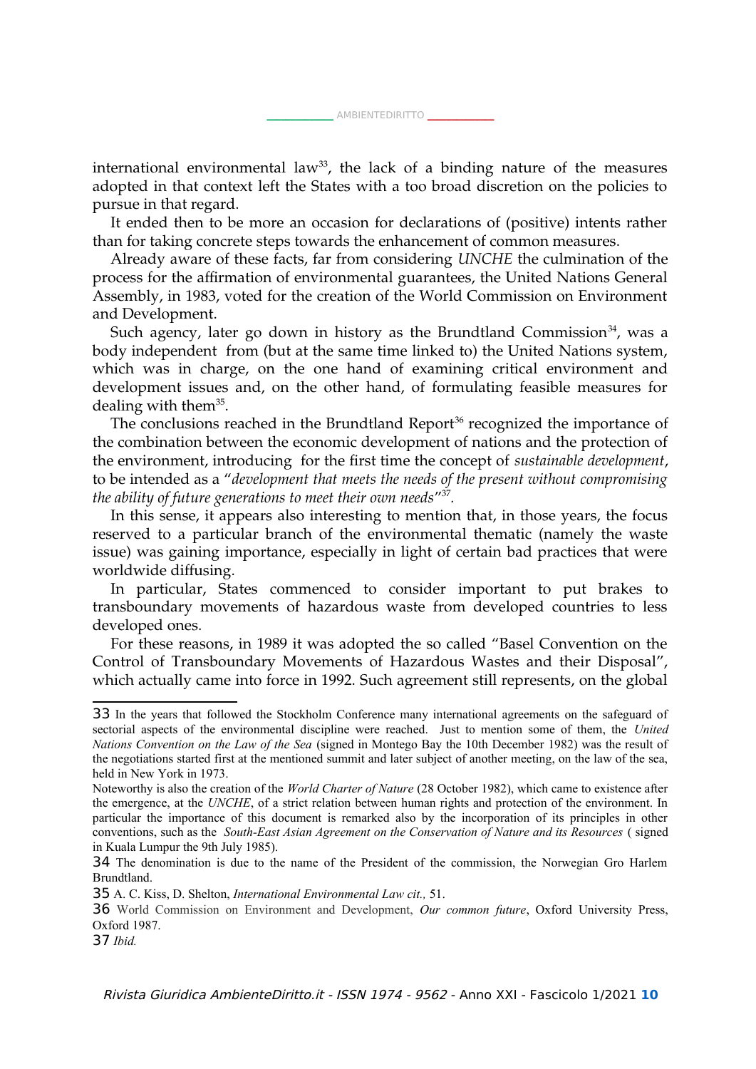international environmental law[33], the lack of a binding nature of the measures adopted in that context left the States with a too broad discretion on the policies to pursue in that regard.

It ended then to be more an occasion for declarations of (positive) intents rather than for taking concrete steps towards the enhancement of common measures.

Already aware of these facts, far from considering *UNCHE* the culmination of the process for the affirmation of environmental guarantees, the United Nations General Assembly, in 1983, voted for the creation of the World Commission on Environment and Development.

Such agency, later go down in history as the Brundtland Commission[34], was a body independent from (but at the same time linked to) the United Nations system, which was in charge, on the one hand of examining critical environment and development issues and, on the other hand, of formulating feasible measures for dealing with them[35].

The conclusions reached in the Brundtland Report[36] recognized the importance of the combination between the economic development of nations and the protection of the environment, introducing for the first time the concept of *sustainable development*, to be intended as a "*development that meets the needs of the present without compromising the ability of future generations to meet their own needs*"[37].

In this sense, it appears also interesting to mention that, in those years, the focus reserved to a particular branch of the environmental thematic (namely the waste issue) was gaining importance, especially in light of certain bad practices that were worldwide diffusing.

In particular, States commenced to consider important to put brakes to transboundary movements of hazardous waste from developed countries to less developed ones.

For these reasons, in 1989 it was adopted the so called "Basel Convention on the Control of Transboundary Movements of Hazardous Wastes and their Disposal", which actually came into force in 1992. Such agreement still represents, on the global

---

33 In the years that followed the Stockholm Conference many international agreements on the safeguard of sectorial aspects of the environmental discipline were reached. Just to mention some of them, the *United Nations Convention on the Law of the Sea* (signed in Montego Bay the 10th December 1982) was the result of the negotiations started first at the mentioned summit and later subject of another meeting, on the law of the sea, held in New York in 1973.

Noteworthy is also the creation of the *World Charter of Nature* (28 October 1982), which came to existence after the emergence, at the *UNCHE*, of a strict relation between human rights and protection of the environment. In particular the importance of this document is remarked also by the incorporation of its principles in other conventions, such as the *South-East Asian Agreement on the Conservation of Nature and its Resources* ( signed in Kuala Lumpur the 9th July 1985).

34 The denomination is due to the name of the President of the commission, the Norwegian Gro Harlem Brundtland.

35 A. C. Kiss, D. Shelton, *International Environmental Law cit.,* 51.

36 World Commission on Environment and Development, *Our common future*, Oxford University Press, Oxford 1987.

37 *Ibid.*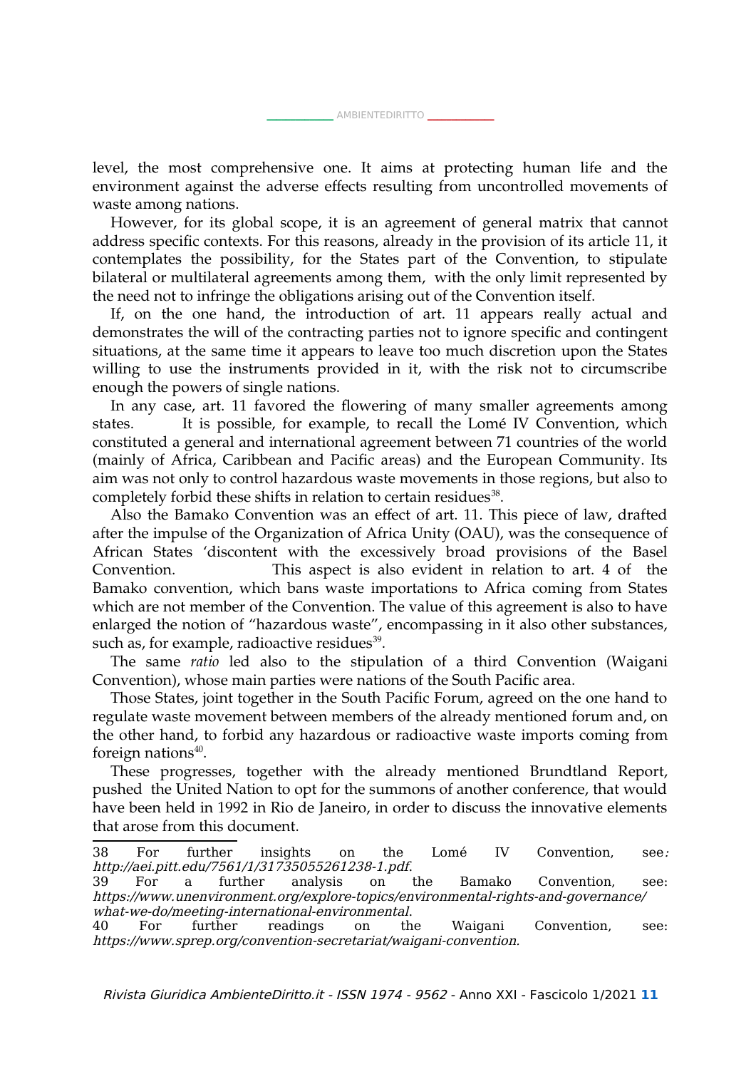level, the most comprehensive one. It aims at protecting human life and the environment against the adverse effects resulting from uncontrolled movements of waste among nations.

However, for its global scope, it is an agreement of general matrix that cannot address specific contexts. For this reasons, already in the provision of its article 11, it contemplates the possibility, for the States part of the Convention, to stipulate bilateral or multilateral agreements among them, with the only limit represented by the need not to infringe the obligations arising out of the Convention itself.

If, on the one hand, the introduction of art. 11 appears really actual and demonstrates the will of the contracting parties not to ignore specific and contingent situations, at the same time it appears to leave too much discretion upon the States willing to use the instruments provided in it, with the risk not to circumscribe enough the powers of single nations.

In any case, art. 11 favored the flowering of many smaller agreements among states. It is possible, for example, to recall the Lomé IV Convention, which constituted a general and international agreement between 71 countries of the world (mainly of Africa, Caribbean and Pacific areas) and the European Community. Its aim was not only to control hazardous waste movements in those regions, but also to completely forbid these shifts in relation to certain residues[38].

Also the Bamako Convention was an effect of art. 11. This piece of law, drafted after the impulse of the Organization of Africa Unity (OAU), was the consequence of African States 'discontent with the excessively broad provisions of the Basel Convention. This aspect is also evident in relation to art. 4 of the Bamako convention, which bans waste importations to Africa coming from States which are not member of the Convention. The value of this agreement is also to have enlarged the notion of "hazardous waste", encompassing in it also other substances, such as, for example, radioactive residues[39].

The same *ratio* led also to the stipulation of a third Convention (Waigani Convention), whose main parties were nations of the South Pacific area.

Those States, joint together in the South Pacific Forum, agreed on the one hand to regulate waste movement between members of the already mentioned forum and, on the other hand, to forbid any hazardous or radioactive waste imports coming from foreign nations[40].

These progresses, together with the already mentioned Brundtland Report, pushed the United Nation to opt for the summons of another conference, that would have been held in 1992 in Rio de Janeiro, in order to discuss the innovative elements that arose from this document.

---

38 For further insights on the Lomé IV Convention, see*: http://aei.pitt.edu/7561/1/31735055261238-1.pdf*.

39 For a further analysis on the Bamako Convention, see: *https://www.unenvironment.org/explore-topics/environmental-rights-and-governance/what-we-do/meeting-international-environmental*.

40 For further readings on the Waigani Convention, see: *https://www.sprep.org/convention-secretariat/waigani-convention*.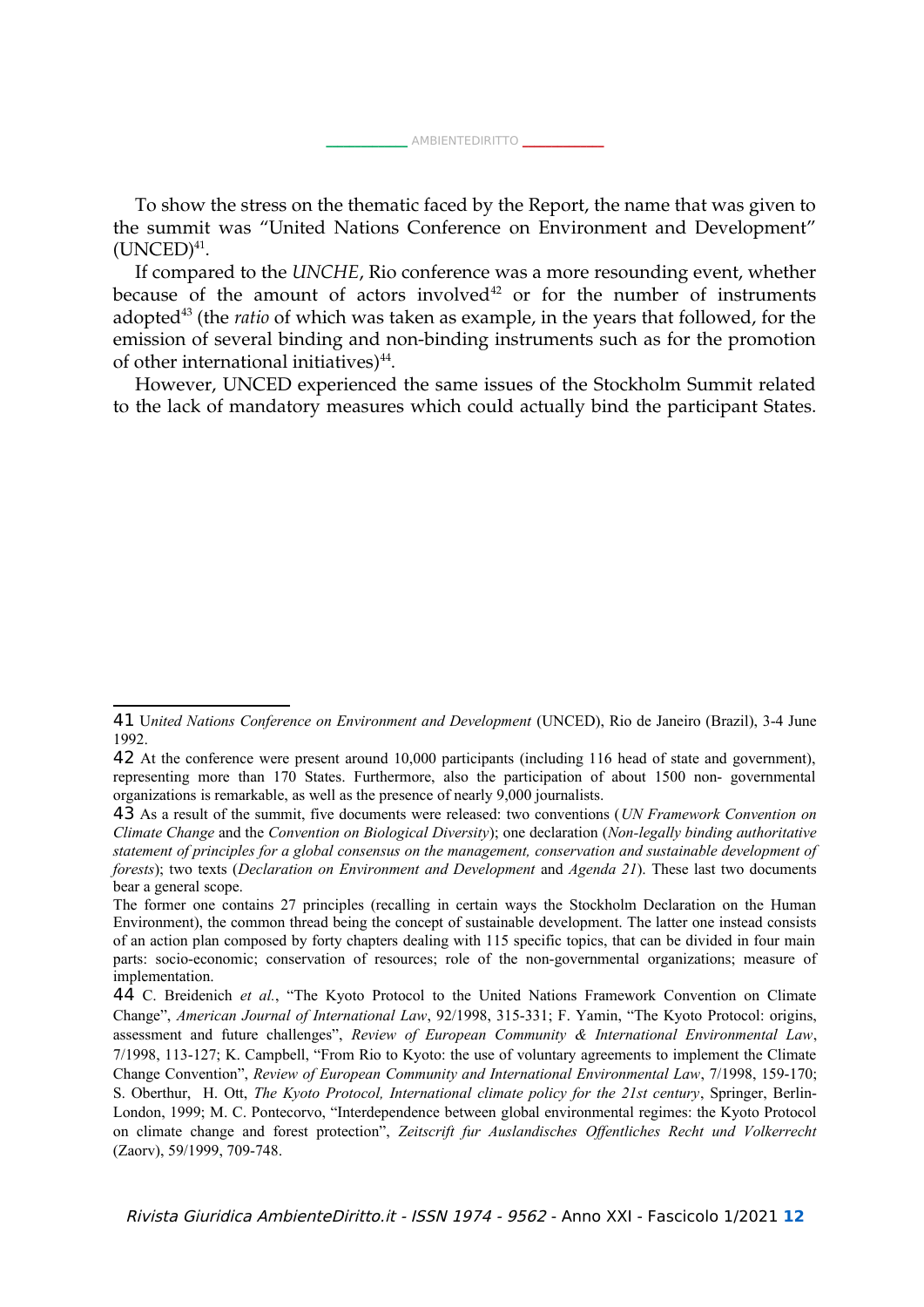To show the stress on the thematic faced by the Report, the name that was given to the summit was "United Nations Conference on Environment and Development" (UNCED)[41].

If compared to the *UNCHE*, Rio conference was a more resounding event, whether because of the amount of actors involved[42] or for the number of instruments adopted[43] (the *ratio* of which was taken as example, in the years that followed, for the emission of several binding and non-binding instruments such as for the promotion of other international initiatives)[44].

However, UNCED experienced the same issues of the Stockholm Summit related to the lack of mandatory measures which could actually bind the participant States.

---

41 U*nited Nations Conference on Environment and Development* (UNCED), Rio de Janeiro (Brazil), 3-4 June 1992.

42 At the conference were present around 10,000 participants (including 116 head of state and government), representing more than 170 States. Furthermore, also the participation of about 1500 non- governmental organizations is remarkable, as well as the presence of nearly 9,000 journalists.

43 As a result of the summit, five documents were released: two conventions (*UN Framework Convention on Climate Change* and the *Convention on Biological Diversity*); one declaration (*Non-legally binding authoritative statement of principles for a global consensus on the management, conservation and sustainable development of forests*); two texts (*Declaration on Environment and Development* and *Agenda 21*). These last two documents bear a general scope.

The former one contains 27 principles (recalling in certain ways the Stockholm Declaration on the Human Environment), the common thread being the concept of sustainable development. The latter one instead consists of an action plan composed by forty chapters dealing with 115 specific topics, that can be divided in four main parts: socio-economic; conservation of resources; role of the non-governmental organizations; measure of implementation.

44 C. Breidenich *et al.*, "The Kyoto Protocol to the United Nations Framework Convention on Climate Change", *American Journal of International Law*, 92/1998, 315-331; F. Yamin, "The Kyoto Protocol: origins, assessment and future challenges", *Review of European Community & International Environmental Law*, 7/1998, 113-127; K. Campbell, "From Rio to Kyoto: the use of voluntary agreements to implement the Climate Change Convention", *Review of European Community and International Environmental Law*, 7/1998, 159-170; S. Oberthur, H. Ott, *The Kyoto Protocol, International climate policy for the 21st century*, Springer, Berlin-London, 1999; M. C. Pontecorvo, "Interdependence between global environmental regimes: the Kyoto Protocol on climate change and forest protection", *Zeitscrift fur Auslandisches Offentliches Recht und Volkerrecht* (Zaorv), 59/1999, 709-748.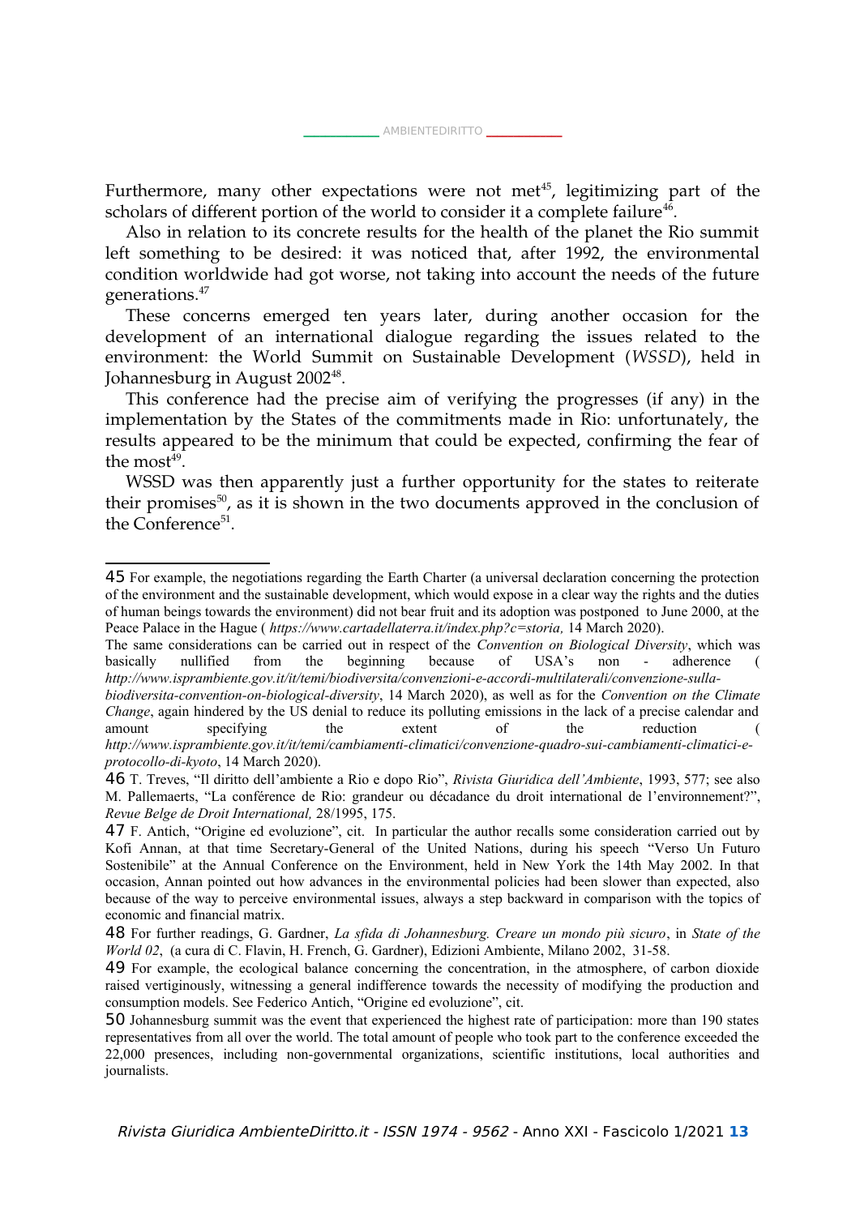Furthermore, many other expectations were not met[45], legitimizing part of the scholars of different portion of the world to consider it a complete failure[46].

Also in relation to its concrete results for the health of the planet the Rio summit left something to be desired: it was noticed that, after 1992, the environmental condition worldwide had got worse, not taking into account the needs of the future generations.[47]

These concerns emerged ten years later, during another occasion for the development of an international dialogue regarding the issues related to the environment: the World Summit on Sustainable Development (*WSSD*), held in Johannesburg in August 2002[48].

This conference had the precise aim of verifying the progresses (if any) in the implementation by the States of the commitments made in Rio: unfortunately, the results appeared to be the minimum that could be expected, confirming the fear of the most[49].

WSSD was then apparently just a further opportunity for the states to reiterate their promises[50], as it is shown in the two documents approved in the conclusion of the Conference[51].

---

45 For example, the negotiations regarding the Earth Charter (a universal declaration concerning the protection of the environment and the sustainable development, which would expose in a clear way the rights and the duties of human beings towards the environment) did not bear fruit and its adoption was postponed to June 2000, at the Peace Palace in the Hague ( *https://www.cartadellaterra.it/index.php?c=storia,* 14 March 2020).
The same considerations can be carried out in respect of the *Convention on Biological Diversity*, which was basically nullified from the beginning because of USA's non - adherence ( *http://www.isprambiente.gov.it/it/temi/biodiversita/convenzioni-e-accordi-multilaterali/convenzione-sulla-biodiversita-convention-on-biological-diversity*, 14 March 2020), as well as for the *Convention on the Climate Change*, again hindered by the US denial to reduce its polluting emissions in the lack of a precise calendar and amount specifying the extent of the reduction ( *http://www.isprambiente.gov.it/it/temi/cambiamenti-climatici/convenzione-quadro-sui-cambiamenti-climatici-e-protocollo-di-kyoto*, 14 March 2020).

46 T. Treves, "Il diritto dell'ambiente a Rio e dopo Rio", *Rivista Giuridica dell'Ambiente*, 1993, 577; see also M. Pallemaerts, "La conférence de Rio: grandeur ou décadance du droit international de l'environnement?", *Revue Belge de Droit International,* 28/1995, 175.

47 F. Antich, "Origine ed evoluzione", cit. In particular the author recalls some consideration carried out by Kofi Annan, at that time Secretary-General of the United Nations, during his speech "Verso Un Futuro Sostenibile" at the Annual Conference on the Environment, held in New York the 14th May 2002. In that occasion, Annan pointed out how advances in the environmental policies had been slower than expected, also because of the way to perceive environmental issues, always a step backward in comparison with the topics of economic and financial matrix.

48 For further readings, G. Gardner, *La sfida di Johannesburg. Creare un mondo più sicuro*, in *State of the World 02*, (a cura di C. Flavin, H. French, G. Gardner), Edizioni Ambiente, Milano 2002, 31-58.

49 For example, the ecological balance concerning the concentration, in the atmosphere, of carbon dioxide raised vertiginously, witnessing a general indifference towards the necessity of modifying the production and consumption models. See Federico Antich, "Origine ed evoluzione", cit.

50 Johannesburg summit was the event that experienced the highest rate of participation: more than 190 states representatives from all over the world. The total amount of people who took part to the conference exceeded the 22,000 presences, including non-governmental organizations, scientific institutions, local authorities and journalists.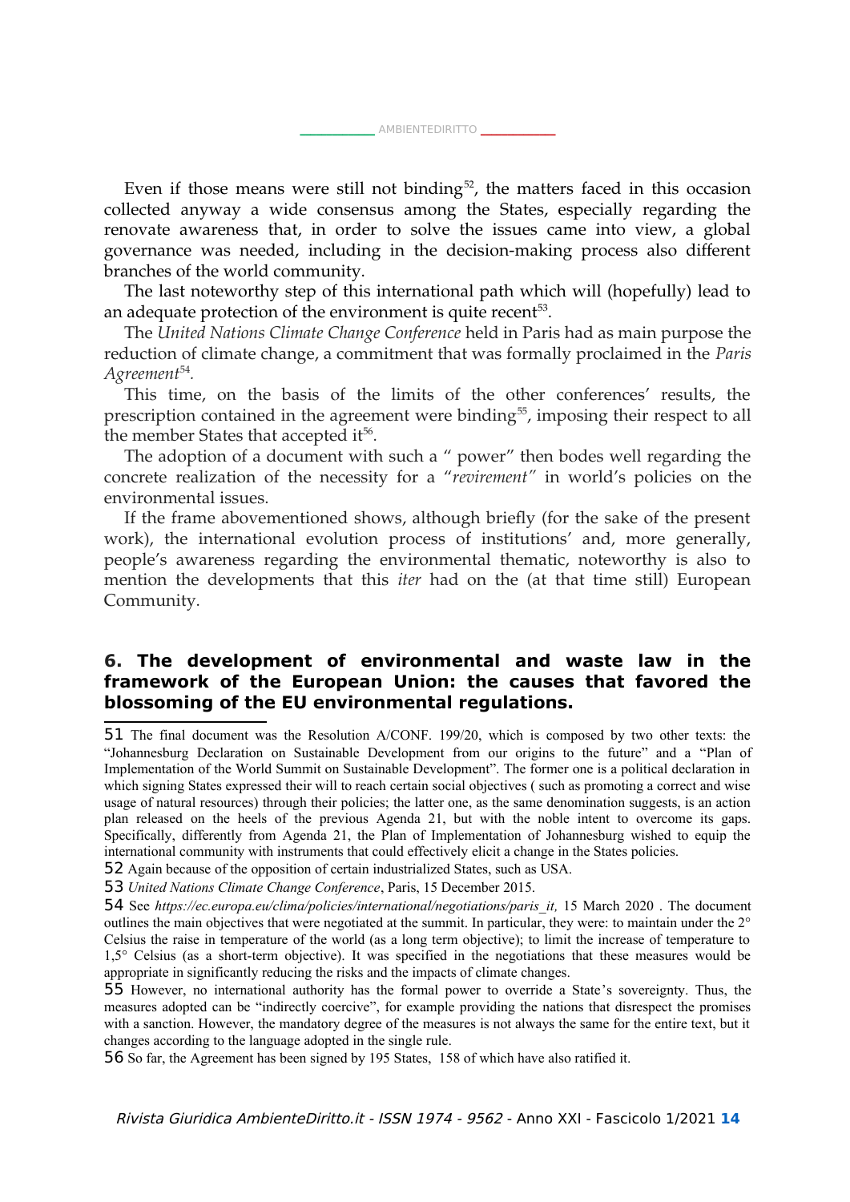Even if those means were still not binding[52], the matters faced in this occasion collected anyway a wide consensus among the States, especially regarding the renovate awareness that, in order to solve the issues came into view, a global governance was needed, including in the decision-making process also different branches of the world community.

The last noteworthy step of this international path which will (hopefully) lead to an adequate protection of the environment is quite recent[53].

The *United Nations Climate Change Conference* held in Paris had as main purpose the reduction of climate change, a commitment that was formally proclaimed in the *Paris Agreement*[54].

This time, on the basis of the limits of the other conferences' results, the prescription contained in the agreement were binding[55], imposing their respect to all the member States that accepted it[56].

The adoption of a document with such a " power" then bodes well regarding the concrete realization of the necessity for a "*revirement"* in world's policies on the environmental issues.

If the frame abovementioned shows, although briefly (for the sake of the present work), the international evolution process of institutions' and, more generally, people's awareness regarding the environmental thematic, noteworthy is also to mention the developments that this *iter* had on the (at that time still) European Community.

## 6. The development of environmental and waste law in the framework of the European Union: the causes that favored the blossoming of the EU environmental regulations.

---

51 The final document was the Resolution A/CONF. 199/20, which is composed by two other texts: the "Johannesburg Declaration on Sustainable Development from our origins to the future" and a "Plan of Implementation of the World Summit on Sustainable Development". The former one is a political declaration in which signing States expressed their will to reach certain social objectives ( such as promoting a correct and wise usage of natural resources) through their policies; the latter one, as the same denomination suggests, is an action plan released on the heels of the previous Agenda 21, but with the noble intent to overcome its gaps. Specifically, differently from Agenda 21, the Plan of Implementation of Johannesburg wished to equip the international community with instruments that could effectively elicit a change in the States policies.

52 Again because of the opposition of certain industrialized States, such as USA.

53 *United Nations Climate Change Conference*, Paris, 15 December 2015.

54 See *https://ec.europa.eu/clima/policies/international/negotiations/paris_it,* 15 March 2020 . The document outlines the main objectives that were negotiated at the summit. In particular, they were: to maintain under the 2° Celsius the raise in temperature of the world (as a long term objective); to limit the increase of temperature to 1,5° Celsius (as a short-term objective). It was specified in the negotiations that these measures would be appropriate in significantly reducing the risks and the impacts of climate changes.

55 However, no international authority has the formal power to override a State's sovereignty. Thus, the measures adopted can be "indirectly coercive", for example providing the nations that disrespect the promises with a sanction. However, the mandatory degree of the measures is not always the same for the entire text, but it changes according to the language adopted in the single rule.

56 So far, the Agreement has been signed by 195 States, 158 of which have also ratified it.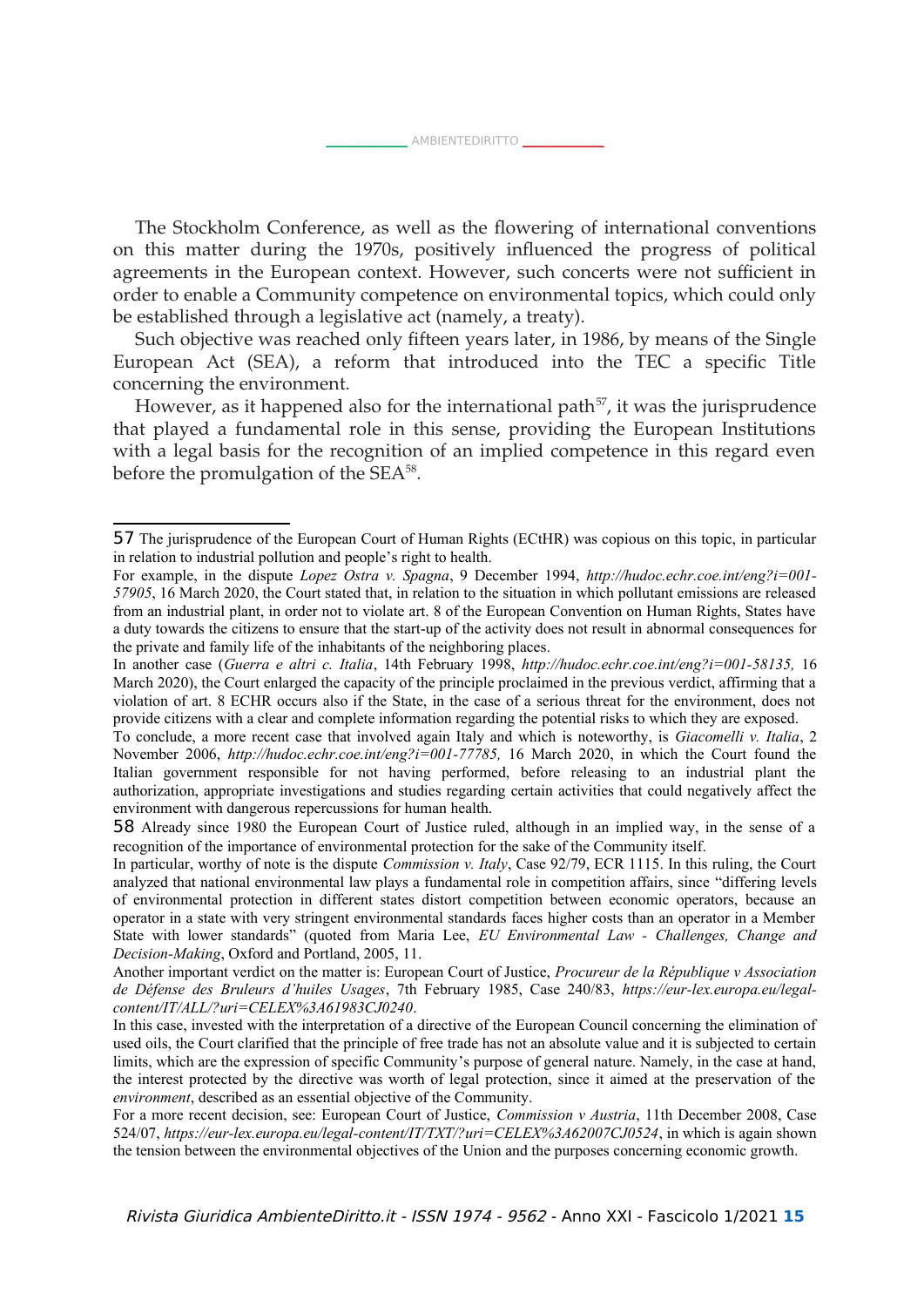The Stockholm Conference, as well as the flowering of international conventions on this matter during the 1970s, positively influenced the progress of political agreements in the European context. However, such concerts were not sufficient in order to enable a Community competence on environmental topics, which could only be established through a legislative act (namely, a treaty).

Such objective was reached only fifteen years later, in 1986, by means of the Single European Act (SEA), a reform that introduced into the TEC a specific Title concerning the environment.

However, as it happened also for the international path[57], it was the jurisprudence that played a fundamental role in this sense, providing the European Institutions with a legal basis for the recognition of an implied competence in this regard even before the promulgation of the SEA[58].

---

57 The jurisprudence of the European Court of Human Rights (ECtHR) was copious on this topic, in particular in relation to industrial pollution and people's right to health.

For example, in the dispute *Lopez Ostra v. Spagna*, 9 December 1994, *http://hudoc.echr.coe.int/eng?i=001-57905*, 16 March 2020, the Court stated that, in relation to the situation in which pollutant emissions are released from an industrial plant, in order not to violate art. 8 of the European Convention on Human Rights, States have a duty towards the citizens to ensure that the start-up of the activity does not result in abnormal consequences for the private and family life of the inhabitants of the neighboring places.

In another case (*Guerra e altri c. Italia*, 14th February 1998, *http://hudoc.echr.coe.int/eng?i=001-58135,* 16 March 2020), the Court enlarged the capacity of the principle proclaimed in the previous verdict, affirming that a violation of art. 8 ECHR occurs also if the State, in the case of a serious threat for the environment, does not provide citizens with a clear and complete information regarding the potential risks to which they are exposed.

To conclude, a more recent case that involved again Italy and which is noteworthy, is *Giacomelli v. Italia*, 2 November 2006, *http://hudoc.echr.coe.int/eng?i=001-77785,* 16 March 2020, in which the Court found the Italian government responsible for not having performed, before releasing to an industrial plant the authorization, appropriate investigations and studies regarding certain activities that could negatively affect the environment with dangerous repercussions for human health.

58 Already since 1980 the European Court of Justice ruled, although in an implied way, in the sense of a recognition of the importance of environmental protection for the sake of the Community itself.

In particular, worthy of note is the dispute *Commission v. Italy*, Case 92/79, ECR 1115. In this ruling, the Court analyzed that national environmental law plays a fundamental role in competition affairs, since "differing levels of environmental protection in different states distort competition between economic operators, because an operator in a state with very stringent environmental standards faces higher costs than an operator in a Member State with lower standards" (quoted from Maria Lee, *EU Environmental Law - Challenges, Change and Decision-Making*, Oxford and Portland, 2005, 11.

Another important verdict on the matter is: European Court of Justice, *Procureur de la République v Association de Défense des Bruleurs d'huiles Usages*, 7th February 1985, Case 240/83, *https://eur-lex.europa.eu/legal-content/IT/ALL/?uri=CELEX%3A61983CJ0240*.

In this case, invested with the interpretation of a directive of the European Council concerning the elimination of used oils, the Court clarified that the principle of free trade has not an absolute value and it is subjected to certain limits, which are the expression of specific Community's purpose of general nature. Namely, in the case at hand, the interest protected by the directive was worth of legal protection, since it aimed at the preservation of the *environment*, described as an essential objective of the Community.

For a more recent decision, see: European Court of Justice, *Commission v Austria*, 11th December 2008, Case 524/07, *https://eur-lex.europa.eu/legal-content/IT/TXT/?uri=CELEX%3A62007CJ0524*, in which is again shown the tension between the environmental objectives of the Union and the purposes concerning economic growth.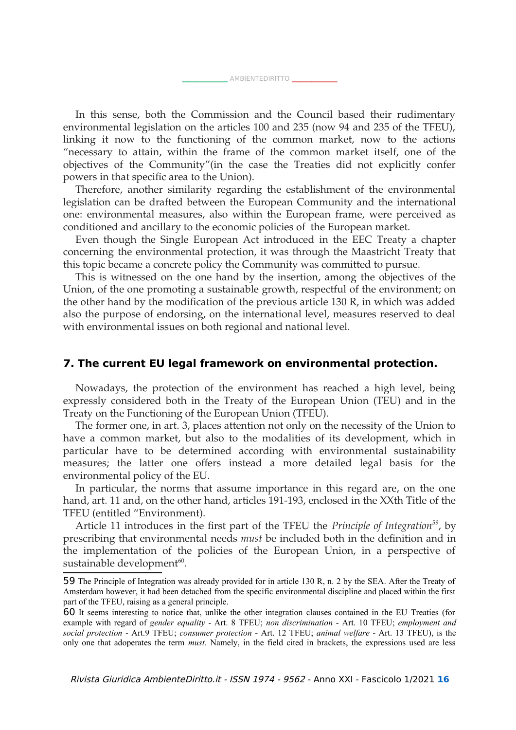In this sense, both the Commission and the Council based their rudimentary environmental legislation on the articles 100 and 235 (now 94 and 235 of the TFEU), linking it now to the functioning of the common market, now to the actions "necessary to attain, within the frame of the common market itself, one of the objectives of the Community"(in the case the Treaties did not explicitly confer powers in that specific area to the Union).

Therefore, another similarity regarding the establishment of the environmental legislation can be drafted between the European Community and the international one: environmental measures, also within the European frame, were perceived as conditioned and ancillary to the economic policies of the European market.

Even though the Single European Act introduced in the EEC Treaty a chapter concerning the environmental protection, it was through the Maastricht Treaty that this topic became a concrete policy the Community was committed to pursue.

This is witnessed on the one hand by the insertion, among the objectives of the Union, of the one promoting a sustainable growth, respectful of the environment; on the other hand by the modification of the previous article 130 R, in which was added also the purpose of endorsing, on the international level, measures reserved to deal with environmental issues on both regional and national level.

## 7. The current EU legal framework on environmental protection.

Nowadays, the protection of the environment has reached a high level, being expressly considered both in the Treaty of the European Union (TEU) and in the Treaty on the Functioning of the European Union (TFEU).

The former one, in art. 3, places attention not only on the necessity of the Union to have a common market, but also to the modalities of its development, which in particular have to be determined according with environmental sustainability measures; the latter one offers instead a more detailed legal basis for the environmental policy of the EU.

In particular, the norms that assume importance in this regard are, on the one hand, art. 11 and, on the other hand, articles 191-193, enclosed in the XXth Title of the TFEU (entitled "Environment).

Article 11 introduces in the first part of the TFEU the *Principle of Integration*[59], by prescribing that environmental needs *must* be included both in the definition and in the implementation of the policies of the European Union, in a perspective of sustainable development[60].

59 The Principle of Integration was already provided for in article 130 R, n. 2 by the SEA. After the Treaty of Amsterdam however, it had been detached from the specific environmental discipline and placed within the first part of the TFEU, raising as a general principle.

60 It seems interesting to notice that, unlike the other integration clauses contained in the EU Treaties (for example with regard of *gender equality* - Art. 8 TFEU; *non discrimination* - Art. 10 TFEU; *employment and social protection* - Art.9 TFEU; *consumer protection* - Art. 12 TFEU; *animal welfare* - Art. 13 TFEU), is the only one that adoperates the term *must*. Namely, in the field cited in brackets, the expressions used are less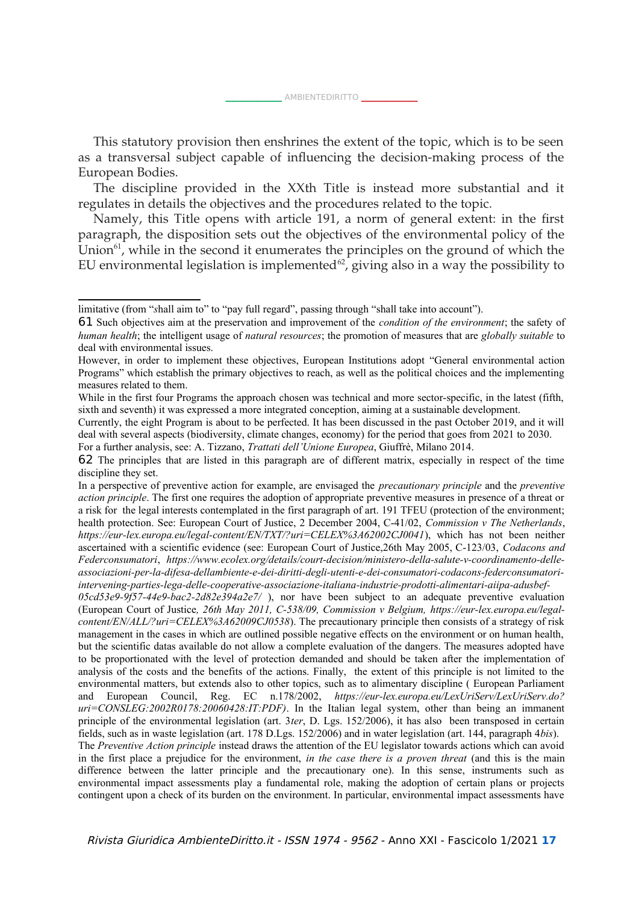This statutory provision then enshrines the extent of the topic, which is to be seen as a transversal subject capable of influencing the decision-making process of the European Bodies.

The discipline provided in the XXth Title is instead more substantial and it regulates in details the objectives and the procedures related to the topic.

Namely, this Title opens with article 191, a norm of general extent: in the first paragraph, the disposition sets out the objectives of the environmental policy of the Union[61], while in the second it enumerates the principles on the ground of which the EU environmental legislation is implemented[62], giving also in a way the possibility to

---

limitative (from "*s*hall aim to" to "pay full regard", passing through "shall take into account").

61 Such objectives aim at the preservation and improvement of the *condition of the environment*; the safety of *human health*; the intelligent usage of *natural resources*; the promotion of measures that are *globally suitable* to deal with environmental issues.

However, in order to implement these objectives, European Institutions adopt "General environmental action Programs" which establish the primary objectives to reach, as well as the political choices and the implementing measures related to them.

While in the first four Programs the approach chosen was technical and more sector-specific, in the latest (fifth, sixth and seventh) it was expressed a more integrated conception, aiming at a sustainable development.

Currently, the eight Program is about to be perfected. It has been discussed in the past October 2019, and it will deal with several aspects (biodiversity, climate changes, economy) for the period that goes from 2021 to 2030.

For a further analysis, see: A. Tizzano, *Trattati dell'Unione Europea*, Giuffrè, Milano 2014.

62 The principles that are listed in this paragraph are of different matrix, especially in respect of the time discipline they set.

In a perspective of preventive action for example, are envisaged the *precautionary principle* and the *preventive action principle*. The first one requires the adoption of appropriate preventive measures in presence of a threat or a risk for the legal interests contemplated in the first paragraph of art. 191 TFEU (protection of the environment; health protection. See: European Court of Justice, 2 December 2004, C-41/02, *Commission v The Netherlands*, *https://eur-lex.europa.eu/legal-content/EN/TXT/?uri=CELEX%3A62002CJ0041*), which has not been neither ascertained with a scientific evidence (see: European Court of Justice,26th May 2005, C-123/03, *Codacons and Federconsumatori*, *https://www.ecolex.org/details/court-decision/ministero-della-salute-v-coordinamento-delle-associazioni-per-la-difesa-dellambiente-e-dei-diritti-degli-utenti-e-dei-consumatori-codacons-federconsumatori-intervening-parties-lega-delle-cooperative-associazione-italiana-industrie-prodotti-alimentari-aiipa-adusbef-05cd53e9-9f57-44e9-bac2-2d82e394a2e7/* ), nor have been subject to an adequate preventive evaluation (European Court of Justice*, 26th May 2011, C-538/09, Commission v Belgium, https://eur-lex.europa.eu/legal-content/EN/ALL/?uri=CELEX%3A62009CJ0538*). The precautionary principle then consists of a strategy of risk management in the cases in which are outlined possible negative effects on the environment or on human health, but the scientific datas available do not allow a complete evaluation of the dangers. The measures adopted have to be proportionated with the level of protection demanded and should be taken after the implementation of analysis of the costs and the benefits of the actions. Finally, the extent of this principle is not limited to the environmental matters, but extends also to other topics, such as to alimentary discipline ( European Parliament and European Council, Reg. EC n.178/2002, *https://eur-lex.europa.eu/LexUriServ/LexUriServ.do?uri=CONSLEG:2002R0178:20060428:IT:PDF)*. In the Italian legal system, other than being an immanent principle of the environmental legislation (art. 3*ter*, D. Lgs. 152/2006), it has also been transposed in certain fields, such as in waste legislation (art. 178 D.Lgs. 152/2006) and in water legislation (art. 144, paragraph 4*bis*).

The *Preventive Action principle* instead draws the attention of the EU legislator towards actions which can avoid in the first place a prejudice for the environment, *in the case there is a proven threat* (and this is the main difference between the latter principle and the precautionary one). In this sense, instruments such as environmental impact assessments play a fundamental role, making the adoption of certain plans or projects contingent upon a check of its burden on the environment. In particular, environmental impact assessments have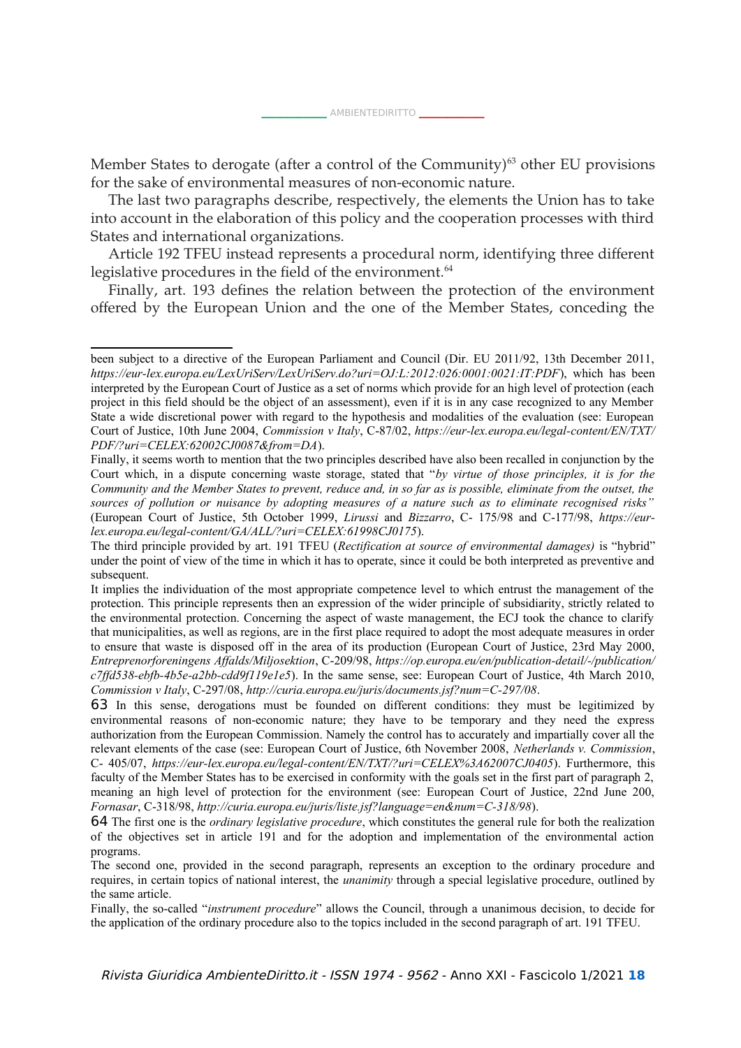Member States to derogate (after a control of the Community)[63] other EU provisions for the sake of environmental measures of non-economic nature.

The last two paragraphs describe, respectively, the elements the Union has to take into account in the elaboration of this policy and the cooperation processes with third States and international organizations.

Article 192 TFEU instead represents a procedural norm, identifying three different legislative procedures in the field of the environment.[64]

Finally, art. 193 defines the relation between the protection of the environment offered by the European Union and the one of the Member States, conceding the

---

been subject to a directive of the European Parliament and Council (Dir. EU 2011/92, 13th December 2011, *https://eur-lex.europa.eu/LexUriServ/LexUriServ.do?uri=OJ:L:2012:026:0001:0021:IT:PDF*), which has been interpreted by the European Court of Justice as a set of norms which provide for an high level of protection (each project in this field should be the object of an assessment), even if it is in any case recognized to any Member State a wide discretional power with regard to the hypothesis and modalities of the evaluation (see: European Court of Justice, 10th June 2004, *Commission v Italy*, C-87/02, *https://eur-lex.europa.eu/legal-content/EN/TXT/PDF/?uri=CELEX:62002CJ0087&from=DA*).

Finally, it seems worth to mention that the two principles described have also been recalled in conjunction by the Court which, in a dispute concerning waste storage, stated that "*by virtue of those principles, it is for the Community and the Member States to prevent, reduce and, in so far as is possible, eliminate from the outset, the sources of pollution or nuisance by adopting measures of a nature such as to eliminate recognised risks"* (European Court of Justice, 5th October 1999, *Lirussi* and *Bizzarro*, C- 175/98 and C-177/98, *https://eur-lex.europa.eu/legal-content/GA/ALL/?uri=CELEX:61998CJ0175*).

The third principle provided by art. 191 TFEU (*Rectification at source of environmental damages)* is "hybrid" under the point of view of the time in which it has to operate, since it could be both interpreted as preventive and subsequent.

It implies the individuation of the most appropriate competence level to which entrust the management of the protection. This principle represents then an expression of the wider principle of subsidiarity, strictly related to the environmental protection. Concerning the aspect of waste management, the ECJ took the chance to clarify that municipalities, as well as regions, are in the first place required to adopt the most adequate measures in order to ensure that waste is disposed off in the area of its production (European Court of Justice, 23rd May 2000, *Entreprenorforeningens Affalds/Miljosektion*, C-209/98, *https://op.europa.eu/en/publication-detail/-/publication/c7ffd538-ebfb-4b5e-a2bb-cdd9f119e1e5*). In the same sense, see: European Court of Justice, 4th March 2010, *Commission v Italy*, C-297/08, *http://curia.europa.eu/juris/documents.jsf?num=C-297/08*.

63 In this sense, derogations must be founded on different conditions: they must be legitimized by environmental reasons of non-economic nature; they have to be temporary and they need the express authorization from the European Commission. Namely the control has to accurately and impartially cover all the relevant elements of the case (see: European Court of Justice, 6th November 2008, *Netherlands v. Commission*, C- 405/07, *https://eur-lex.europa.eu/legal-content/EN/TXT/?uri=CELEX%3A62007CJ0405*). Furthermore, this faculty of the Member States has to be exercised in conformity with the goals set in the first part of paragraph 2, meaning an high level of protection for the environment (see: European Court of Justice, 22nd June 200, *Fornasar*, C-318/98, *http://curia.europa.eu/juris/liste.jsf?language=en&num=C-318/98*).

64 The first one is the *ordinary legislative procedure*, which constitutes the general rule for both the realization of the objectives set in article 191 and for the adoption and implementation of the environmental action programs.

The second one, provided in the second paragraph, represents an exception to the ordinary procedure and requires, in certain topics of national interest, the *unanimity* through a special legislative procedure, outlined by the same article.

Finally, the so-called "*instrument procedure*" allows the Council, through a unanimous decision, to decide for the application of the ordinary procedure also to the topics included in the second paragraph of art. 191 TFEU.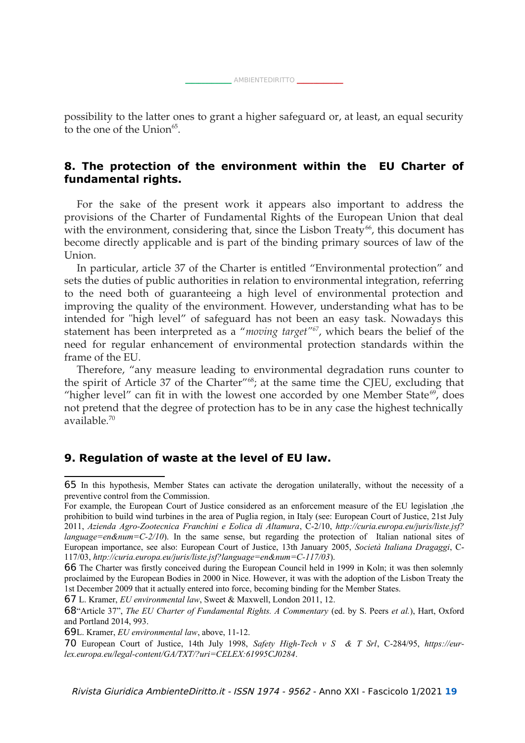possibility to the latter ones to grant a higher safeguard or, at least, an equal security to the one of the Union[65].

## 8. The protection of the environment within the EU Charter of fundamental rights.

For the sake of the present work it appears also important to address the provisions of the Charter of Fundamental Rights of the European Union that deal with the environment, considering that, since the Lisbon Treaty[66], this document has become directly applicable and is part of the binding primary sources of law of the Union.

In particular, article 37 of the Charter is entitled "Environmental protection" and sets the duties of public authorities in relation to environmental integration, referring to the need both of guaranteeing a high level of environmental protection and improving the quality of the environment. However, understanding what has to be intended for "high level" of safeguard has not been an easy task. Nowadays this statement has been interpreted as a "*moving target*"[67], which bears the belief of the need for regular enhancement of environmental protection standards within the frame of the EU.

Therefore, "any measure leading to environmental degradation runs counter to the spirit of Article 37 of the Charter"[68]; at the same time the CJEU, excluding that "higher level" can fit in with the lowest one accorded by one Member State[69], does not pretend that the degree of protection has to be in any case the highest technically available.[70]

## 9. Regulation of waste at the level of EU law.

---

65 In this hypothesis, Member States can activate the derogation unilaterally, without the necessity of a preventive control from the Commission.

For example, the European Court of Justice considered as an enforcement measure of the EU legislation ,the prohibition to build wind turbines in the area of Puglia region, in Italy (see: European Court of Justice, 21st July 2011, *Azienda Agro-Zootecnica Franchini e Eolica di Altamura*, C-2/10, *http://curia.europa.eu/juris/liste.jsf?language=en&num=C-2/10*). In the same sense, but regarding the protection of Italian national sites of European importance, see also: European Court of Justice, 13th January 2005, *Società Italiana Dragaggi*, C-117/03, *http://curia.europa.eu/juris/liste.jsf?language=en&num=C-117/03*).

66 The Charter was firstly conceived during the European Council held in 1999 in Koln; it was then solemnly proclaimed by the European Bodies in 2000 in Nice. However, it was with the adoption of the Lisbon Treaty the 1st December 2009 that it actually entered into force, becoming binding for the Member States.

67 L. Kramer, *EU environmental law*, Sweet & Maxwell, London 2011, 12.

68 "Article 37", *The EU Charter of Fundamental Rights. A Commentary* (ed. by S. Peers *et al.*), Hart, Oxford and Portland 2014, 993.

69 L. Kramer, *EU environmental law*, above, 11-12.

70 European Court of Justice, 14th July 1998, *Safety High-Tech v S & T Srl*, C-284/95, *https://eur-lex.europa.eu/legal-content/GA/TXT/?uri=CELEX:61995CJ0284*.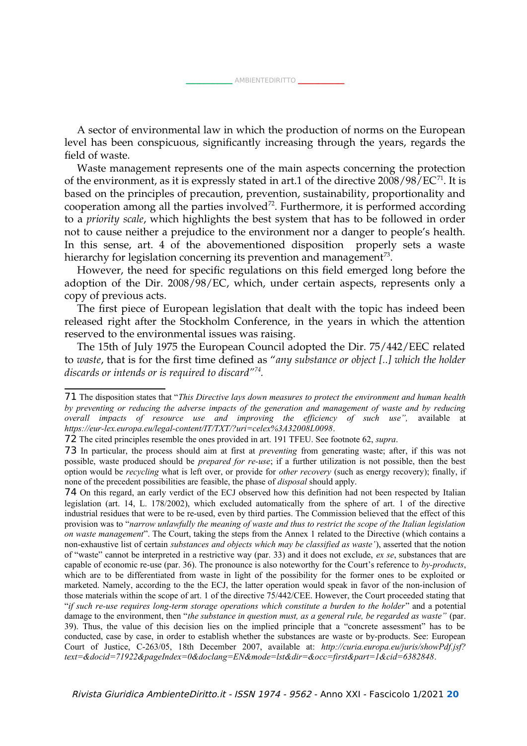A sector of environmental law in which the production of norms on the European level has been conspicuous, significantly increasing through the years, regards the field of waste.

Waste management represents one of the main aspects concerning the protection of the environment, as it is expressly stated in art.1 of the directive 2008/98/EC[71]. It is based on the principles of precaution, prevention, sustainability, proportionality and cooperation among all the parties involved[72]. Furthermore, it is performed according to a *priority scale*, which highlights the best system that has to be followed in order not to cause neither a prejudice to the environment nor a danger to people's health. In this sense, art. 4 of the abovementioned disposition properly sets a waste hierarchy for legislation concerning its prevention and management[73].

However, the need for specific regulations on this field emerged long before the adoption of the Dir. 2008/98/EC, which, under certain aspects, represents only a copy of previous acts.

The first piece of European legislation that dealt with the topic has indeed been released right after the Stockholm Conference, in the years in which the attention reserved to the environmental issues was raising.

The 15th of July 1975 the European Council adopted the Dir. 75/442/EEC related to *waste*, that is for the first time defined as "*any substance or object [..] which the holder discards or intends or is required to discard*"[74].

---

71 The disposition states that "*This Directive lays down measures to protect the environment and human health by preventing or reducing the adverse impacts of the generation and management of waste and by reducing overall impacts of resource use and improving the efficiency of such use",* available at *https://eur-lex.europa.eu/legal-content/IT/TXT/?uri=celex%3A32008L0098*.

72 The cited principles resemble the ones provided in art. 191 TFEU. See footnote 62, *supra*.

73 In particular, the process should aim at first at *preventing* from generating waste; after, if this was not possible, waste produced should be *prepared for re-use*; if a further utilization is not possible, then the best option would be *recycling* what is left over, or provide for *other recovery* (such as energy recovery); finally, if none of the precedent possibilities are feasible, the phase of *disposal* should apply.

74 On this regard, an early verdict of the ECJ observed how this definition had not been respected by Italian legislation (art. 14, L. 178/2002), which excluded automatically from the sphere of art. 1 of the directive industrial residues that were to be re-used, even by third parties. The Commission believed that the effect of this provision was to "*narrow unlawfully the meaning of waste and thus to restrict the scope of the Italian legislation on waste management*". The Court, taking the steps from the Annex 1 related to the Directive (which contains a non-exhaustive list of certain *substances and objects which may be classified as waste'*), asserted that the notion of "waste" cannot be interpreted in a restrictive way (par. 33) and it does not exclude, *ex se*, substances that are capable of economic re-use (par. 36). The pronounce is also noteworthy for the Court's reference to *by-products*, which are to be differentiated from waste in light of the possibility for the former ones to be exploited or marketed. Namely, according to the the ECJ, the latter operation would speak in favor of the non-inclusion of those materials within the scope of art. 1 of the directive 75/442/CEE. However, the Court proceeded stating that "*if such re-use requires long-term storage operations which constitute a burden to the holder*" and a potential damage to the environment, then "*the substance in question must, as a general rule, be regarded as waste"* (par. 39). Thus, the value of this decision lies on the implied principle that a "concrete assessment" has to be conducted, case by case, in order to establish whether the substances are waste or by-products. See: European Court of Justice, C-263/05, 18th December 2007, available at: *http://curia.europa.eu/juris/showPdf.jsf?text=&docid=71922&pageIndex=0&doclang=EN&mode=lst&dir=&occ=first&part=1&cid=6382848*.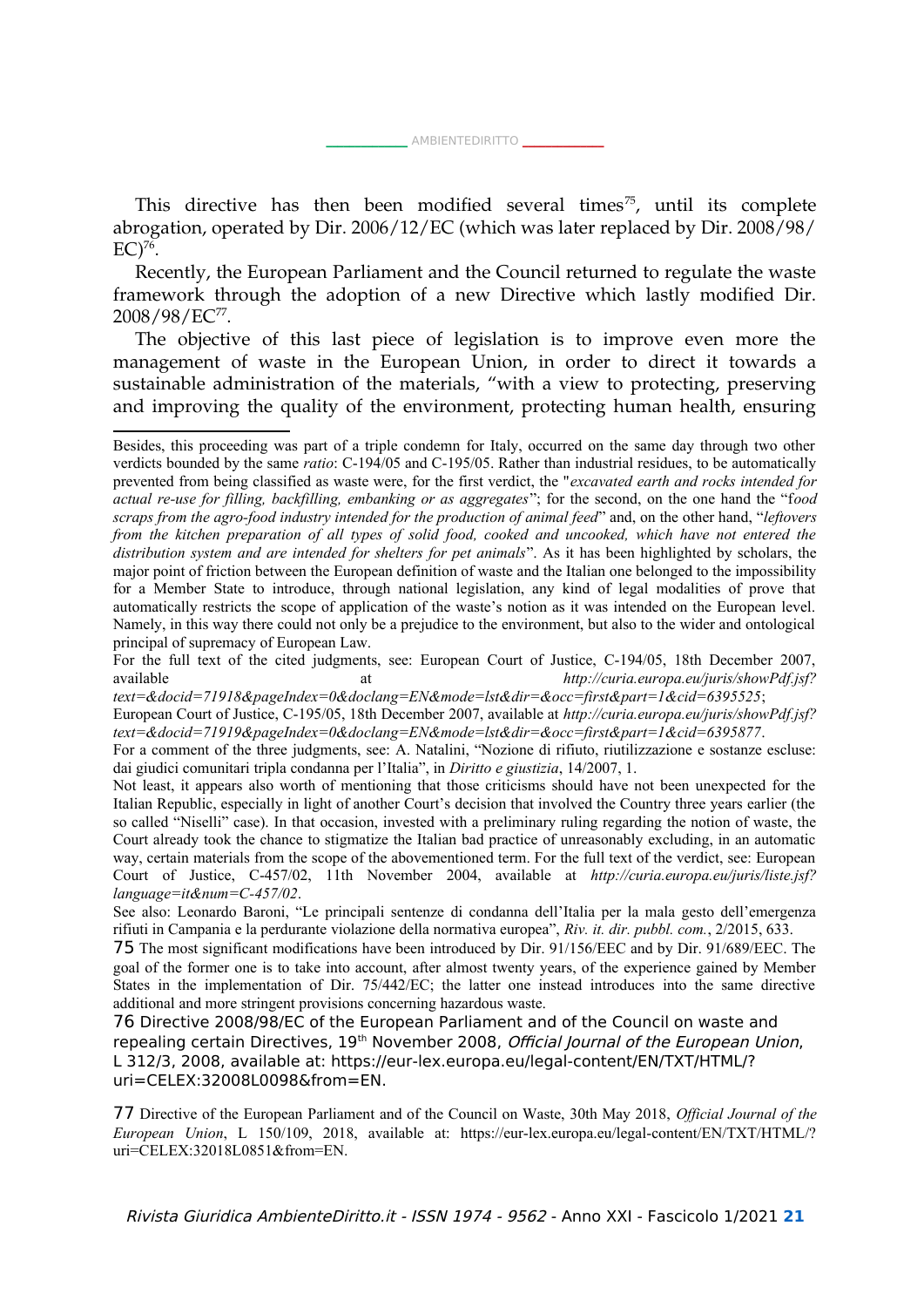This directive has then been modified several times[75], until its complete abrogation, operated by Dir. 2006/12/EC (which was later replaced by Dir. 2008/98/EC)[76].

Recently, the European Parliament and the Council returned to regulate the waste framework through the adoption of a new Directive which lastly modified Dir. 2008/98/EC[77].

The objective of this last piece of legislation is to improve even more the management of waste in the European Union, in order to direct it towards a sustainable administration of the materials, "with a view to protecting, preserving and improving the quality of the environment, protecting human health, ensuring

---

Besides, this proceeding was part of a triple condemn for Italy, occurred on the same day through two other verdicts bounded by the same *ratio*: C-194/05 and C-195/05. Rather than industrial residues, to be automatically prevented from being classified as waste were, for the first verdict, the "*excavated earth and rocks intended for actual re-use for filling, backfilling, embanking or as aggregates*"; for the second, on the one hand the "f*ood scraps from the agro-food industry intended for the production of animal feed*" and, on the other hand, "*leftovers from the kitchen preparation of all types of solid food, cooked and uncooked, which have not entered the distribution system and are intended for shelters for pet animals*". As it has been highlighted by scholars, the major point of friction between the European definition of waste and the Italian one belonged to the impossibility for a Member State to introduce, through national legislation, any kind of legal modalities of prove that automatically restricts the scope of application of the waste's notion as it was intended on the European level. Namely, in this way there could not only be a prejudice to the environment, but also to the wider and ontological principal of supremacy of European Law.

For the full text of the cited judgments, see: European Court of Justice, C-194/05, 18th December 2007, available at *http://curia.europa.eu/juris/showPdf.jsf?text=&docid=71918&pageIndex=0&doclang=EN&mode=lst&dir=&occ=first&part=1&cid=6395525*; European Court of Justice, C-195/05, 18th December 2007, available at *http://curia.europa.eu/juris/showPdf.jsf?text=&docid=71919&pageIndex=0&doclang=EN&mode=lst&dir=&occ=first&part=1&cid=6395877*.

For a comment of the three judgments, see: A. Natalini, "Nozione di rifiuto, riutilizzazione e sostanze escluse: dai giudici comunitari tripla condanna per l'Italia", in *Diritto e giustizia*, 14/2007, 1.

Not least, it appears also worth of mentioning that those criticisms should have not been unexpected for the Italian Republic, especially in light of another Court's decision that involved the Country three years earlier (the so called "Niselli" case). In that occasion, invested with a preliminary ruling regarding the notion of waste, the Court already took the chance to stigmatize the Italian bad practice of unreasonably excluding, in an automatic way, certain materials from the scope of the abovementioned term. For the full text of the verdict, see: European Court of Justice, C-457/02, 11th November 2004, available at *http://curia.europa.eu/juris/liste.jsf?language=it&num=C-457/02*.

See also: Leonardo Baroni, "Le principali sentenze di condanna dell'Italia per la mala gesto dell'emergenza rifiuti in Campania e la perdurante violazione della normativa europea", *Riv. it. dir. pubbl. com.*, 2/2015, 633.

75 The most significant modifications have been introduced by Dir. 91/156/EEC and by Dir. 91/689/EEC. The goal of the former one is to take into account, after almost twenty years, of the experience gained by Member States in the implementation of Dir. 75/442/EC; the latter one instead introduces into the same directive additional and more stringent provisions concerning hazardous waste.

76 Directive 2008/98/EC of the European Parliament and of the Council on waste and repealing certain Directives, 19th November 2008, *Official Journal of the European Union*, L 312/3, 2008, available at: https://eur-lex.europa.eu/legal-content/EN/TXT/HTML/?uri=CELEX:32008L0098&from=EN.

77 Directive of the European Parliament and of the Council on Waste, 30th May 2018, *Official Journal of the European Union*, L 150/109, 2018, available at: https://eur-lex.europa.eu/legal-content/EN/TXT/HTML/?uri=CELEX:32018L0851&from=EN.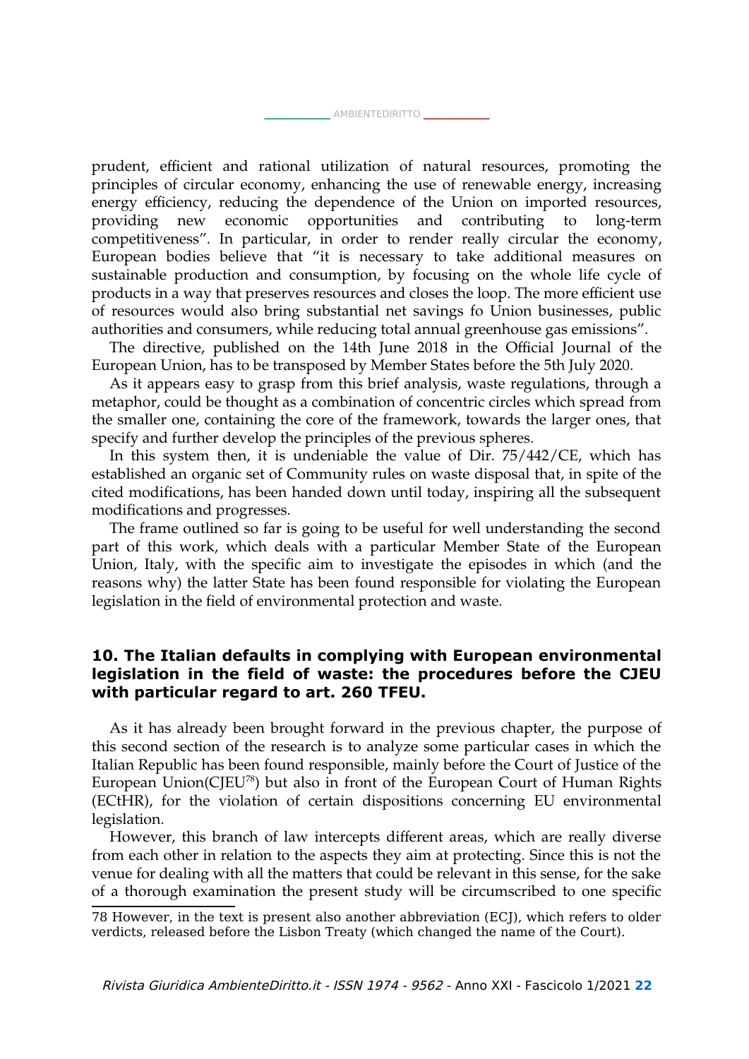prudent, efficient and rational utilization of natural resources, promoting the principles of circular economy, enhancing the use of renewable energy, increasing energy efficiency, reducing the dependence of the Union on imported resources, providing new economic opportunities and contributing to long-term competitiveness". In particular, in order to render really circular the economy, European bodies believe that "it is necessary to take additional measures on sustainable production and consumption, by focusing on the whole life cycle of products in a way that preserves resources and closes the loop. The more efficient use of resources would also bring substantial net savings fo Union businesses, public authorities and consumers, while reducing total annual greenhouse gas emissions".

The directive, published on the 14th June 2018 in the Official Journal of the European Union, has to be transposed by Member States before the 5th July 2020.

As it appears easy to grasp from this brief analysis, waste regulations, through a metaphor, could be thought as a combination of concentric circles which spread from the smaller one, containing the core of the framework, towards the larger ones, that specify and further develop the principles of the previous spheres.

In this system then, it is undeniable the value of Dir. 75/442/CE, which has established an organic set of Community rules on waste disposal that, in spite of the cited modifications, has been handed down until today, inspiring all the subsequent modifications and progresses.

The frame outlined so far is going to be useful for well understanding the second part of this work, which deals with a particular Member State of the European Union, Italy, with the specific aim to investigate the episodes in which (and the reasons why) the latter State has been found responsible for violating the European legislation in the field of environmental protection and waste.

## 10. The Italian defaults in complying with European environmental legislation in the field of waste: the procedures before the CJEU with particular regard to art. 260 TFEU.

As it has already been brought forward in the previous chapter, the purpose of this second section of the research is to analyze some particular cases in which the Italian Republic has been found responsible, mainly before the Court of Justice of the European Union(CJEU[78]) but also in front of the European Court of Human Rights (ECtHR), for the violation of certain dispositions concerning EU environmental legislation.

However, this branch of law intercepts different areas, which are really diverse from each other in relation to the aspects they aim at protecting. Since this is not the venue for dealing with all the matters that could be relevant in this sense, for the sake of a thorough examination the present study will be circumscribed to one specific

78 However, in the text is present also another abbreviation (ECJ), which refers to older verdicts, released before the Lisbon Treaty (which changed the name of the Court).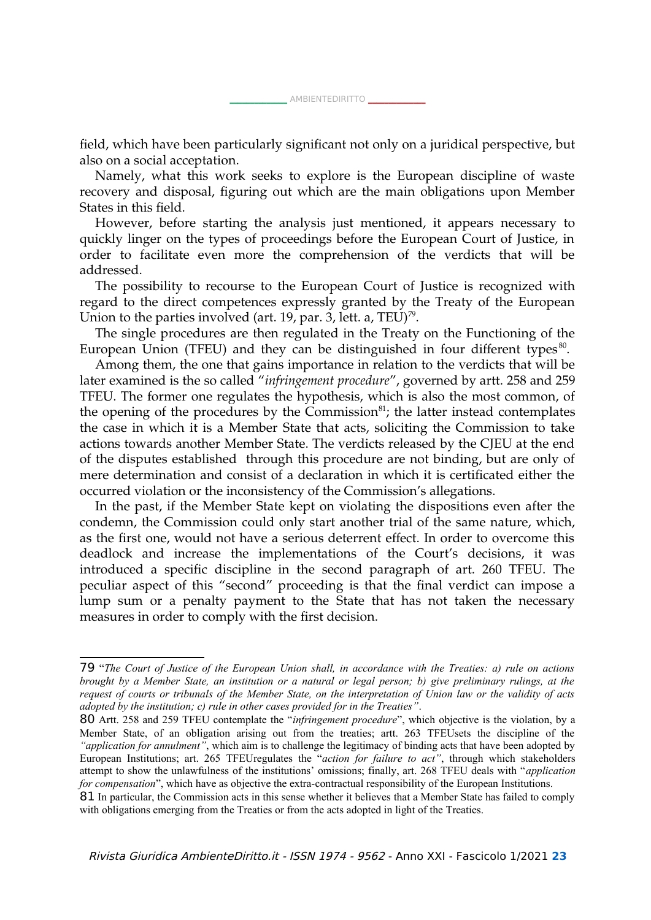field, which have been particularly significant not only on a juridical perspective, but also on a social acceptation.

Namely, what this work seeks to explore is the European discipline of waste recovery and disposal, figuring out which are the main obligations upon Member States in this field.

However, before starting the analysis just mentioned, it appears necessary to quickly linger on the types of proceedings before the European Court of Justice, in order to facilitate even more the comprehension of the verdicts that will be addressed.

The possibility to recourse to the European Court of Justice is recognized with regard to the direct competences expressly granted by the Treaty of the European Union to the parties involved (art. 19, par. 3, lett. a, TEU)[79].

The single procedures are then regulated in the Treaty on the Functioning of the European Union (TFEU) and they can be distinguished in four different types[80].

Among them, the one that gains importance in relation to the verdicts that will be later examined is the so called "*infringement procedure*", governed by artt. 258 and 259 TFEU. The former one regulates the hypothesis, which is also the most common, of the opening of the procedures by the Commission[81]; the latter instead contemplates the case in which it is a Member State that acts, soliciting the Commission to take actions towards another Member State. The verdicts released by the CJEU at the end of the disputes established through this procedure are not binding, but are only of mere determination and consist of a declaration in which it is certificated either the occurred violation or the inconsistency of the Commission's allegations.

In the past, if the Member State kept on violating the dispositions even after the condemn, the Commission could only start another trial of the same nature, which, as the first one, would not have a serious deterrent effect. In order to overcome this deadlock and increase the implementations of the Court's decisions, it was introduced a specific discipline in the second paragraph of art. 260 TFEU. The peculiar aspect of this "second" proceeding is that the final verdict can impose a lump sum or a penalty payment to the State that has not taken the necessary measures in order to comply with the first decision.

---

79 "*The Court of Justice of the European Union shall, in accordance with the Treaties: a) rule on actions brought by a Member State, an institution or a natural or legal person; b) give preliminary rulings, at the request of courts or tribunals of the Member State, on the interpretation of Union law or the validity of acts adopted by the institution; c) rule in other cases provided for in the Treaties"*.

80 Artt. 258 and 259 TFEU contemplate the "*infringement procedure*", which objective is the violation, by a Member State, of an obligation arising out from the treaties; artt. 263 TFEUsets the discipline of the *"application for annulment"*, which aim is to challenge the legitimacy of binding acts that have been adopted by European Institutions; art. 265 TFEUregulates the "*action for failure to act"*, through which stakeholders attempt to show the unlawfulness of the institutions' omissions; finally, art. 268 TFEU deals with "*application for compensation*", which have as objective the extra-contractual responsibility of the European Institutions.

81 In particular, the Commission acts in this sense whether it believes that a Member State has failed to comply with obligations emerging from the Treaties or from the acts adopted in light of the Treaties.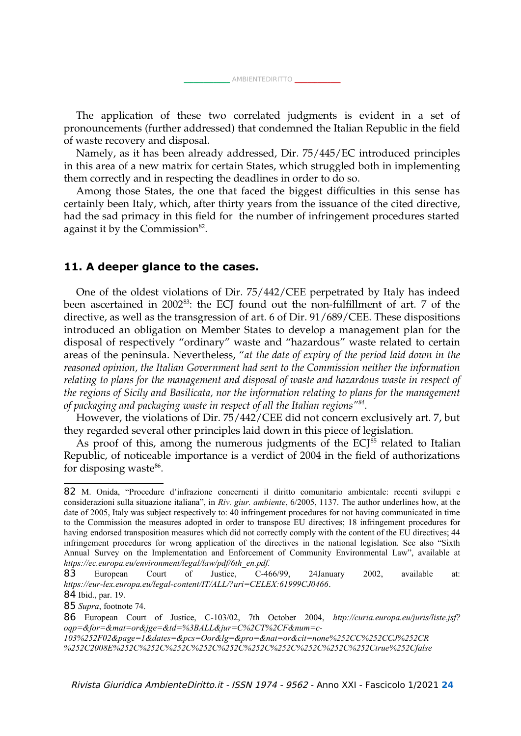The application of these two correlated judgments is evident in a set of pronouncements (further addressed) that condemned the Italian Republic in the field of waste recovery and disposal.

Namely, as it has been already addressed, Dir. 75/445/EC introduced principles in this area of a new matrix for certain States, which struggled both in implementing them correctly and in respecting the deadlines in order to do so.

Among those States, the one that faced the biggest difficulties in this sense has certainly been Italy, which, after thirty years from the issuance of the cited directive, had the sad primacy in this field for the number of infringement procedures started against it by the Commission[82].

## 11. A deeper glance to the cases.

One of the oldest violations of Dir. 75/442/CEE perpetrated by Italy has indeed been ascertained in 2002[83]: the ECJ found out the non-fulfillment of art. 7 of the directive, as well as the transgression of art. 6 of Dir. 91/689/CEE. These dispositions introduced an obligation on Member States to develop a management plan for the disposal of respectively "ordinary" waste and "hazardous" waste related to certain areas of the peninsula. Nevertheless, "*at the date of expiry of the period laid down in the reasoned opinion, the Italian Government had sent to the Commission neither the information relating to plans for the management and disposal of waste and hazardous waste in respect of the regions of Sicily and Basilicata, nor the information relating to plans for the management of packaging and packaging waste in respect of all the Italian regions"*[84].

However, the violations of Dir. 75/442/CEE did not concern exclusively art. 7, but they regarded several other principles laid down in this piece of legislation.

As proof of this, among the numerous judgments of the ECJ[85] related to Italian Republic, of noticeable importance is a verdict of 2004 in the field of authorizations for disposing waste[86].

---

82 M. Onida, "Procedure d'infrazione concernenti il diritto comunitario ambientale: recenti sviluppi e considerazioni sulla situazione italiana", in *Riv. giur. ambiente*, 6/2005, 1137. The author underlines how, at the date of 2005, Italy was subject respectively to: 40 infringement procedures for not having communicated in time to the Commission the measures adopted in order to transpose EU directives; 18 infringement procedures for having endorsed transposition measures which did not correctly comply with the content of the EU directives; 44 infringement procedures for wrong application of the directives in the national legislation. See also "Sixth Annual Survey on the Implementation and Enforcement of Community Environmental Law", available at *https://ec.europa.eu/environment/legal/law/pdf/6th_en.pdf.*

83 European Court of Justice, C-466/99, 24January 2002, available at: *https://eur-lex.europa.eu/legal-content/IT/ALL/?uri=CELEX:61999CJ0466*.

84 Ibid., par. 19.

85 *Supra*, footnote 74.

86 European Court of Justice, C-103/02, 7th October 2004, *http://curia.europa.eu/juris/liste.jsf?oqp=&for=&mat=or&jge=&td=%3BALL&jur=C%2CT%2CF&num=c-103%252F02&page=1&dates=&pcs=Oor&lg=&pro=&nat=or&cit=none%252CC%252CCJ%252CR%252C2008E%252C%252C%252C%252C%252C%252C%252C%252C%252C%252C%252Ctrue%252Cfalse*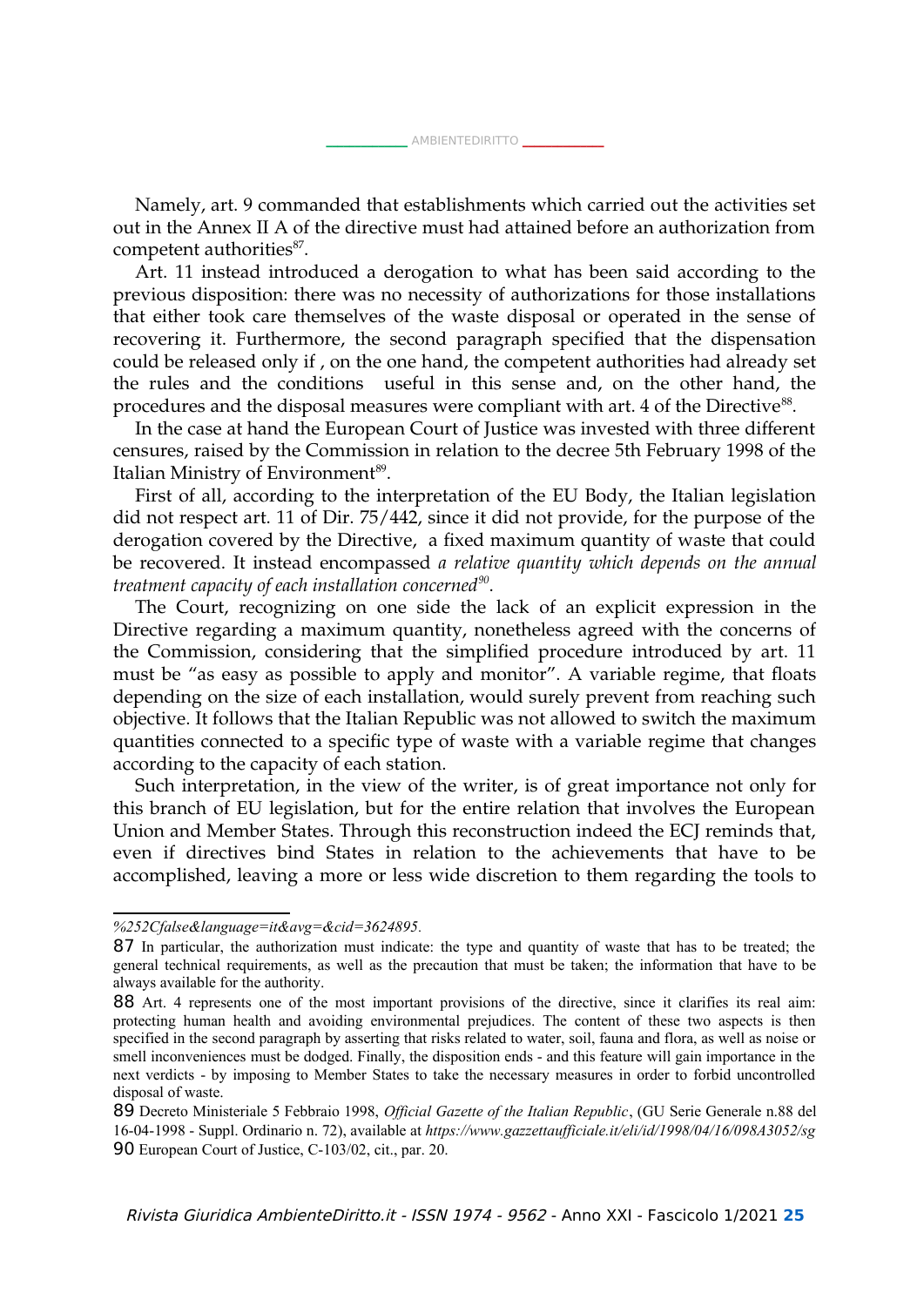Namely, art. 9 commanded that establishments which carried out the activities set out in the Annex II A of the directive must had attained before an authorization from competent authorities[87].

Art. 11 instead introduced a derogation to what has been said according to the previous disposition: there was no necessity of authorizations for those installations that either took care themselves of the waste disposal or operated in the sense of recovering it. Furthermore, the second paragraph specified that the dispensation could be released only if , on the one hand, the competent authorities had already set the rules and the conditions useful in this sense and, on the other hand, the procedures and the disposal measures were compliant with art. 4 of the Directive[88].

In the case at hand the European Court of Justice was invested with three different censures, raised by the Commission in relation to the decree 5th February 1998 of the Italian Ministry of Environment[89].

First of all, according to the interpretation of the EU Body, the Italian legislation did not respect art. 11 of Dir. 75/442, since it did not provide, for the purpose of the derogation covered by the Directive, a fixed maximum quantity of waste that could be recovered. It instead encompassed *a relative quantity which depends on the annual treatment capacity of each installation concerned*[90].

The Court, recognizing on one side the lack of an explicit expression in the Directive regarding a maximum quantity, nonetheless agreed with the concerns of the Commission, considering that the simplified procedure introduced by art. 11 must be "as easy as possible to apply and monitor". A variable regime, that floats depending on the size of each installation, would surely prevent from reaching such objective. It follows that the Italian Republic was not allowed to switch the maximum quantities connected to a specific type of waste with a variable regime that changes according to the capacity of each station.

Such interpretation, in the view of the writer, is of great importance not only for this branch of EU legislation, but for the entire relation that involves the European Union and Member States. Through this reconstruction indeed the ECJ reminds that, even if directives bind States in relation to the achievements that have to be accomplished, leaving a more or less wide discretion to them regarding the tools to

---

*%252Cfalse&language=it&avg=&cid=3624895.*

87 In particular, the authorization must indicate: the type and quantity of waste that has to be treated; the general technical requirements, as well as the precaution that must be taken; the information that have to be always available for the authority.

88 Art. 4 represents one of the most important provisions of the directive, since it clarifies its real aim: protecting human health and avoiding environmental prejudices. The content of these two aspects is then specified in the second paragraph by asserting that risks related to water, soil, fauna and flora, as well as noise or smell inconveniences must be dodged. Finally, the disposition ends - and this feature will gain importance in the next verdicts - by imposing to Member States to take the necessary measures in order to forbid uncontrolled disposal of waste.

89 Decreto Ministeriale 5 Febbraio 1998, *Official Gazette of the Italian Republic*, (GU Serie Generale n.88 del 16-04-1998 - Suppl. Ordinario n. 72), available at *https://www.gazzettaufficiale.it/eli/id/1998/04/16/098A3052/sg*

90 European Court of Justice, C-103/02, cit., par. 20.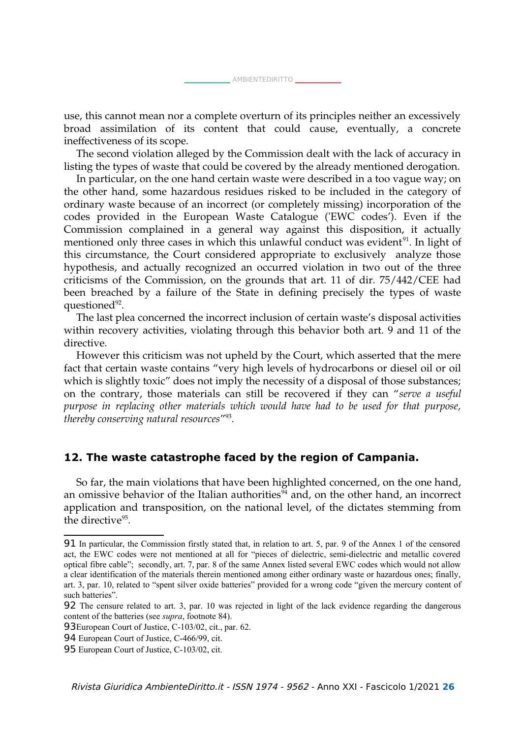use, this cannot mean nor a complete overturn of its principles neither an excessively broad assimilation of its content that could cause, eventually, a concrete ineffectiveness of its scope.

The second violation alleged by the Commission dealt with the lack of accuracy in listing the types of waste that could be covered by the already mentioned derogation.

In particular, on the one hand certain waste were described in a too vague way; on the other hand, some hazardous residues risked to be included in the category of ordinary waste because of an incorrect (or completely missing) incorporation of the codes provided in the European Waste Catalogue ('EWC codes'). Even if the Commission complained in a general way against this disposition, it actually mentioned only three cases in which this unlawful conduct was evident[91]. In light of this circumstance, the Court considered appropriate to exclusively analyze those hypothesis, and actually recognized an occurred violation in two out of the three criticisms of the Commission, on the grounds that art. 11 of dir. 75/442/CEE had been breached by a failure of the State in defining precisely the types of waste questioned[92].

The last plea concerned the incorrect inclusion of certain waste's disposal activities within recovery activities, violating through this behavior both art. 9 and 11 of the directive.

However this criticism was not upheld by the Court, which asserted that the mere fact that certain waste contains "very high levels of hydrocarbons or diesel oil or oil which is slightly toxic" does not imply the necessity of a disposal of those substances; on the contrary, those materials can still be recovered if they can "*serve a useful purpose in replacing other materials which would have had to be used for that purpose, thereby conserving natural resources*"[93].

## 12. The waste catastrophe faced by the region of Campania.

So far, the main violations that have been highlighted concerned, on the one hand, an omissive behavior of the Italian authorities[94] and, on the other hand, an incorrect application and transposition, on the national level, of the dictates stemming from the directive[95].

---

91 In particular, the Commission firstly stated that, in relation to art. 5, par. 9 of the Annex 1 of the censored act, the EWC codes were not mentioned at all for "pieces of dielectric, semi-dielectric and metallic covered optical fibre cable"; secondly, art. 7, par. 8 of the same Annex listed several EWC codes which would not allow a clear identification of the materials therein mentioned among either ordinary waste or hazardous ones; finally, art. 3, par. 10, related to "spent silver oxide batteries" provided for a wrong code "given the mercury content of such batteries".

92 The censure related to art. 3, par. 10 was rejected in light of the lack evidence regarding the dangerous content of the batteries (see *supra*, footnote 84).

93 European Court of Justice, C-103/02, cit., par. 62.

94 European Court of Justice, C-466/99, cit.

95 European Court of Justice, C-103/02, cit.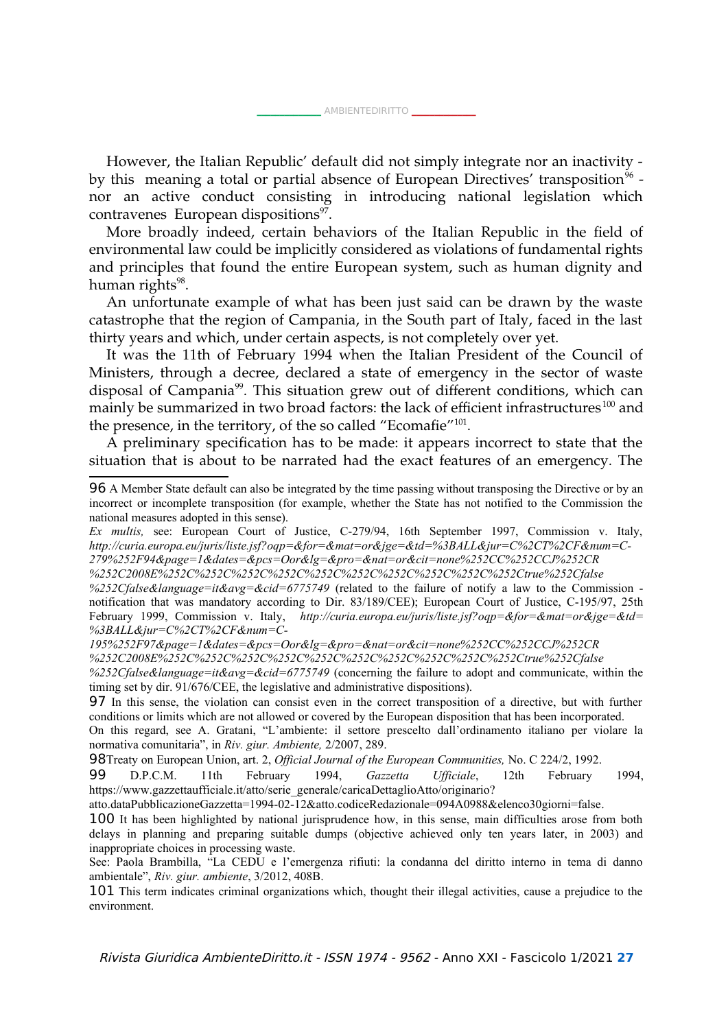However, the Italian Republic' default did not simply integrate nor an inactivity - by this meaning a total or partial absence of European Directives' transposition[96] - nor an active conduct consisting in introducing national legislation which contravenes European dispositions[97].

More broadly indeed, certain behaviors of the Italian Republic in the field of environmental law could be implicitly considered as violations of fundamental rights and principles that found the entire European system, such as human dignity and human rights[98].

An unfortunate example of what has been just said can be drawn by the waste catastrophe that the region of Campania, in the South part of Italy, faced in the last thirty years and which, under certain aspects, is not completely over yet.

It was the 11th of February 1994 when the Italian President of the Council of Ministers, through a decree, declared a state of emergency in the sector of waste disposal of Campania[99]. This situation grew out of different conditions, which can mainly be summarized in two broad factors: the lack of efficient infrastructures[100] and the presence, in the territory, of the so called "Ecomafie"[101].

A preliminary specification has to be made: it appears incorrect to state that the situation that is about to be narrated had the exact features of an emergency. The

---

96 A Member State default can also be integrated by the time passing without transposing the Directive or by an incorrect or incomplete transposition (for example, whether the State has not notified to the Commission the national measures adopted in this sense).

*Ex multis,* see: European Court of Justice, C-279/94, 16th September 1997, Commission v. Italy, *http://curia.europa.eu/juris/liste.jsf?oqp=&for=&mat=or&jge=&td=%3BALL&jur=C%2CT%2CF&num=C-279%252F94&page=1&dates=&pcs=Oor&lg=&pro=&nat=or&cit=none%252CC%252CCJ%252CR%252C2008E%252C%252C%252C%252C%252C%252C%252C%252C%252C%252Ctrue%252Cfalse%252Cfalse&language=it&avg=&cid=6775749* (related to the failure of notify a law to the Commission - notification that was mandatory according to Dir. 83/189/CEE); European Court of Justice, C-195/97, 25th February 1999, Commission v. Italy, *http://curia.europa.eu/juris/liste.jsf?oqp=&for=&mat=or&jge=&td=%3BALL&jur=C%2CT%2CF&num=C-195%252F97&page=1&dates=&pcs=Oor&lg=&pro=&nat=or&cit=none%252CC%252CCJ%252CR%252C2008E%252C%252C%252C%252C%252C%252C%252C%252C%252C%252Ctrue%252Cfalse%252Cfalse&language=it&avg=&cid=6775749* (concerning the failure to adopt and communicate, within the timing set by dir. 91/676/CEE, the legislative and administrative dispositions).

97 In this sense, the violation can consist even in the correct transposition of a directive, but with further conditions or limits which are not allowed or covered by the European disposition that has been incorporated.
On this regard, see A. Gratani, "L'ambiente: il settore prescelto dall'ordinamento italiano per violare la normativa comunitaria", in *Riv. giur. Ambiente,* 2/2007, 289.

98 Treaty on European Union, art. 2, *Official Journal of the European Communities,* No. C 224/2, 1992.

99 D.P.C.M. 11th February 1994, *Gazzetta Ufficiale*, 12th February 1994, https://www.gazzettaufficiale.it/atto/serie_generale/caricaDettaglioAtto/originario?atto.dataPubblicazioneGazzetta=1994-02-12&atto.codiceRedazionale=094A0988&elenco30giorni=false.

100 It has been highlighted by national jurisprudence how, in this sense, main difficulties arose from both delays in planning and preparing suitable dumps (objective achieved only ten years later, in 2003) and inappropriate choices in processing waste.
See: Paola Brambilla, "La CEDU e l'emergenza rifiuti: la condanna del diritto interno in tema di danno ambientale", *Riv. giur. ambiente*, 3/2012, 408B.

101 This term indicates criminal organizations which, thought their illegal activities, cause a prejudice to the environment.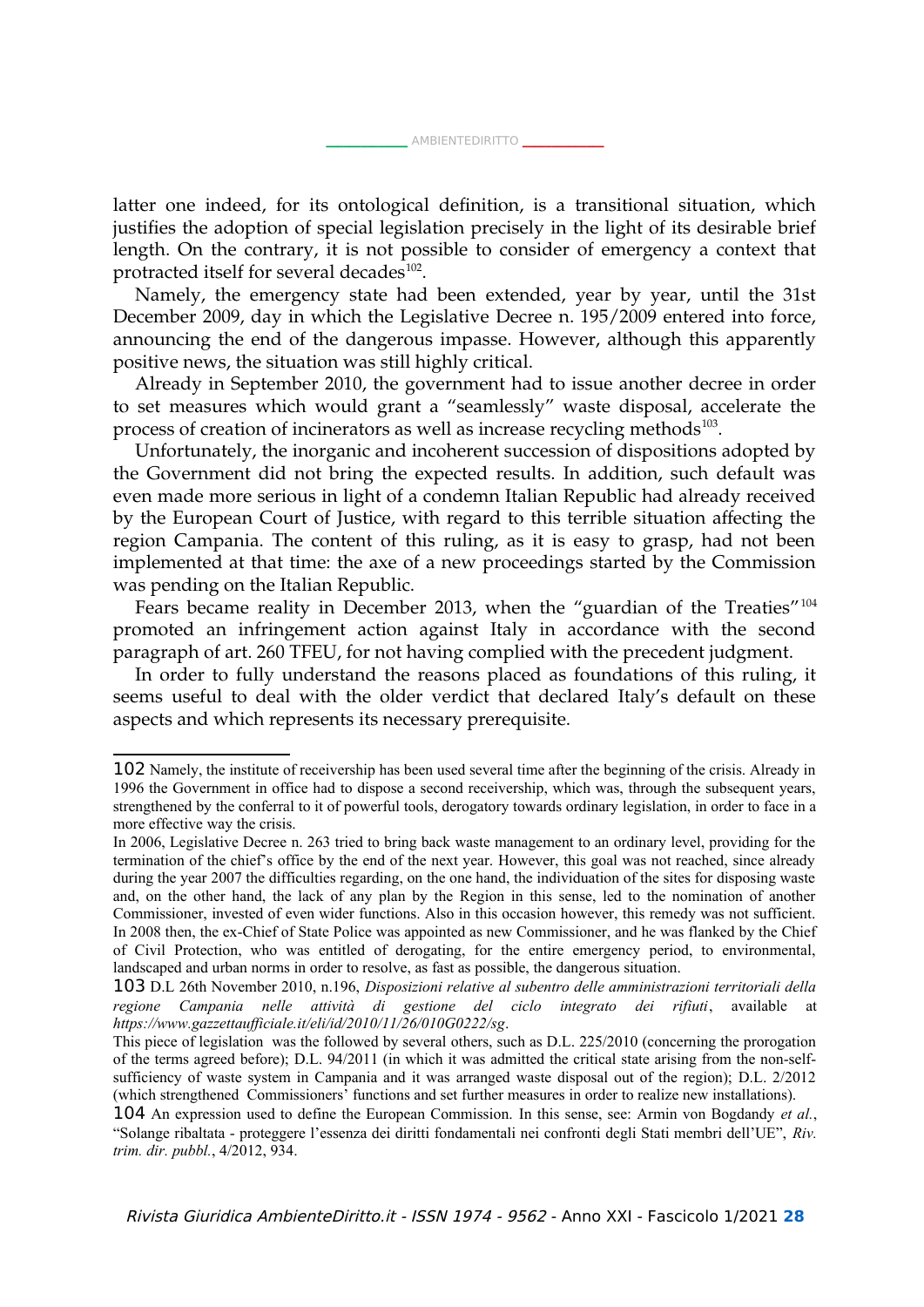latter one indeed, for its ontological definition, is a transitional situation, which justifies the adoption of special legislation precisely in the light of its desirable brief length. On the contrary, it is not possible to consider of emergency a context that protracted itself for several decades[102].

Namely, the emergency state had been extended, year by year, until the 31st December 2009, day in which the Legislative Decree n. 195/2009 entered into force, announcing the end of the dangerous impasse. However, although this apparently positive news, the situation was still highly critical.

Already in September 2010, the government had to issue another decree in order to set measures which would grant a "seamlessly" waste disposal, accelerate the process of creation of incinerators as well as increase recycling methods[103].

Unfortunately, the inorganic and incoherent succession of dispositions adopted by the Government did not bring the expected results. In addition, such default was even made more serious in light of a condemn Italian Republic had already received by the European Court of Justice, with regard to this terrible situation affecting the region Campania. The content of this ruling, as it is easy to grasp, had not been implemented at that time: the axe of a new proceedings started by the Commission was pending on the Italian Republic.

Fears became reality in December 2013, when the "guardian of the Treaties"[104] promoted an infringement action against Italy in accordance with the second paragraph of art. 260 TFEU, for not having complied with the precedent judgment.

In order to fully understand the reasons placed as foundations of this ruling, it seems useful to deal with the older verdict that declared Italy's default on these aspects and which represents its necessary prerequisite.

---

102 Namely, the institute of receivership has been used several time after the beginning of the crisis. Already in 1996 the Government in office had to dispose a second receivership, which was, through the subsequent years, strengthened by the conferral to it of powerful tools, derogatory towards ordinary legislation, in order to face in a more effective way the crisis.

In 2006, Legislative Decree n. 263 tried to bring back waste management to an ordinary level, providing for the termination of the chief's office by the end of the next year. However, this goal was not reached, since already during the year 2007 the difficulties regarding, on the one hand, the individuation of the sites for disposing waste and, on the other hand, the lack of any plan by the Region in this sense, led to the nomination of another Commissioner, invested of even wider functions. Also in this occasion however, this remedy was not sufficient. In 2008 then, the ex-Chief of State Police was appointed as new Commissioner, and he was flanked by the Chief of Civil Protection, who was entitled of derogating, for the entire emergency period, to environmental, landscaped and urban norms in order to resolve, as fast as possible, the dangerous situation.

103 D.L 26th November 2010, n.196, *Disposizioni relative al subentro delle amministrazioni territoriali della regione Campania nelle attività di gestione del ciclo integrato dei rifiuti*, available at *https://www.gazzettaufficiale.it/eli/id/2010/11/26/010G0222/sg*.

This piece of legislation was the followed by several others, such as D.L. 225/2010 (concerning the prorogation of the terms agreed before); D.L. 94/2011 (in which it was admitted the critical state arising from the non-self-sufficiency of waste system in Campania and it was arranged waste disposal out of the region); D.L. 2/2012 (which strengthened Commissioners' functions and set further measures in order to realize new installations).

104 An expression used to define the European Commission. In this sense, see: Armin von Bogdandy *et al.*, "Solange ribaltata - proteggere l'essenza dei diritti fondamentali nei confronti degli Stati membri dell'UE", *Riv. trim. dir. pubbl.*, 4/2012, 934.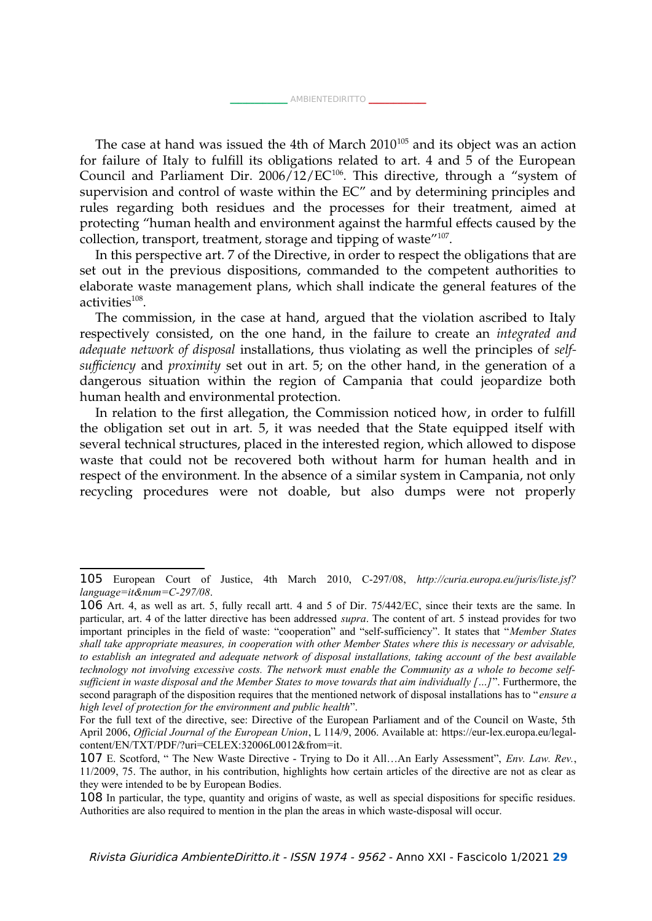The case at hand was issued the 4th of March 2010[105] and its object was an action for failure of Italy to fulfill its obligations related to art. 4 and 5 of the European Council and Parliament Dir. 2006/12/EC[106]. This directive, through a "system of supervision and control of waste within the EC" and by determining principles and rules regarding both residues and the processes for their treatment, aimed at protecting "human health and environment against the harmful effects caused by the collection, transport, treatment, storage and tipping of waste"[107].

In this perspective art. 7 of the Directive, in order to respect the obligations that are set out in the previous dispositions, commanded to the competent authorities to elaborate waste management plans, which shall indicate the general features of the activities[108].

The commission, in the case at hand, argued that the violation ascribed to Italy respectively consisted, on the one hand, in the failure to create an *integrated and adequate network of disposal* installations, thus violating as well the principles of *self-sufficiency* and *proximity* set out in art. 5; on the other hand, in the generation of a dangerous situation within the region of Campania that could jeopardize both human health and environmental protection.

In relation to the first allegation, the Commission noticed how, in order to fulfill the obligation set out in art. 5, it was needed that the State equipped itself with several technical structures, placed in the interested region, which allowed to dispose waste that could not be recovered both without harm for human health and in respect of the environment. In the absence of a similar system in Campania, not only recycling procedures were not doable, but also dumps were not properly

---

105 European Court of Justice, 4th March 2010, C-297/08, *http://curia.europa.eu/juris/liste.jsf?language=it&num=C-297/08*.

106 Art. 4, as well as art. 5, fully recall artt. 4 and 5 of Dir. 75/442/EC, since their texts are the same. In particular, art. 4 of the latter directive has been addressed *supra*. The content of art. 5 instead provides for two important principles in the field of waste: "cooperation" and "self-sufficiency". It states that "*Member States shall take appropriate measures, in cooperation with other Member States where this is necessary or advisable, to establish an integrated and adequate network of disposal installations, taking account of the best available technology not involving excessive costs. The network must enable the Community as a whole to become self-sufficient in waste disposal and the Member States to move towards that aim individually […]*". Furthermore, the second paragraph of the disposition requires that the mentioned network of disposal installations has to "*ensure a high level of protection for the environment and public health*".

For the full text of the directive, see: Directive of the European Parliament and of the Council on Waste, 5th April 2006, *Official Journal of the European Union*, L 114/9, 2006. Available at: https://eur-lex.europa.eu/legal-content/EN/TXT/PDF/?uri=CELEX:32006L0012&from=it.

107 E. Scotford, " The New Waste Directive - Trying to Do it All…An Early Assessment", *Env. Law. Rev.*, 11/2009, 75. The author, in his contribution, highlights how certain articles of the directive are not as clear as they were intended to be by European Bodies.

108 In particular, the type, quantity and origins of waste, as well as special dispositions for specific residues. Authorities are also required to mention in the plan the areas in which waste-disposal will occur.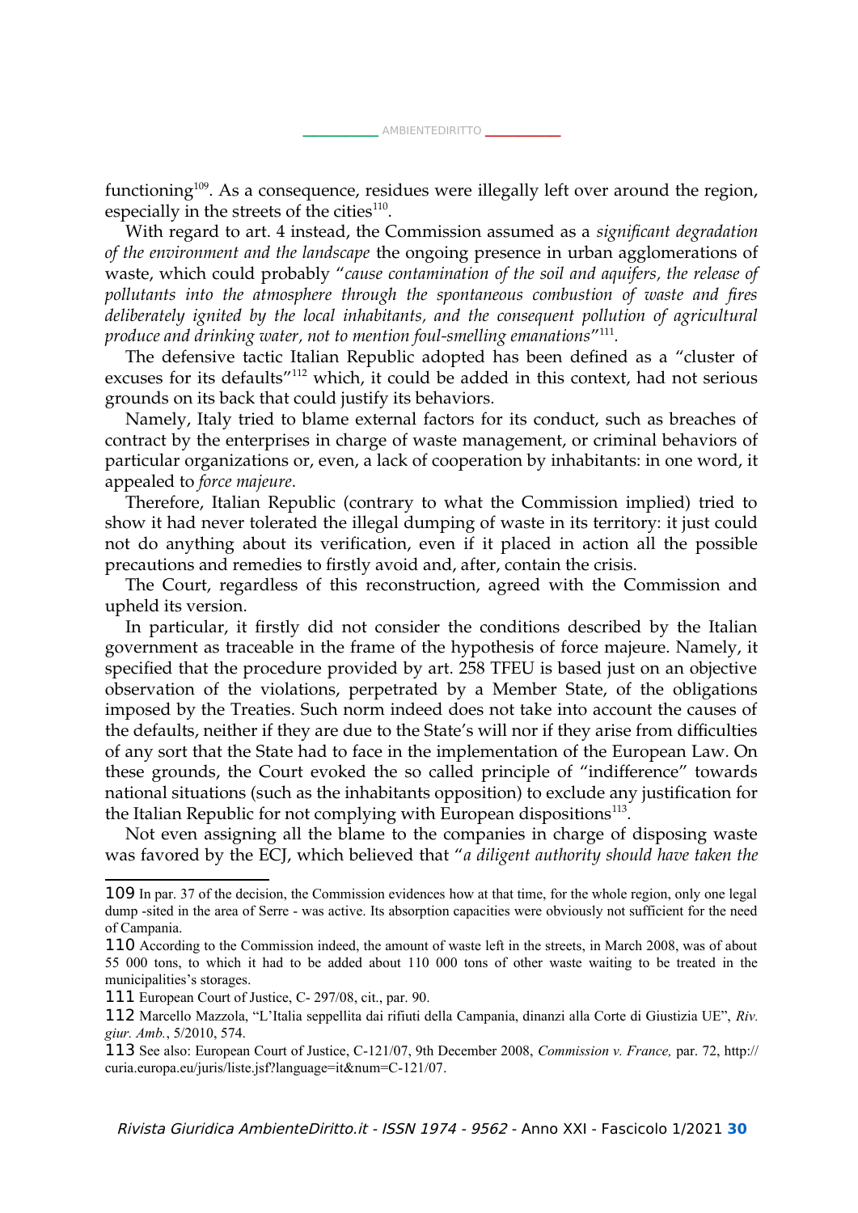functioning[109]. As a consequence, residues were illegally left over around the region, especially in the streets of the cities[110].

With regard to art. 4 instead, the Commission assumed as a *significant degradation of the environment and the landscape* the ongoing presence in urban agglomerations of waste, which could probably "*cause contamination of the soil and aquifers, the release of pollutants into the atmosphere through the spontaneous combustion of waste and fires deliberately ignited by the local inhabitants, and the consequent pollution of agricultural produce and drinking water, not to mention foul-smelling emanations*"[111].

The defensive tactic Italian Republic adopted has been defined as a "cluster of excuses for its defaults"[112] which, it could be added in this context, had not serious grounds on its back that could justify its behaviors.

Namely, Italy tried to blame external factors for its conduct, such as breaches of contract by the enterprises in charge of waste management, or criminal behaviors of particular organizations or, even, a lack of cooperation by inhabitants: in one word, it appealed to *force majeure*.

Therefore, Italian Republic (contrary to what the Commission implied) tried to show it had never tolerated the illegal dumping of waste in its territory: it just could not do anything about its verification, even if it placed in action all the possible precautions and remedies to firstly avoid and, after, contain the crisis.

The Court, regardless of this reconstruction, agreed with the Commission and upheld its version.

In particular, it firstly did not consider the conditions described by the Italian government as traceable in the frame of the hypothesis of force majeure. Namely, it specified that the procedure provided by art. 258 TFEU is based just on an objective observation of the violations, perpetrated by a Member State, of the obligations imposed by the Treaties. Such norm indeed does not take into account the causes of the defaults, neither if they are due to the State's will nor if they arise from difficulties of any sort that the State had to face in the implementation of the European Law. On these grounds, the Court evoked the so called principle of "indifference" towards national situations (such as the inhabitants opposition) to exclude any justification for the Italian Republic for not complying with European dispositions[113].

Not even assigning all the blame to the companies in charge of disposing waste was favored by the ECJ, which believed that "*a diligent authority should have taken the*

---

109 In par. 37 of the decision, the Commission evidences how at that time, for the whole region, only one legal dump -sited in the area of Serre - was active. Its absorption capacities were obviously not sufficient for the need of Campania.

110 According to the Commission indeed, the amount of waste left in the streets, in March 2008, was of about 55 000 tons, to which it had to be added about 110 000 tons of other waste waiting to be treated in the municipalities's storages.

111 European Court of Justice, C- 297/08, cit., par. 90.

112 Marcello Mazzola, "L'Italia seppellita dai rifiuti della Campania, dinanzi alla Corte di Giustizia UE", *Riv. giur. Amb.*, 5/2010, 574.

113 See also: European Court of Justice, C-121/07, 9th December 2008, *Commission v. France,* par. 72, http://curia.europa.eu/juris/liste.jsf?language=it&num=C-121/07.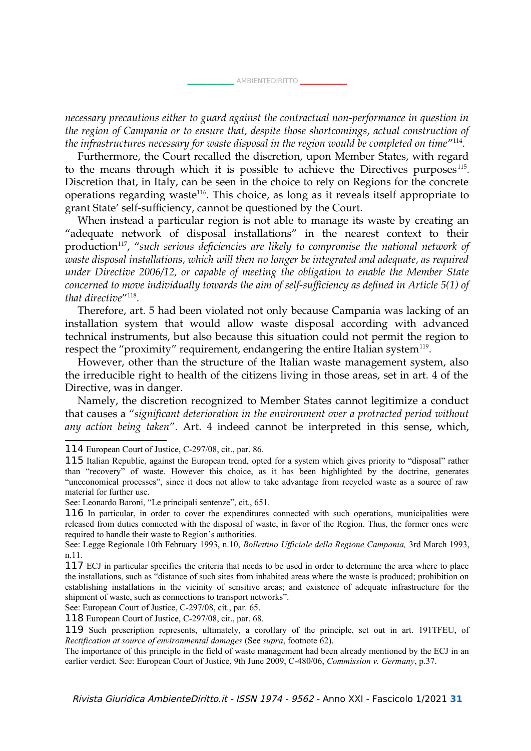*necessary precautions either to guard against the contractual non-performance in question in the region of Campania or to ensure that, despite those shortcomings, actual construction of the infrastructures necessary for waste disposal in the region would be completed on time*"[114].

Furthermore, the Court recalled the discretion, upon Member States, with regard to the means through which it is possible to achieve the Directives purposes[115]. Discretion that, in Italy, can be seen in the choice to rely on Regions for the concrete operations regarding waste[116]. This choice, as long as it reveals itself appropriate to grant State' self-sufficiency, cannot be questioned by the Court.

When instead a particular region is not able to manage its waste by creating an "adequate network of disposal installations" in the nearest context to their production[117], "*such serious deficiencies are likely to compromise the national network of waste disposal installations, which will then no longer be integrated and adequate, as required under Directive 2006/12, or capable of meeting the obligation to enable the Member State concerned to move individually towards the aim of self-sufficiency as defined in Article 5(1) of that directive*"[118].

Therefore, art. 5 had been violated not only because Campania was lacking of an installation system that would allow waste disposal according with advanced technical instruments, but also because this situation could not permit the region to respect the "proximity" requirement, endangering the entire Italian system[119].

However, other than the structure of the Italian waste management system, also the irreducible right to health of the citizens living in those areas, set in art. 4 of the Directive, was in danger.

Namely, the discretion recognized to Member States cannot legitimize a conduct that causes a "*significant deterioration in the environment over a protracted period without any action being taken*". Art. 4 indeed cannot be interpreted in this sense, which,

---

114 European Court of Justice, C-297/08, cit., par. 86.

115 Italian Republic, against the European trend, opted for a system which gives priority to "disposal" rather than "recovery" of waste. However this choice, as it has been highlighted by the doctrine, generates "uneconomical processes", since it does not allow to take advantage from recycled waste as a source of raw material for further use.

See: Leonardo Baroni, "Le principali sentenze", cit., 651.

116 In particular, in order to cover the expenditures connected with such operations, municipalities were released from duties connected with the disposal of waste, in favor of the Region. Thus, the former ones were required to handle their waste to Region's authorities.

See: Legge Regionale 10th February 1993, n.10, *Bollettino Ufficiale della Regione Campania,* 3rd March 1993, n.11.

117 ECJ in particular specifies the criteria that needs to be used in order to determine the area where to place the installations, such as "distance of such sites from inhabited areas where the waste is produced; prohibition on establishing installations in the vicinity of sensitive areas; and existence of adequate infrastructure for the shipment of waste, such as connections to transport networks".

See: European Court of Justice, C-297/08, cit., par. 65.

118 European Court of Justice, C-297/08, cit., par. 68.

119 Such prescription represents, ultimately, a corollary of the principle, set out in art. 191TFEU, of *Rectification at source of environmental damages* (See *supra*, footnote 62).

The importance of this principle in the field of waste management had been already mentioned by the ECJ in an earlier verdict. See: European Court of Justice, 9th June 2009, C-480/06, *Commission v. Germany*, p.37.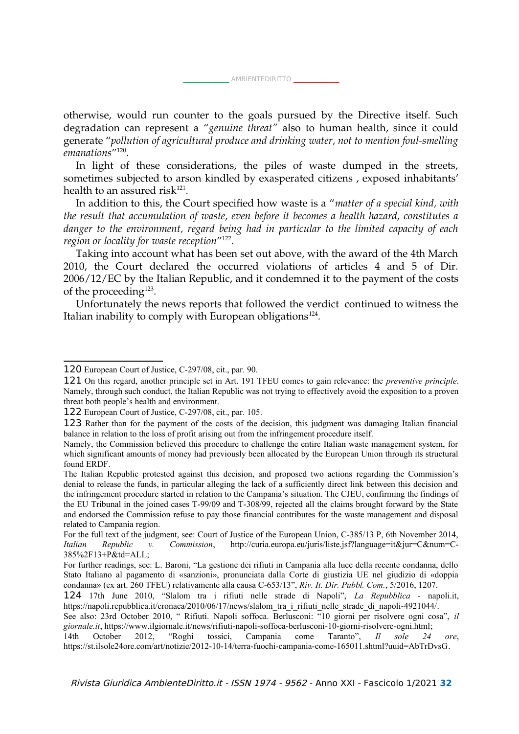otherwise, would run counter to the goals pursued by the Directive itself. Such degradation can represent a "*genuine threat"* also to human health, since it could generate "*pollution of agricultural produce and drinking water, not to mention foul-smelling emanations*"[120].

In light of these considerations, the piles of waste dumped in the streets, sometimes subjected to arson kindled by exasperated citizens , exposed inhabitants' health to an assured risk[121].

In addition to this, the Court specified how waste is a "*matter of a special kind, with the result that accumulation of waste, even before it becomes a health hazard, constitutes a danger to the environment, regard being had in particular to the limited capacity of each region or locality for waste reception*"[122].

Taking into account what has been set out above, with the award of the 4th March 2010, the Court declared the occurred violations of articles 4 and 5 of Dir. 2006/12/EC by the Italian Republic, and it condemned it to the payment of the costs of the proceeding[123].

Unfortunately the news reports that followed the verdict continued to witness the Italian inability to comply with European obligations[124].

---

120 European Court of Justice, C-297/08, cit., par. 90.

121 On this regard, another principle set in Art. 191 TFEU comes to gain relevance: the *preventive principle*. Namely, through such conduct, the Italian Republic was not trying to effectively avoid the exposition to a proven threat both people's health and environment.

122 European Court of Justice, C-297/08, cit., par. 105.

123 Rather than for the payment of the costs of the decision, this judgment was damaging Italian financial balance in relation to the loss of profit arising out from the infringement procedure itself.

Namely, the Commission believed this procedure to challenge the entire Italian waste management system, for which significant amounts of money had previously been allocated by the European Union through its structural found ERDF.

The Italian Republic protested against this decision, and proposed two actions regarding the Commission's denial to release the funds, in particular alleging the lack of a sufficiently direct link between this decision and the infringement procedure started in relation to the Campania's situation. The CJEU, confirming the findings of the EU Tribunal in the joined cases T-99/09 and T-308/99, rejected all the claims brought forward by the State and endorsed the Commission refuse to pay those financial contributes for the waste management and disposal related to Campania region.

For the full text of the judgment, see: Court of Justice of the European Union, C-385/13 P, 6th November 2014, *Italian Republic v. Commission*, http://curia.europa.eu/juris/liste.jsf?language=it&jur=C&num=C-385%2F13+P&td=ALL;

For further readings, see: L. Baroni, "La gestione dei rifiuti in Campania alla luce della recente condanna, dello Stato Italiano al pagamento di «sanzioni», pronunciata dalla Corte di giustizia UE nel giudizio di «doppia condanna» (ex art. 260 TFEU) relativamente alla causa C-653/13", *Riv. It. Dir. Pubbl. Com.*, 5/2016, 1207.

124 17th June 2010, "Slalom tra i rifiuti nelle strade di Napoli", *La Repubblica* - napoli.it, https://napoli.repubblica.it/cronaca/2010/06/17/news/slalom_tra_i_rifiuti_nelle_strade_di_napoli-4921044/.

See also: 23rd October 2010, " Rifiuti. Napoli soffoca. Berlusconi: "10 giorni per risolvere ogni cosa", *il giornale.it*, https://www.ilgiornale.it/news/rifiuti-napoli-soffoca-berlusconi-10-giorni-risolvere-ogni.html;

14th October 2012, "Roghi tossici, Campania come Taranto", *Il sole 24 ore*, https://st.ilsole24ore.com/art/notizie/2012-10-14/terra-fuochi-campania-come-165011.shtml?uuid=AbTrDvsG.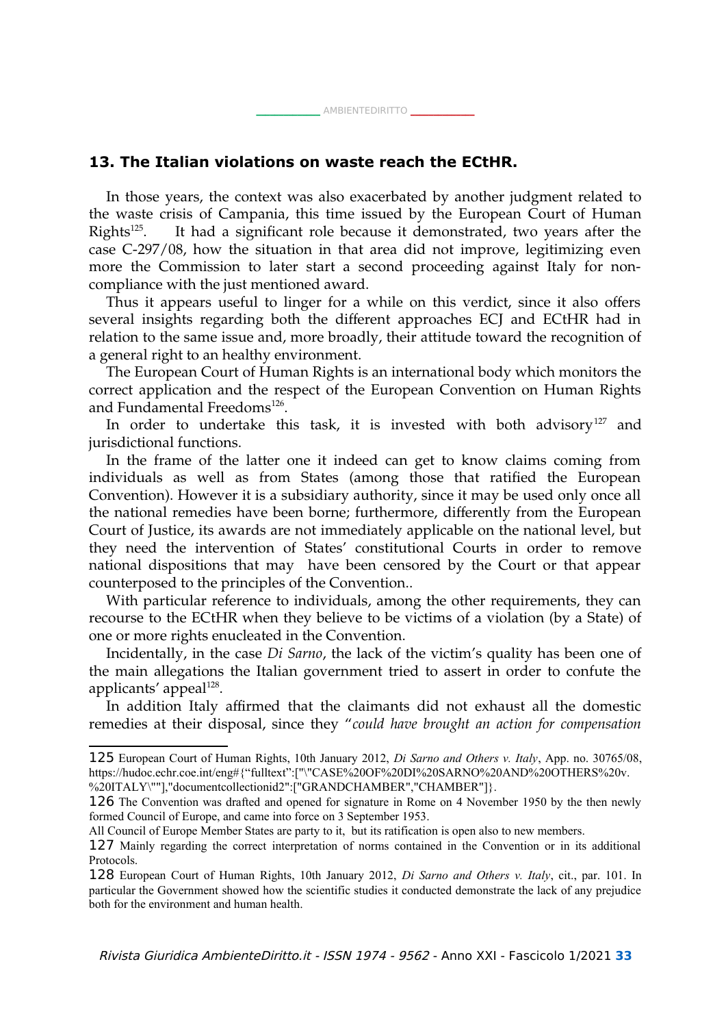## 13. The Italian violations on waste reach the ECtHR.

In those years, the context was also exacerbated by another judgment related to the waste crisis of Campania, this time issued by the European Court of Human Rights[125]. It had a significant role because it demonstrated, two years after the case C-297/08, how the situation in that area did not improve, legitimizing even more the Commission to later start a second proceeding against Italy for non-compliance with the just mentioned award.

Thus it appears useful to linger for a while on this verdict, since it also offers several insights regarding both the different approaches ECJ and ECtHR had in relation to the same issue and, more broadly, their attitude toward the recognition of a general right to an healthy environment.

The European Court of Human Rights is an international body which monitors the correct application and the respect of the European Convention on Human Rights and Fundamental Freedoms[126].

In order to undertake this task, it is invested with both advisory[127] and jurisdictional functions.

In the frame of the latter one it indeed can get to know claims coming from individuals as well as from States (among those that ratified the European Convention). However it is a subsidiary authority, since it may be used only once all the national remedies have been borne; furthermore, differently from the European Court of Justice, its awards are not immediately applicable on the national level, but they need the intervention of States' constitutional Courts in order to remove national dispositions that may have been censored by the Court or that appear counterposed to the principles of the Convention..

With particular reference to individuals, among the other requirements, they can recourse to the ECtHR when they believe to be victims of a violation (by a State) of one or more rights enucleated in the Convention.

Incidentally, in the case *Di Sarno*, the lack of the victim's quality has been one of the main allegations the Italian government tried to assert in order to confute the applicants' appeal[128].

In addition Italy affirmed that the claimants did not exhaust all the domestic remedies at their disposal, since they "*could have brought an action for compensation*

---

125 European Court of Human Rights, 10th January 2012, *Di Sarno and Others v. Italy*, App. no. 30765/08, https://hudoc.echr.coe.int/eng#{"fulltext":["\"CASE%20OF%20DI%20SARNO%20AND%20OTHERS%20v.%20ITALY\""],"documentcollectionid2":["GRANDCHAMBER","CHAMBER"]}.

126 The Convention was drafted and opened for signature in Rome on 4 November 1950 by the then newly formed Council of Europe, and came into force on 3 September 1953.
All Council of Europe Member States are party to it, but its ratification is open also to new members.

127 Mainly regarding the correct interpretation of norms contained in the Convention or in its additional Protocols.

128 European Court of Human Rights, 10th January 2012, *Di Sarno and Others v. Italy*, cit., par. 101. In particular the Government showed how the scientific studies it conducted demonstrate the lack of any prejudice both for the environment and human health.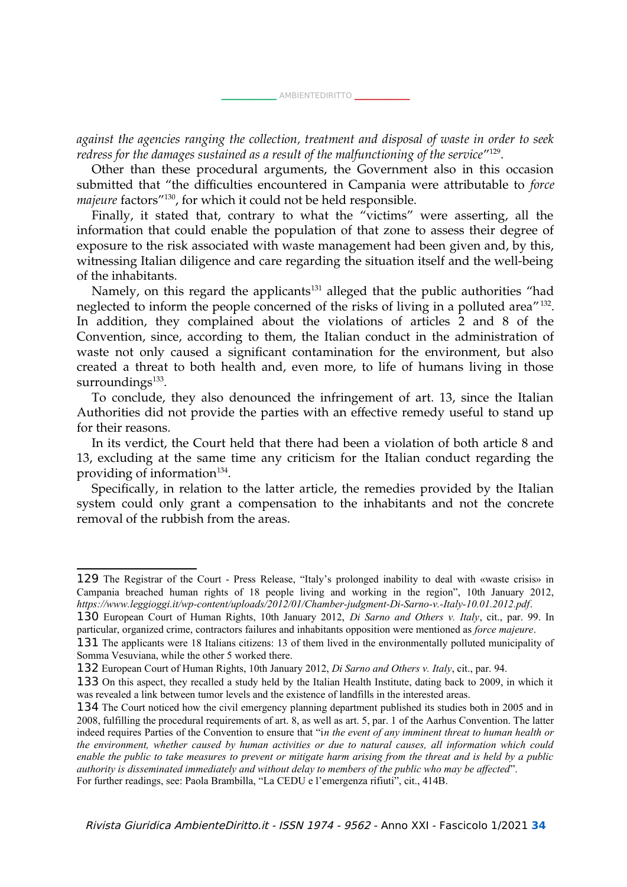*against the agencies ranging the collection, treatment and disposal of waste in order to seek redress for the damages sustained as a result of the malfunctioning of the service*"[129].

Other than these procedural arguments, the Government also in this occasion submitted that "the difficulties encountered in Campania were attributable to *force majeure* factors"[130], for which it could not be held responsible.

Finally, it stated that, contrary to what the "victims" were asserting, all the information that could enable the population of that zone to assess their degree of exposure to the risk associated with waste management had been given and, by this, witnessing Italian diligence and care regarding the situation itself and the well-being of the inhabitants.

Namely, on this regard the applicants[131] alleged that the public authorities "had neglected to inform the people concerned of the risks of living in a polluted area"[132]. In addition, they complained about the violations of articles 2 and 8 of the Convention, since, according to them, the Italian conduct in the administration of waste not only caused a significant contamination for the environment, but also created a threat to both health and, even more, to life of humans living in those surroundings[133].

To conclude, they also denounced the infringement of art. 13, since the Italian Authorities did not provide the parties with an effective remedy useful to stand up for their reasons.

In its verdict, the Court held that there had been a violation of both article 8 and 13, excluding at the same time any criticism for the Italian conduct regarding the providing of information[134].

Specifically, in relation to the latter article, the remedies provided by the Italian system could only grant a compensation to the inhabitants and not the concrete removal of the rubbish from the areas.

---

129 The Registrar of the Court - Press Release, "Italy's prolonged inability to deal with «waste crisis» in Campania breached human rights of 18 people living and working in the region", 10th January 2012, *https://www.leggioggi.it/wp-content/uploads/2012/01/Chamber-judgment-Di-Sarno-v.-Italy-10.01.2012.pdf*.

130 European Court of Human Rights, 10th January 2012, *Di Sarno and Others v. Italy*, cit., par. 99. In particular, organized crime, contractors failures and inhabitants opposition were mentioned as *force majeure*.

131 The applicants were 18 Italians citizens: 13 of them lived in the environmentally polluted municipality of Somma Vesuviana, while the other 5 worked there.

132 European Court of Human Rights, 10th January 2012, *Di Sarno and Others v. Italy*, cit., par. 94.

133 On this aspect, they recalled a study held by the Italian Health Institute, dating back to 2009, in which it was revealed a link between tumor levels and the existence of landfills in the interested areas.

134 The Court noticed how the civil emergency planning department published its studies both in 2005 and in 2008, fulfilling the procedural requirements of art. 8, as well as art. 5, par. 1 of the Aarhus Convention. The latter indeed requires Parties of the Convention to ensure that "i*n the event of any imminent threat to human health or the environment, whether caused by human activities or due to natural causes, all information which could enable the public to take measures to prevent or mitigate harm arising from the threat and is held by a public authority is disseminated immediately and without delay to members of the public who may be affected*".
For further readings, see: Paola Brambilla, "La CEDU e l'emergenza rifiuti", cit., 414B.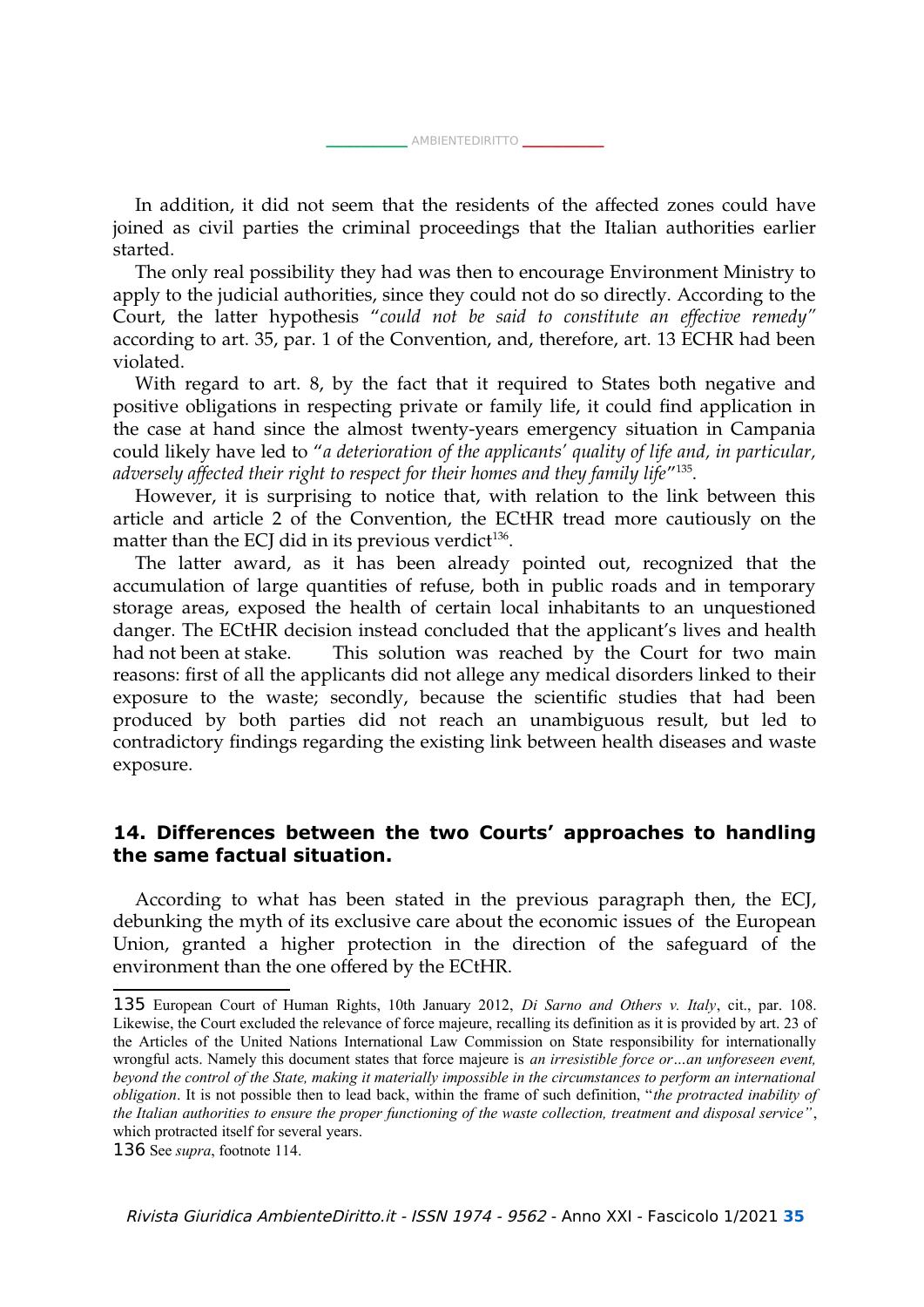In addition, it did not seem that the residents of the affected zones could have joined as civil parties the criminal proceedings that the Italian authorities earlier started.

The only real possibility they had was then to encourage Environment Ministry to apply to the judicial authorities, since they could not do so directly. According to the Court, the latter hypothesis "*could not be said to constitute an effective remedy*" according to art. 35, par. 1 of the Convention, and, therefore, art. 13 ECHR had been violated.

With regard to art. 8, by the fact that it required to States both negative and positive obligations in respecting private or family life, it could find application in the case at hand since the almost twenty-years emergency situation in Campania could likely have led to "*a deterioration of the applicants' quality of life and, in particular, adversely affected their right to respect for their homes and they family life*"[135].

However, it is surprising to notice that, with relation to the link between this article and article 2 of the Convention, the ECtHR tread more cautiously on the matter than the ECJ did in its previous verdict[136].

The latter award, as it has been already pointed out, recognized that the accumulation of large quantities of refuse, both in public roads and in temporary storage areas, exposed the health of certain local inhabitants to an unquestioned danger. The ECtHR decision instead concluded that the applicant's lives and health had not been at stake. This solution was reached by the Court for two main reasons: first of all the applicants did not allege any medical disorders linked to their exposure to the waste; secondly, because the scientific studies that had been produced by both parties did not reach an unambiguous result, but led to contradictory findings regarding the existing link between health diseases and waste exposure.

## 14. Differences between the two Courts' approaches to handling the same factual situation.

According to what has been stated in the previous paragraph then, the ECJ, debunking the myth of its exclusive care about the economic issues of the European Union, granted a higher protection in the direction of the safeguard of the environment than the one offered by the ECtHR.

---

135 European Court of Human Rights, 10th January 2012, *Di Sarno and Others v. Italy*, cit., par. 108. Likewise, the Court excluded the relevance of force majeure, recalling its definition as it is provided by art. 23 of the Articles of the United Nations International Law Commission on State responsibility for internationally wrongful acts. Namely this document states that force majeure is *an irresistible force or…an unforeseen event, beyond the control of the State, making it materially impossible in the circumstances to perform an international obligation*. It is not possible then to lead back, within the frame of such definition, "*the protracted inability of the Italian authorities to ensure the proper functioning of the waste collection, treatment and disposal service"*, which protracted itself for several years.

136 See *supra*, footnote 114.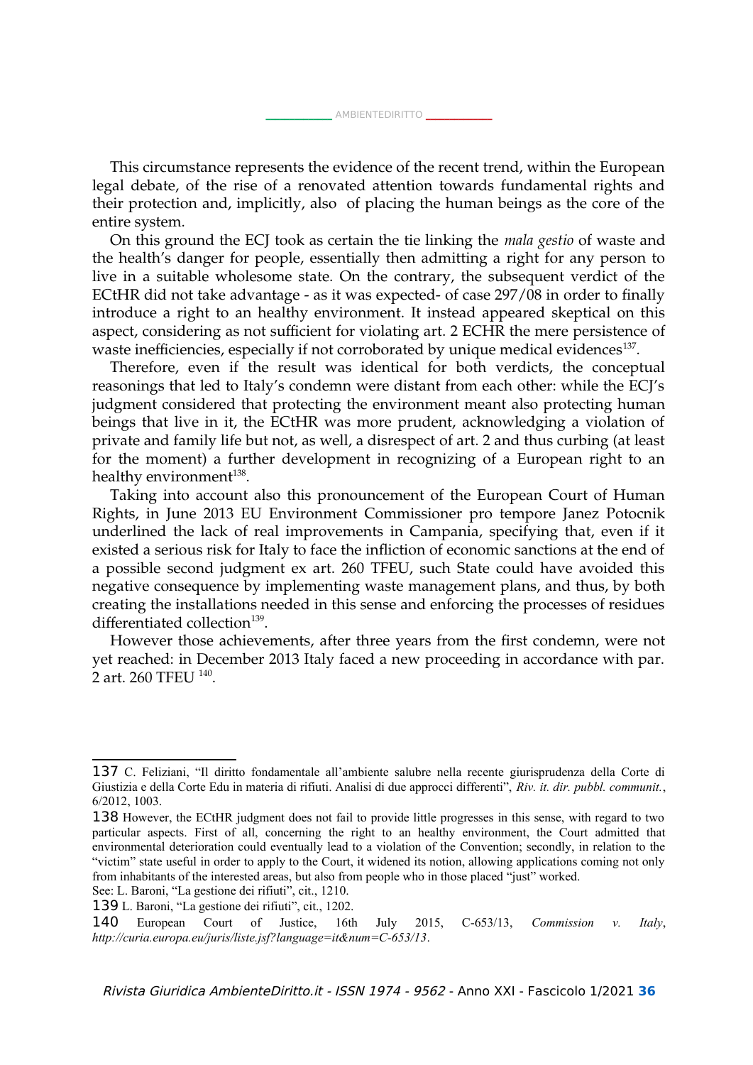This circumstance represents the evidence of the recent trend, within the European legal debate, of the rise of a renovated attention towards fundamental rights and their protection and, implicitly, also of placing the human beings as the core of the entire system.

On this ground the ECJ took as certain the tie linking the *mala gestio* of waste and the health's danger for people, essentially then admitting a right for any person to live in a suitable wholesome state. On the contrary, the subsequent verdict of the ECtHR did not take advantage - as it was expected- of case 297/08 in order to finally introduce a right to an healthy environment. It instead appeared skeptical on this aspect, considering as not sufficient for violating art. 2 ECHR the mere persistence of waste inefficiencies, especially if not corroborated by unique medical evidences[137].

Therefore, even if the result was identical for both verdicts, the conceptual reasonings that led to Italy's condemn were distant from each other: while the ECJ's judgment considered that protecting the environment meant also protecting human beings that live in it, the ECtHR was more prudent, acknowledging a violation of private and family life but not, as well, a disrespect of art. 2 and thus curbing (at least for the moment) a further development in recognizing of a European right to an healthy environment[138].

Taking into account also this pronouncement of the European Court of Human Rights, in June 2013 EU Environment Commissioner pro tempore Janez Potocnik underlined the lack of real improvements in Campania, specifying that, even if it existed a serious risk for Italy to face the infliction of economic sanctions at the end of a possible second judgment ex art. 260 TFEU, such State could have avoided this negative consequence by implementing waste management plans, and thus, by both creating the installations needed in this sense and enforcing the processes of residues differentiated collection[139].

However those achievements, after three years from the first condemn, were not yet reached: in December 2013 Italy faced a new proceeding in accordance with par. 2 art. 260 TFEU [140].

---

137 C. Feliziani, "Il diritto fondamentale all'ambiente salubre nella recente giurisprudenza della Corte di Giustizia e della Corte Edu in materia di rifiuti. Analisi di due approcci differenti", *Riv. it. dir. pubbl. communit.*, 6/2012, 1003.

138 However, the ECtHR judgment does not fail to provide little progresses in this sense, with regard to two particular aspects. First of all, concerning the right to an healthy environment, the Court admitted that environmental deterioration could eventually lead to a violation of the Convention; secondly, in relation to the "victim" state useful in order to apply to the Court, it widened its notion, allowing applications coming not only from inhabitants of the interested areas, but also from people who in those placed "just" worked. See: L. Baroni, "La gestione dei rifiuti", cit., 1210.

139 L. Baroni, "La gestione dei rifiuti", cit., 1202.

140 European Court of Justice, 16th July 2015, C-653/13, *Commission v. Italy*, *http://curia.europa.eu/juris/liste.jsf?language=it&num=C-653/13*.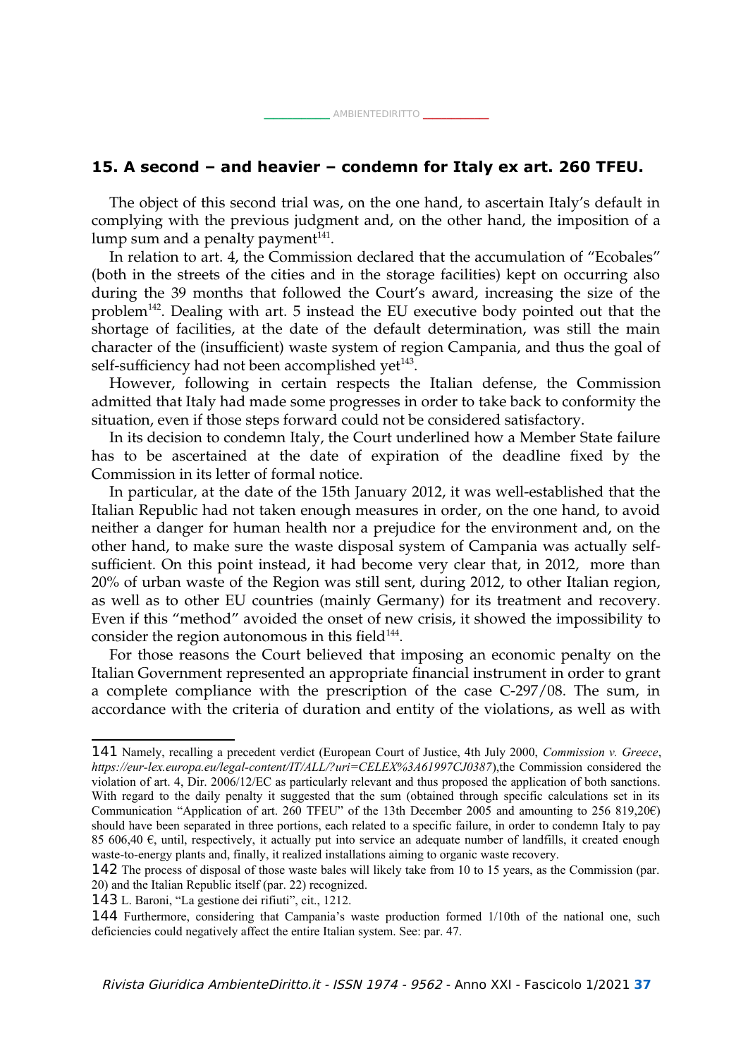## 15. A second – and heavier – condemn for Italy ex art. 260 TFEU.

The object of this second trial was, on the one hand, to ascertain Italy's default in complying with the previous judgment and, on the other hand, the imposition of a lump sum and a penalty payment[141].

In relation to art. 4, the Commission declared that the accumulation of "Ecobales" (both in the streets of the cities and in the storage facilities) kept on occurring also during the 39 months that followed the Court's award, increasing the size of the problem[142]. Dealing with art. 5 instead the EU executive body pointed out that the shortage of facilities, at the date of the default determination, was still the main character of the (insufficient) waste system of region Campania, and thus the goal of self-sufficiency had not been accomplished yet[143].

However, following in certain respects the Italian defense, the Commission admitted that Italy had made some progresses in order to take back to conformity the situation, even if those steps forward could not be considered satisfactory.

In its decision to condemn Italy, the Court underlined how a Member State failure has to be ascertained at the date of expiration of the deadline fixed by the Commission in its letter of formal notice.

In particular, at the date of the 15th January 2012, it was well-established that the Italian Republic had not taken enough measures in order, on the one hand, to avoid neither a danger for human health nor a prejudice for the environment and, on the other hand, to make sure the waste disposal system of Campania was actually self-sufficient. On this point instead, it had become very clear that, in 2012, more than 20% of urban waste of the Region was still sent, during 2012, to other Italian region, as well as to other EU countries (mainly Germany) for its treatment and recovery. Even if this "method" avoided the onset of new crisis, it showed the impossibility to consider the region autonomous in this field[144].

For those reasons the Court believed that imposing an economic penalty on the Italian Government represented an appropriate financial instrument in order to grant a complete compliance with the prescription of the case C-297/08. The sum, in accordance with the criteria of duration and entity of the violations, as well as with

---

141 Namely, recalling a precedent verdict (European Court of Justice, 4th July 2000, *Commission v. Greece*, *https://eur-lex.europa.eu/legal-content/IT/ALL/?uri=CELEX%3A61997CJ0387*),the Commission considered the violation of art. 4, Dir. 2006/12/EC as particularly relevant and thus proposed the application of both sanctions. With regard to the daily penalty it suggested that the sum (obtained through specific calculations set in its Communication "Application of art. 260 TFEU" of the 13th December 2005 and amounting to 256 819,20€) should have been separated in three portions, each related to a specific failure, in order to condemn Italy to pay 85 606,40 €, until, respectively, it actually put into service an adequate number of landfills, it created enough waste-to-energy plants and, finally, it realized installations aiming to organic waste recovery.

142 The process of disposal of those waste bales will likely take from 10 to 15 years, as the Commission (par. 20) and the Italian Republic itself (par. 22) recognized.

143 L. Baroni, "La gestione dei rifiuti", cit., 1212.

144 Furthermore, considering that Campania's waste production formed 1/10th of the national one, such deficiencies could negatively affect the entire Italian system. See: par. 47.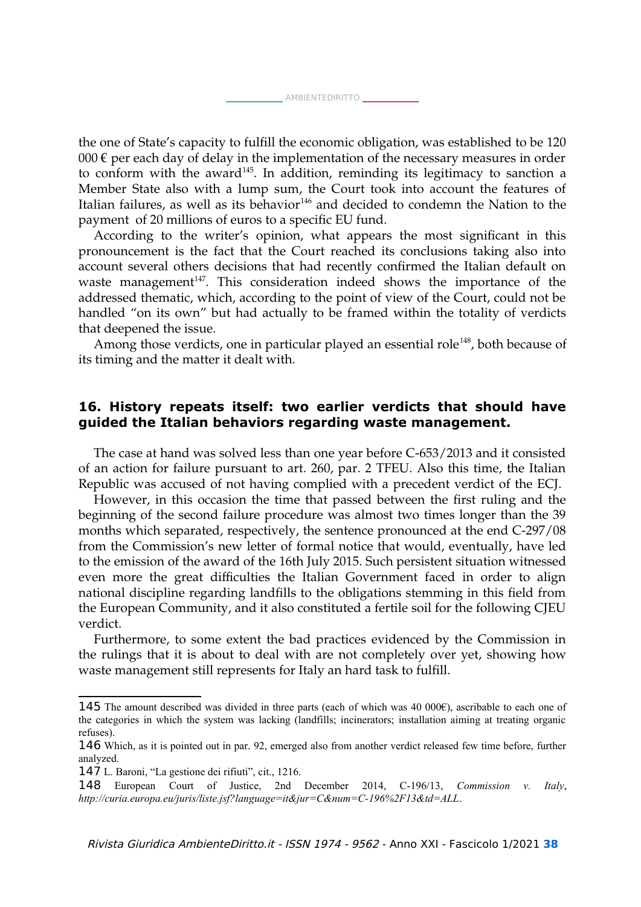the one of State's capacity to fulfill the economic obligation, was established to be 120 000 € per each day of delay in the implementation of the necessary measures in order to conform with the award[145]. In addition, reminding its legitimacy to sanction a Member State also with a lump sum, the Court took into account the features of Italian failures, as well as its behavior[146] and decided to condemn the Nation to the payment of 20 millions of euros to a specific EU fund.

According to the writer's opinion, what appears the most significant in this pronouncement is the fact that the Court reached its conclusions taking also into account several others decisions that had recently confirmed the Italian default on waste management[147]. This consideration indeed shows the importance of the addressed thematic, which, according to the point of view of the Court, could not be handled "on its own" but had actually to be framed within the totality of verdicts that deepened the issue.

Among those verdicts, one in particular played an essential role[148], both because of its timing and the matter it dealt with.

## 16. History repeats itself: two earlier verdicts that should have guided the Italian behaviors regarding waste management.

The case at hand was solved less than one year before C-653/2013 and it consisted of an action for failure pursuant to art. 260, par. 2 TFEU. Also this time, the Italian Republic was accused of not having complied with a precedent verdict of the ECJ.

However, in this occasion the time that passed between the first ruling and the beginning of the second failure procedure was almost two times longer than the 39 months which separated, respectively, the sentence pronounced at the end C-297/08 from the Commission's new letter of formal notice that would, eventually, have led to the emission of the award of the 16th July 2015. Such persistent situation witnessed even more the great difficulties the Italian Government faced in order to align national discipline regarding landfills to the obligations stemming in this field from the European Community, and it also constituted a fertile soil for the following CJEU verdict.

Furthermore, to some extent the bad practices evidenced by the Commission in the rulings that it is about to deal with are not completely over yet, showing how waste management still represents for Italy an hard task to fulfill.

---

145 The amount described was divided in three parts (each of which was 40 000€), ascribable to each one of the categories in which the system was lacking (landfills; incinerators; installation aiming at treating organic refuses).

146 Which, as it is pointed out in par. 92, emerged also from another verdict released few time before, further analyzed.

147 L. Baroni, "La gestione dei rifiuti", cit., 1216.

148 European Court of Justice, 2nd December 2014, C-196/13, *Commission v. Italy*, *http://curia.europa.eu/juris/liste.jsf?language=it&jur=C&num=C-196%2F13&td=ALL*.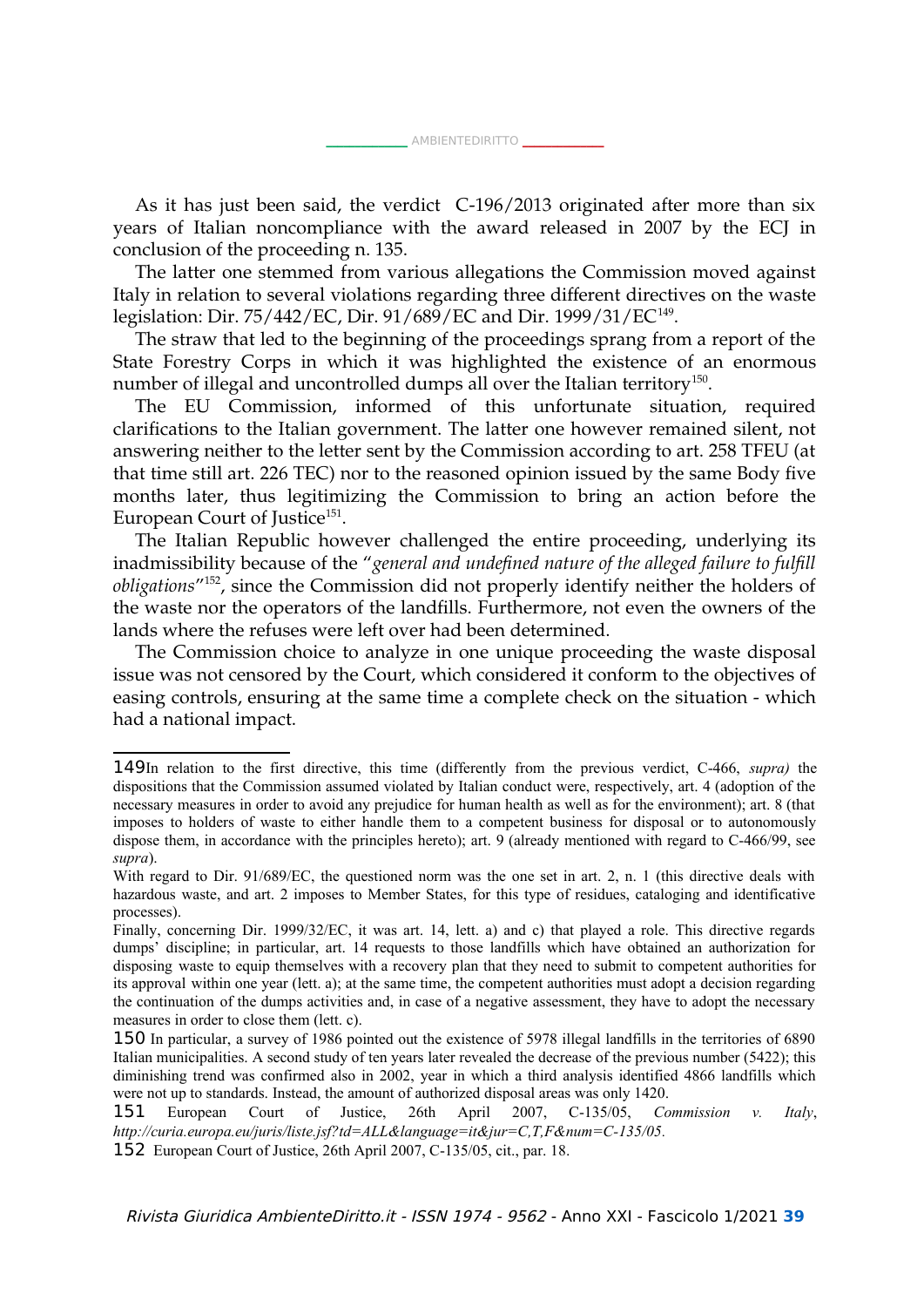As it has just been said, the verdict C-196/2013 originated after more than six years of Italian noncompliance with the award released in 2007 by the ECJ in conclusion of the proceeding n. 135.

The latter one stemmed from various allegations the Commission moved against Italy in relation to several violations regarding three different directives on the waste legislation: Dir. 75/442/EC, Dir. 91/689/EC and Dir. 1999/31/EC[149].

The straw that led to the beginning of the proceedings sprang from a report of the State Forestry Corps in which it was highlighted the existence of an enormous number of illegal and uncontrolled dumps all over the Italian territory[150].

The EU Commission, informed of this unfortunate situation, required clarifications to the Italian government. The latter one however remained silent, not answering neither to the letter sent by the Commission according to art. 258 TFEU (at that time still art. 226 TEC) nor to the reasoned opinion issued by the same Body five months later, thus legitimizing the Commission to bring an action before the European Court of Justice[151].

The Italian Republic however challenged the entire proceeding, underlying its inadmissibility because of the "*general and undefined nature of the alleged failure to fulfill obligations*"[152], since the Commission did not properly identify neither the holders of the waste nor the operators of the landfills. Furthermore, not even the owners of the lands where the refuses were left over had been determined.

The Commission choice to analyze in one unique proceeding the waste disposal issue was not censored by the Court, which considered it conform to the objectives of easing controls, ensuring at the same time a complete check on the situation - which had a national impact.

---

149 In relation to the first directive, this time (differently from the previous verdict, C-466, *supra)* the dispositions that the Commission assumed violated by Italian conduct were, respectively, art. 4 (adoption of the necessary measures in order to avoid any prejudice for human health as well as for the environment); art. 8 (that imposes to holders of waste to either handle them to a competent business for disposal or to autonomously dispose them, in accordance with the principles hereto); art. 9 (already mentioned with regard to C-466/99, see *supra*).

With regard to Dir. 91/689/EC, the questioned norm was the one set in art. 2, n. 1 (this directive deals with hazardous waste, and art. 2 imposes to Member States, for this type of residues, cataloging and identificative processes).

Finally, concerning Dir. 1999/32/EC, it was art. 14, lett. a) and c) that played a role. This directive regards dumps' discipline; in particular, art. 14 requests to those landfills which have obtained an authorization for disposing waste to equip themselves with a recovery plan that they need to submit to competent authorities for its approval within one year (lett. a); at the same time, the competent authorities must adopt a decision regarding the continuation of the dumps activities and, in case of a negative assessment, they have to adopt the necessary measures in order to close them (lett. c).

150 In particular, a survey of 1986 pointed out the existence of 5978 illegal landfills in the territories of 6890 Italian municipalities. A second study of ten years later revealed the decrease of the previous number (5422); this diminishing trend was confirmed also in 2002, year in which a third analysis identified 4866 landfills which were not up to standards. Instead, the amount of authorized disposal areas was only 1420.

151 European Court of Justice, 26th April 2007, C-135/05, *Commission v. Italy*, *http://curia.europa.eu/juris/liste.jsf?td=ALL&language=it&jur=C,T,F&num=C-135/05.*

152 European Court of Justice, 26th April 2007, C-135/05, cit., par. 18.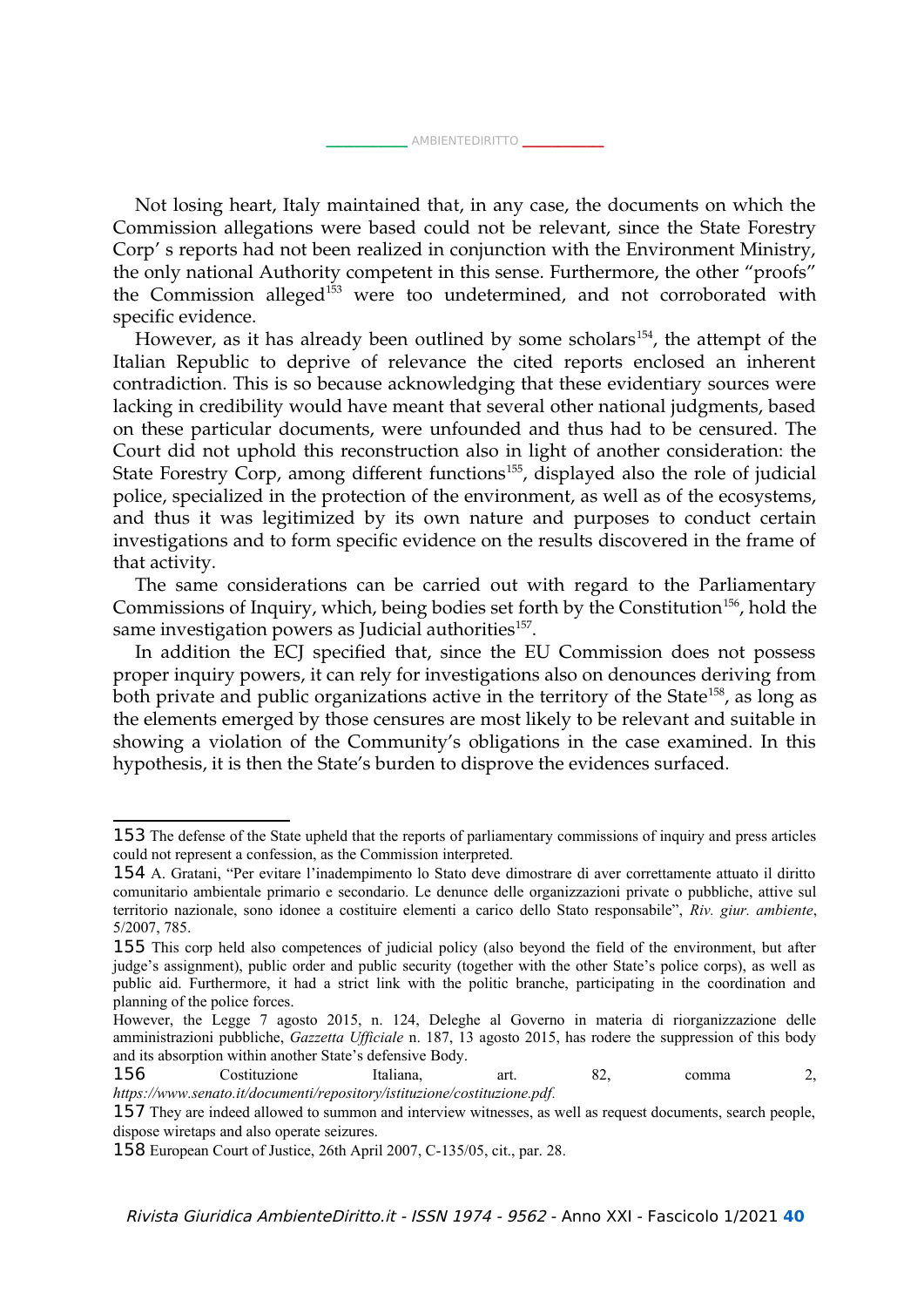Not losing heart, Italy maintained that, in any case, the documents on which the Commission allegations were based could not be relevant, since the State Forestry Corp' s reports had not been realized in conjunction with the Environment Ministry, the only national Authority competent in this sense. Furthermore, the other "proofs" the Commission alleged[153] were too undetermined, and not corroborated with specific evidence.

However, as it has already been outlined by some scholars[154], the attempt of the Italian Republic to deprive of relevance the cited reports enclosed an inherent contradiction. This is so because acknowledging that these evidentiary sources were lacking in credibility would have meant that several other national judgments, based on these particular documents, were unfounded and thus had to be censured. The Court did not uphold this reconstruction also in light of another consideration: the State Forestry Corp, among different functions[155], displayed also the role of judicial police, specialized in the protection of the environment, as well as of the ecosystems, and thus it was legitimized by its own nature and purposes to conduct certain investigations and to form specific evidence on the results discovered in the frame of that activity.

The same considerations can be carried out with regard to the Parliamentary Commissions of Inquiry, which, being bodies set forth by the Constitution[156], hold the same investigation powers as Judicial authorities[157].

In addition the ECJ specified that, since the EU Commission does not possess proper inquiry powers, it can rely for investigations also on denounces deriving from both private and public organizations active in the territory of the State[158], as long as the elements emerged by those censures are most likely to be relevant and suitable in showing a violation of the Community's obligations in the case examined. In this hypothesis, it is then the State's burden to disprove the evidences surfaced.

---

153 The defense of the State upheld that the reports of parliamentary commissions of inquiry and press articles could not represent a confession, as the Commission interpreted.

154 A. Gratani, "Per evitare l'inadempimento lo Stato deve dimostrare di aver correttamente attuato il diritto comunitario ambientale primario e secondario. Le denunce delle organizzazioni private o pubbliche, attive sul territorio nazionale, sono idonee a costituire elementi a carico dello Stato responsabile", *Riv. giur. ambiente*, 5/2007, 785.

155 This corp held also competences of judicial policy (also beyond the field of the environment, but after judge's assignment), public order and public security (together with the other State's police corps), as well as public aid. Furthermore, it had a strict link with the politic branche, participating in the coordination and planning of the police forces.

However, the Legge 7 agosto 2015, n. 124, Deleghe al Governo in materia di riorganizzazione delle amministrazioni pubbliche, *Gazzetta Ufficiale* n. 187, 13 agosto 2015, has rodere the suppression of this body and its absorption within another State's defensive Body.

156 Costituzione Italiana, art. 82, comma 2, *https://www.senato.it/documenti/repository/istituzione/costituzione.pdf.*

157 They are indeed allowed to summon and interview witnesses, as well as request documents, search people, dispose wiretaps and also operate seizures.

158 European Court of Justice, 26th April 2007, C-135/05, cit., par. 28.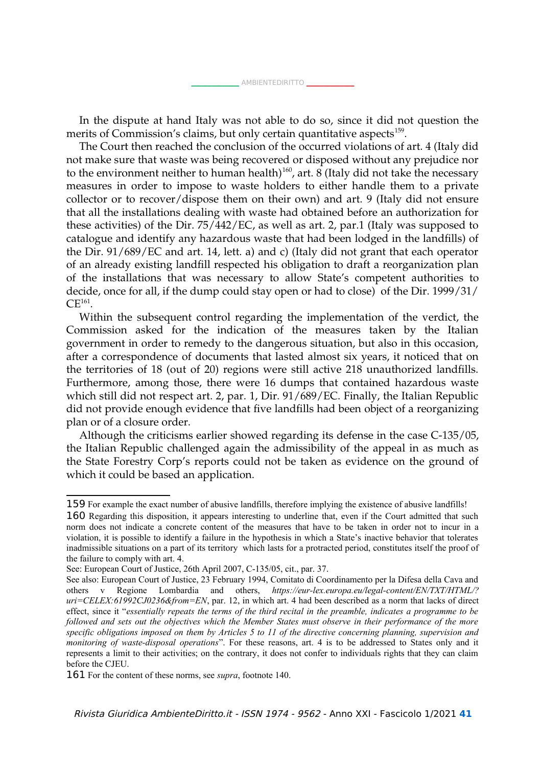In the dispute at hand Italy was not able to do so, since it did not question the merits of Commission's claims, but only certain quantitative aspects[159].

The Court then reached the conclusion of the occurred violations of art. 4 (Italy did not make sure that waste was being recovered or disposed without any prejudice nor to the environment neither to human health)[160], art. 8 (Italy did not take the necessary measures in order to impose to waste holders to either handle them to a private collector or to recover/dispose them on their own) and art. 9 (Italy did not ensure that all the installations dealing with waste had obtained before an authorization for these activities) of the Dir. 75/442/EC, as well as art. 2, par.1 (Italy was supposed to catalogue and identify any hazardous waste that had been lodged in the landfills) of the Dir. 91/689/EC and art. 14, lett. a) and c) (Italy did not grant that each operator of an already existing landfill respected his obligation to draft a reorganization plan of the installations that was necessary to allow State's competent authorities to decide, once for all, if the dump could stay open or had to close) of the Dir. 1999/31/CE[161].

Within the subsequent control regarding the implementation of the verdict, the Commission asked for the indication of the measures taken by the Italian government in order to remedy to the dangerous situation, but also in this occasion, after a correspondence of documents that lasted almost six years, it noticed that on the territories of 18 (out of 20) regions were still active 218 unauthorized landfills. Furthermore, among those, there were 16 dumps that contained hazardous waste which still did not respect art. 2, par. 1, Dir. 91/689/EC. Finally, the Italian Republic did not provide enough evidence that five landfills had been object of a reorganizing plan or of a closure order.

Although the criticisms earlier showed regarding its defense in the case C-135/05, the Italian Republic challenged again the admissibility of the appeal in as much as the State Forestry Corp's reports could not be taken as evidence on the ground of which it could be based an application.

---

159 For example the exact number of abusive landfills, therefore implying the existence of abusive landfills!

160 Regarding this disposition, it appears interesting to underline that, even if the Court admitted that such norm does not indicate a concrete content of the measures that have to be taken in order not to incur in a violation, it is possible to identify a failure in the hypothesis in which a State's inactive behavior that tolerates inadmissible situations on a part of its territory which lasts for a protracted period, constitutes itself the proof of the failure to comply with art. 4.

See: European Court of Justice, 26th April 2007, C-135/05, cit., par. 37.

See also: European Court of Justice, 23 February 1994, Comitato di Coordinamento per la Difesa della Cava and others v Regione Lombardia and others, *https://eur-lex.europa.eu/legal-content/EN/TXT/HTML/?uri=CELEX:61992CJ0236&from=EN*, par. 12, in which art. 4 had been described as a norm that lacks of direct effect, since it "*essentially repeats the terms of the third recital in the preamble, indicates a programme to be followed and sets out the objectives which the Member States must observe in their performance of the more specific obligations imposed on them by Articles 5 to 11 of the directive concerning planning, supervision and monitoring of waste-disposal operations*". For these reasons, art. 4 is to be addressed to States only and it represents a limit to their activities; on the contrary, it does not confer to individuals rights that they can claim before the CJEU.

161 For the content of these norms, see *supra*, footnote 140.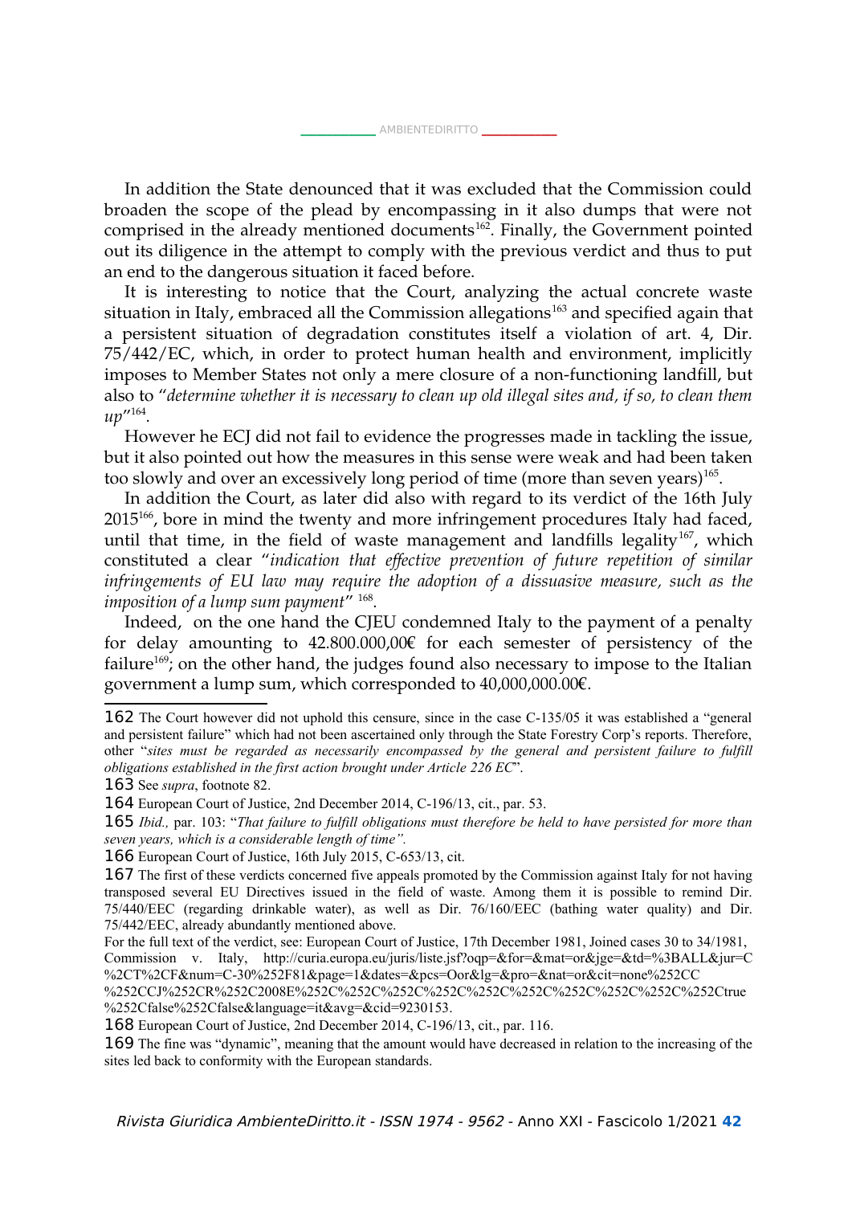In addition the State denounced that it was excluded that the Commission could broaden the scope of the plead by encompassing in it also dumps that were not comprised in the already mentioned documents[162]. Finally, the Government pointed out its diligence in the attempt to comply with the previous verdict and thus to put an end to the dangerous situation it faced before.

It is interesting to notice that the Court, analyzing the actual concrete waste situation in Italy, embraced all the Commission allegations[163] and specified again that a persistent situation of degradation constitutes itself a violation of art. 4, Dir. 75/442/EC, which, in order to protect human health and environment, implicitly imposes to Member States not only a mere closure of a non-functioning landfill, but also to "*determine whether it is necessary to clean up old illegal sites and, if so, to clean them up*"[164].

However he ECJ did not fail to evidence the progresses made in tackling the issue, but it also pointed out how the measures in this sense were weak and had been taken too slowly and over an excessively long period of time (more than seven years)[165].

In addition the Court, as later did also with regard to its verdict of the 16th July 2015[166], bore in mind the twenty and more infringement procedures Italy had faced, until that time, in the field of waste management and landfills legality[167], which constituted a clear "*indication that effective prevention of future repetition of similar infringements of EU law may require the adoption of a dissuasive measure, such as the imposition of a lump sum payment*" [168].

Indeed, on the one hand the CJEU condemned Italy to the payment of a penalty for delay amounting to 42.800.000,00€ for each semester of persistency of the failure[169]; on the other hand, the judges found also necessary to impose to the Italian government a lump sum, which corresponded to 40,000,000.00€.

---

162 The Court however did not uphold this censure, since in the case C-135/05 it was established a "general and persistent failure" which had not been ascertained only through the State Forestry Corp's reports. Therefore, other "*sites must be regarded as necessarily encompassed by the general and persistent failure to fulfill obligations established in the first action brought under Article 226 EC*".

163 See *supra*, footnote 82.

164 European Court of Justice, 2nd December 2014, C-196/13, cit., par. 53.

165 *Ibid.,* par. 103: "*That failure to fulfill obligations must therefore be held to have persisted for more than seven years, which is a considerable length of time".*

166 European Court of Justice, 16th July 2015, C-653/13, cit.

167 The first of these verdicts concerned five appeals promoted by the Commission against Italy for not having transposed several EU Directives issued in the field of waste. Among them it is possible to remind Dir. 75/440/EEC (regarding drinkable water), as well as Dir. 76/160/EEC (bathing water quality) and Dir. 75/442/EEC, already abundantly mentioned above.

For the full text of the verdict, see: European Court of Justice, 17th December 1981, Joined cases 30 to 34/1981, Commission v. Italy, http://curia.europa.eu/juris/liste.jsf?oqp=&for=&mat=or&jge=&td=%3BALL&jur=C%2CT%2CF&num=C-30%252F81&page=1&dates=&pcs=Oor&lg=&pro=&nat=or&cit=none%252CC%252CCJ%252CR%252C2008E%252C%252C%252C%252C%252C%252C%252C%252C%252C%252C%252Ctrue%252Cfalse%252Cfalse&language=it&avg=&cid=9230153.

168 European Court of Justice, 2nd December 2014, C-196/13, cit., par. 116.

169 The fine was "dynamic", meaning that the amount would have decreased in relation to the increasing of the sites led back to conformity with the European standards.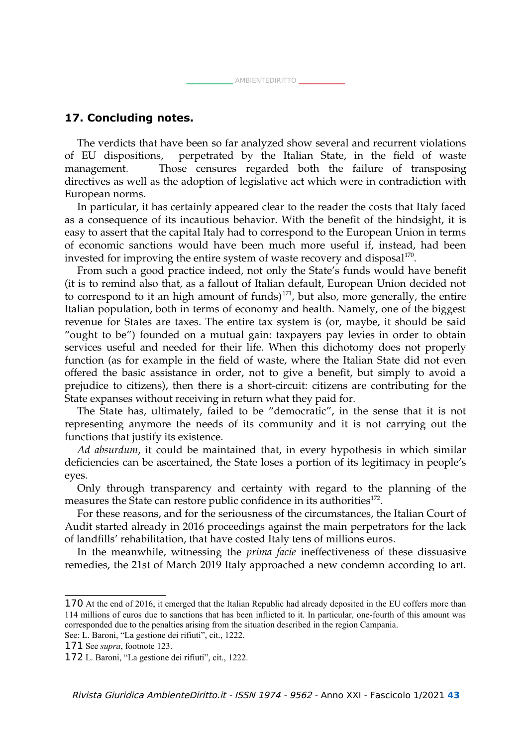## 17. Concluding notes.

The verdicts that have been so far analyzed show several and recurrent violations of EU dispositions, perpetrated by the Italian State, in the field of waste management. Those censures regarded both the failure of transposing directives as well as the adoption of legislative act which were in contradiction with European norms.

In particular, it has certainly appeared clear to the reader the costs that Italy faced as a consequence of its incautious behavior. With the benefit of the hindsight, it is easy to assert that the capital Italy had to correspond to the European Union in terms of economic sanctions would have been much more useful if, instead, had been invested for improving the entire system of waste recovery and disposal[170].

From such a good practice indeed, not only the State's funds would have benefit (it is to remind also that, as a fallout of Italian default, European Union decided not to correspond to it an high amount of funds)[171], but also, more generally, the entire Italian population, both in terms of economy and health. Namely, one of the biggest revenue for States are taxes. The entire tax system is (or, maybe, it should be said "ought to be") founded on a mutual gain: taxpayers pay levies in order to obtain services useful and needed for their life. When this dichotomy does not properly function (as for example in the field of waste, where the Italian State did not even offered the basic assistance in order, not to give a benefit, but simply to avoid a prejudice to citizens), then there is a short-circuit: citizens are contributing for the State expanses without receiving in return what they paid for.

The State has, ultimately, failed to be "democratic", in the sense that it is not representing anymore the needs of its community and it is not carrying out the functions that justify its existence.

*Ad absurdum*, it could be maintained that, in every hypothesis in which similar deficiencies can be ascertained, the State loses a portion of its legitimacy in people's eyes.

Only through transparency and certainty with regard to the planning of the measures the State can restore public confidence in its authorities[172].

For these reasons, and for the seriousness of the circumstances, the Italian Court of Audit started already in 2016 proceedings against the main perpetrators for the lack of landfills' rehabilitation, that have costed Italy tens of millions euros.

In the meanwhile, witnessing the *prima facie* ineffectiveness of these dissuasive remedies, the 21st of March 2019 Italy approached a new condemn according to art.

---

170 At the end of 2016, it emerged that the Italian Republic had already deposited in the EU coffers more than 114 millions of euros due to sanctions that has been inflicted to it. In particular, one-fourth of this amount was corresponded due to the penalties arising from the situation described in the region Campania.
See: L. Baroni, "La gestione dei rifiuti", cit., 1222.

171 See *supra*, footnote 123.

172 L. Baroni, "La gestione dei rifiuti", cit., 1222.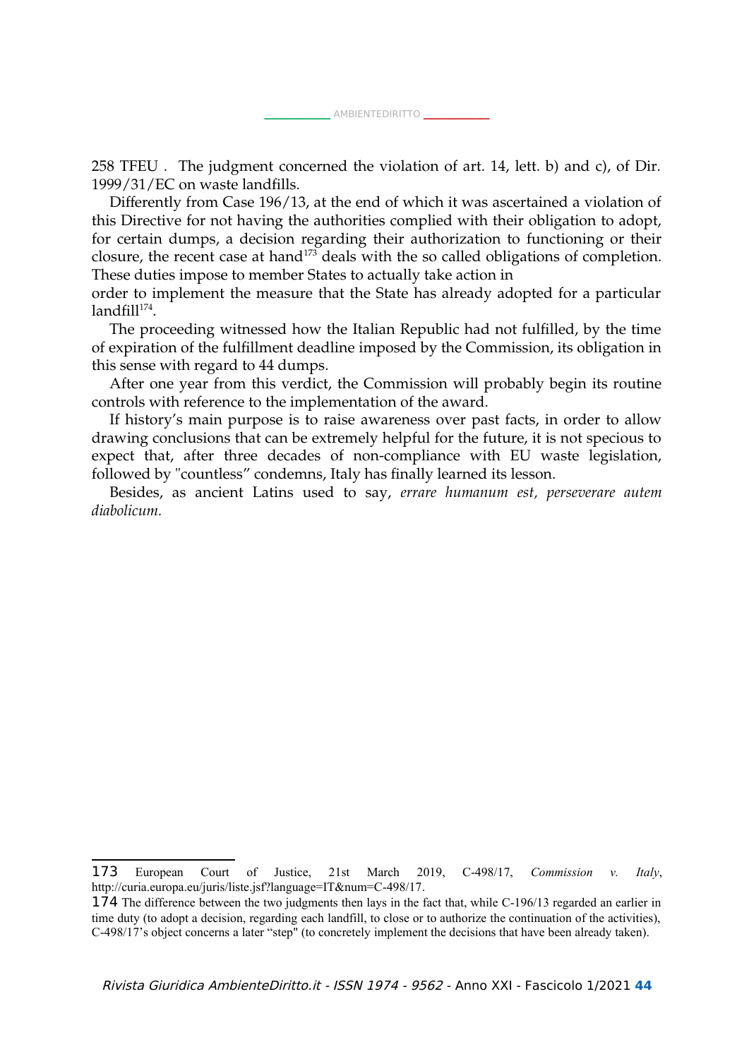258 TFEU . The judgment concerned the violation of art. 14, lett. b) and c), of Dir. 1999/31/EC on waste landfills.

Differently from Case 196/13, at the end of which it was ascertained a violation of this Directive for not having the authorities complied with their obligation to adopt, for certain dumps, a decision regarding their authorization to functioning or their closure, the recent case at hand[173] deals with the so called obligations of completion. These duties impose to member States to actually take action in order to implement the measure that the State has already adopted for a particular landfill[174].

The proceeding witnessed how the Italian Republic had not fulfilled, by the time of expiration of the fulfillment deadline imposed by the Commission, its obligation in this sense with regard to 44 dumps.

After one year from this verdict, the Commission will probably begin its routine controls with reference to the implementation of the award.

If history's main purpose is to raise awareness over past facts, in order to allow drawing conclusions that can be extremely helpful for the future, it is not specious to expect that, after three decades of non-compliance with EU waste legislation, followed by "countless" condemns, Italy has finally learned its lesson.

Besides, as ancient Latins used to say, *errare humanum est, perseverare autem diabolicum.*

---

173 European Court of Justice, 21st March 2019, C-498/17, *Commission v. Italy*, http://curia.europa.eu/juris/liste.jsf?language=IT&num=C-498/17.

174 The difference between the two judgments then lays in the fact that, while C-196/13 regarded an earlier in time duty (to adopt a decision, regarding each landfill, to close or to authorize the continuation of the activities), C-498/17's object concerns a later "step" (to concretely implement the decisions that have been already taken).